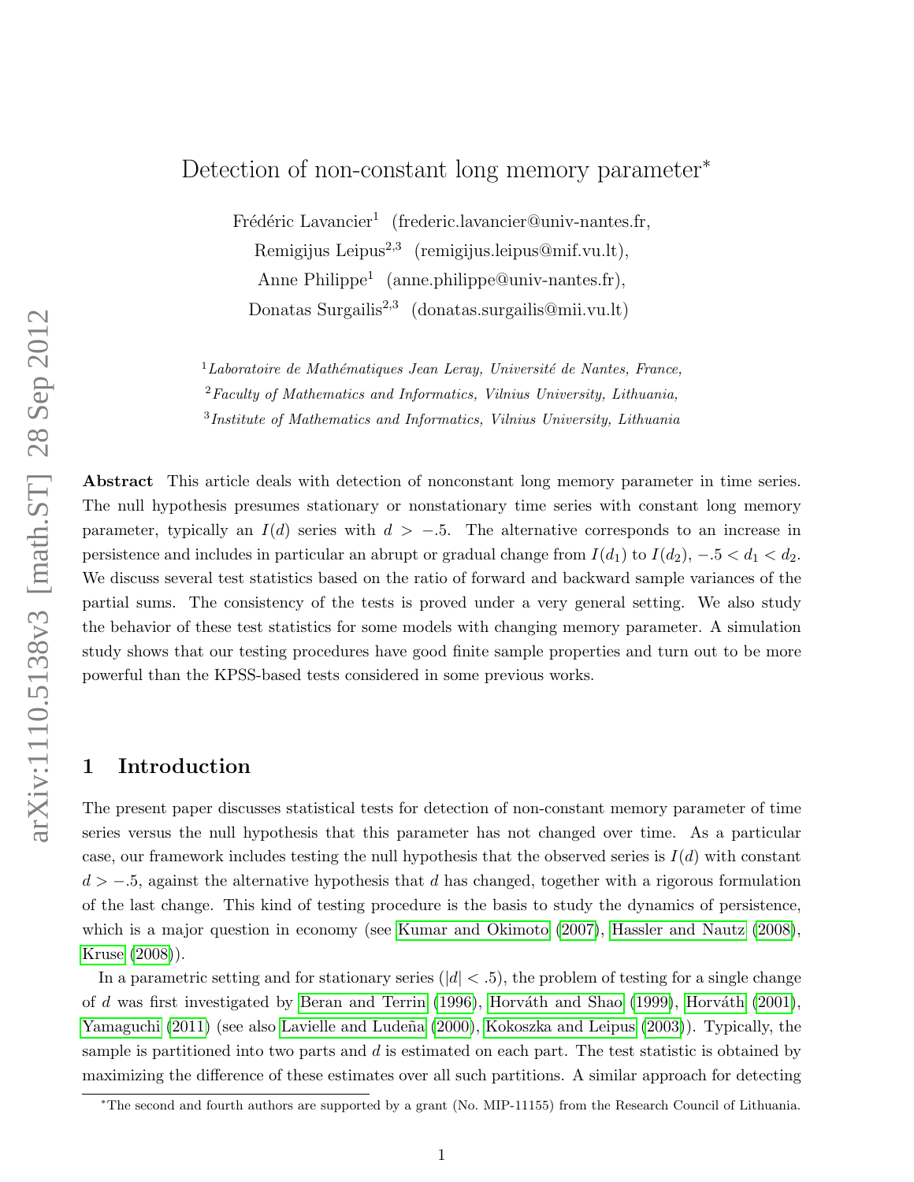# Detection of non-constant long memory parameter*

Frédéric Lavancier[1] (frederic.lavancier@univ-nantes.fr),

Remigijus Leipus[2,3] (remigijus.leipus@mif.vu.lt),

Anne Philippe[1] (anne.philippe@univ-nantes.fr),

Donatas Surgailis[2,3] (donatas.surgailis@mii.vu.lt)

[1] *Laboratoire de Mathématiques Jean Leray, Université de Nantes, France,*

[2] *Faculty of Mathematics and Informatics, Vilnius University, Lithuania,*

[3] *Institute of Mathematics and Informatics, Vilnius University, Lithuania*

**Abstract** This article deals with detection of nonconstant long memory parameter in time series. The null hypothesis presumes stationary or nonstationary time series with constant long memory parameter, typically an $I(d)$ series with $d > -.5$. The alternative corresponds to an increase in persistence and includes in particular an abrupt or gradual change from $I(d_1)$ to $I(d_2)$, $-.5 < d_1 < d_2$. We discuss several test statistics based on the ratio of forward and backward sample variances of the partial sums. The consistency of the tests is proved under a very general setting. We also study the behavior of these test statistics for some models with changing memory parameter. A simulation study shows that our testing procedures have good finite sample properties and turn out to be more powerful than the KPSS-based tests considered in some previous works.

## 1 Introduction

The present paper discusses statistical tests for detection of non-constant memory parameter of time series versus the null hypothesis that this parameter has not changed over time. As a particular case, our framework includes testing the null hypothesis that the observed series is $I(d)$ with constant $d > -.5$, against the alternative hypothesis that $d$ has changed, together with a rigorous formulation of the last change. This kind of testing procedure is the basis to study the dynamics of persistence, which is a major question in economy (see Kumar and Okimoto (2007), Hassler and Nautz (2008), Kruse (2008)).

In a parametric setting and for stationary series ($|d| < .5$), the problem of testing for a single change of $d$ was first investigated by Beran and Terrin (1996), Horváth and Shao (1999), Horváth (2001), Yamaguchi (2011) (see also Lavielle and Ludeña (2000), Kokoszka and Leipus (2003)). Typically, the sample is partitioned into two parts and $d$ is estimated on each part. The test statistic is obtained by maximizing the difference of these estimates over all such partitions. A similar approach for detecting

*The second and fourth authors are supported by a grant (No. MIP-11155) from the Research Council of Lithuania.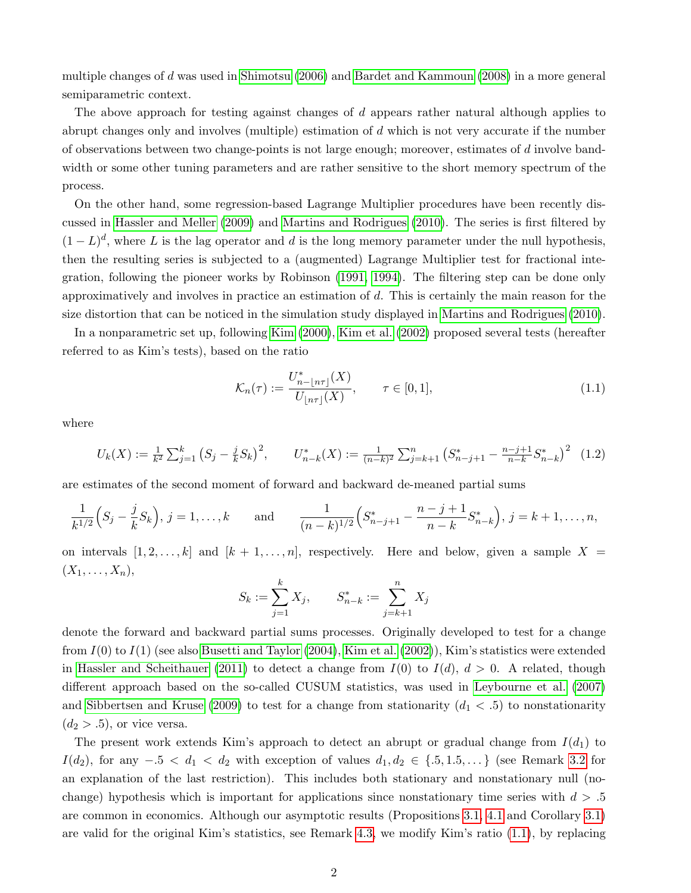multiple changes of $d$ was used in Shimotsu (2006) and Bardet and Kammoun (2008) in a more general semiparametric context.

The above approach for testing against changes of $d$ appears rather natural although applies to abrupt changes only and involves (multiple) estimation of $d$ which is not very accurate if the number of observations between two change-points is not large enough; moreover, estimates of $d$ involve bandwidth or some other tuning parameters and are rather sensitive to the short memory spectrum of the process.

On the other hand, some regression-based Lagrange Multiplier procedures have been recently discussed in Hassler and Meller (2009) and Martins and Rodrigues (2010). The series is first filtered by $(1-L)^d$, where $L$ is the lag operator and $d$ is the long memory parameter under the null hypothesis, then the resulting series is subjected to a (augmented) Lagrange Multiplier test for fractional integration, following the pioneer works by Robinson (1991, 1994). The filtering step can be done only approximatively and involves in practice an estimation of $d$. This is certainly the main reason for the size distortion that can be noticed in the simulation study displayed in Martins and Rodrigues (2010).

In a nonparametric set up, following Kim (2000), Kim et al. (2002) proposed several tests (hereafter referred to as Kim's tests), based on the ratio

$$\mathcal{K}_n(\tau) := \frac{U^*_{n-\lfloor n\tau \rfloor}(X)}{U_{\lfloor n\tau \rfloor}(X)}, \qquad \tau \in [0,1], \tag{1.1}$$

where

$$U_k(X) := \tfrac{1}{k^2}\sum_{j=1}^k \big(S_j - \tfrac{j}{k}S_k\big)^2, \qquad U^*_{n-k}(X) := \tfrac{1}{(n-k)^2}\sum_{j=k+1}^n \big(S^*_{n-j+1} - \tfrac{n-j+1}{n-k}S^*_{n-k}\big)^2 \tag{1.2}$$

are estimates of the second moment of forward and backward de-meaned partial sums

$$\frac{1}{k^{1/2}}\Big(S_j - \frac{j}{k}S_k\Big),\ j=1,\dots,k \qquad \text{and} \qquad \frac{1}{(n-k)^{1/2}}\Big(S^*_{n-j+1} - \frac{n-j+1}{n-k}S^*_{n-k}\Big),\ j=k+1,\dots,n,$$

on intervals $[1,2,\dots,k]$ and $[k+1,\dots,n]$, respectively. Here and below, given a sample $X = (X_1,\dots,X_n)$,

$$S_k := \sum_{j=1}^k X_j, \qquad S^*_{n-k} := \sum_{j=k+1}^n X_j$$

denote the forward and backward partial sums processes. Originally developed to test for a change from $I(0)$ to $I(1)$ (see also Busetti and Taylor (2004), Kim et al. (2002)), Kim's statistics were extended in Hassler and Scheithauer (2011) to detect a change from $I(0)$ to $I(d)$, $d > 0$. A related, though different approach based on the so-called CUSUM statistics, was used in Leybourne et al. (2007) and Sibbertsen and Kruse (2009) to test for a change from stationarity ($d_1 < .5$) to nonstationarity ($d_2 > .5$), or vice versa.

The present work extends Kim's approach to detect an abrupt or gradual change from $I(d_1)$ to $I(d_2)$, for any $-.5 < d_1 < d_2$ with exception of values $d_1, d_2 \in \{.5, 1.5, \dots\}$ (see Remark 3.2 for an explanation of the last restriction). This includes both stationary and nonstationary null (no-change) hypothesis which is important for applications since nonstationary time series with $d > .5$ are common in economics. Although our asymptotic results (Propositions 3.1, 4.1 and Corollary 3.1) are valid for the original Kim's statistics, see Remark 4.3, we modify Kim's ratio (1.1), by replacing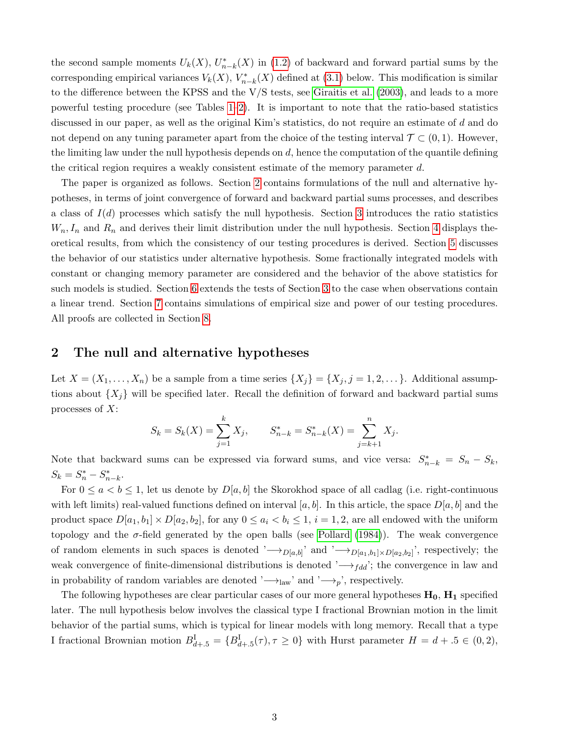the second sample moments $U_k(X)$, $U^*_{n-k}(X)$ in (1.2) of backward and forward partial sums by the corresponding empirical variances $V_k(X)$, $V^*_{n-k}(X)$ defined at (3.1) below. This modification is similar to the difference between the KPSS and the V/S tests, see Giraitis et al. (2003), and leads to a more powerful testing procedure (see Tables 1–2). It is important to note that the ratio-based statistics discussed in our paper, as well as the original Kim's statistics, do not require an estimate of $d$ and do not depend on any tuning parameter apart from the choice of the testing interval $\mathcal{T} \subset (0, 1)$. However, the limiting law under the null hypothesis depends on $d$, hence the computation of the quantile defining the critical region requires a weakly consistent estimate of the memory parameter $d$.

The paper is organized as follows. Section 2 contains formulations of the null and alternative hypotheses, in terms of joint convergence of forward and backward partial sums processes, and describes a class of $I(d)$ processes which satisfy the null hypothesis. Section 3 introduces the ratio statistics $W_n, I_n$ and $R_n$ and derives their limit distribution under the null hypothesis. Section 4 displays theoretical results, from which the consistency of our testing procedures is derived. Section 5 discusses the behavior of our statistics under alternative hypothesis. Some fractionally integrated models with constant or changing memory parameter are considered and the behavior of the above statistics for such models is studied. Section 6 extends the tests of Section 3 to the case when observations contain a linear trend. Section 7 contains simulations of empirical size and power of our testing procedures. All proofs are collected in Section 8.

## 2 The null and alternative hypotheses

Let $X = (X_1, \ldots, X_n)$ be a sample from a time series $\{X_j\} = \{X_j, j = 1, 2, \ldots\}$. Additional assumptions about $\{X_j\}$ will be specified later. Recall the definition of forward and backward partial sums processes of $X$:

$$S_k = S_k(X) = \sum_{j=1}^{k} X_j, \qquad S^*_{n-k} = S^*_{n-k}(X) = \sum_{j=k+1}^{n} X_j.$$

Note that backward sums can be expressed via forward sums, and vice versa: $S^*_{n-k} = S_n - S_k$, $S_k = S^*_n - S^*_{n-k}$.

For $0 \le a < b \le 1$, let us denote by $D[a, b]$ the Skorokhod space of all cadlag (i.e. right-continuous with left limits) real-valued functions defined on interval $[a, b]$. In this article, the space $D[a, b]$ and the product space $D[a_1, b_1] \times D[a_2, b_2]$, for any $0 \le a_i < b_i \le 1$, $i = 1, 2$, are all endowed with the uniform topology and the $\sigma$-field generated by the open balls (see Pollard (1984)). The weak convergence of random elements in such spaces is denoted '$\longrightarrow_{D[a,b]}$' and '$\longrightarrow_{D[a_1,b_1]\times D[a_2,b_2]}$', respectively; the weak convergence of finite-dimensional distributions is denoted '$\longrightarrow_{fdd}$'; the convergence in law and in probability of random variables are denoted '$\longrightarrow_{\rm law}$' and '$\longrightarrow_p$', respectively.

The following hypotheses are clear particular cases of our more general hypotheses $\mathbf{H_0}$, $\mathbf{H_1}$ specified later. The null hypothesis below involves the classical type I fractional Brownian motion in the limit behavior of the partial sums, which is typical for linear models with long memory. Recall that a type I fractional Brownian motion $B^{\rm I}_{d+.5} = \{B^{\rm I}_{d+.5}(\tau), \tau \ge 0\}$ with Hurst parameter $H = d + .5 \in (0, 2)$,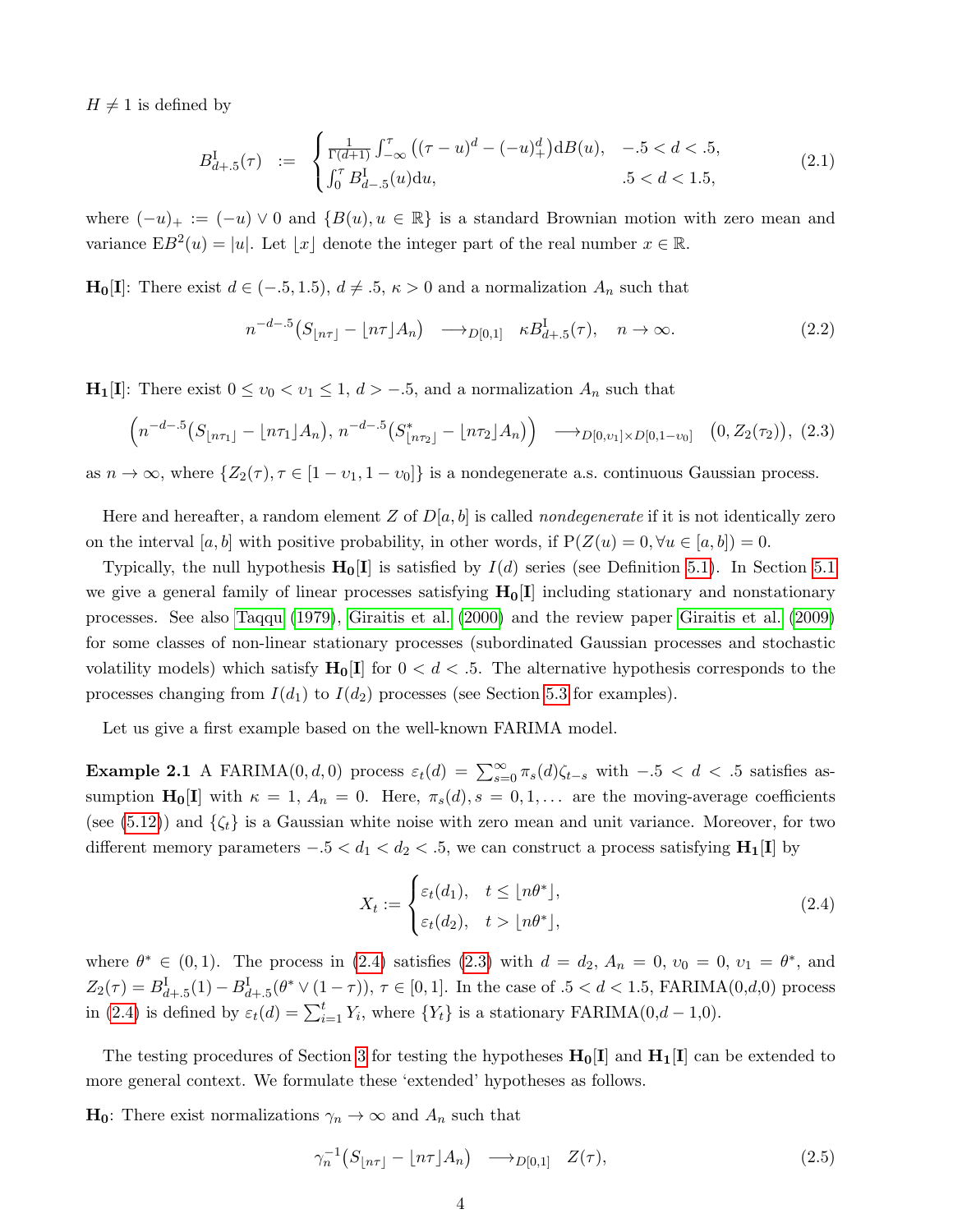$H \neq 1$ is defined by

$$
B^{\mathrm{I}}_{d+.5}(\tau) \;:=\; \begin{cases} \frac{1}{\Gamma(d+1)} \int_{-\infty}^{\tau} \big( (\tau-u)^d - (-u)_+^d \big) \mathrm{d}B(u), & -.5 < d < .5, \\ \int_0^{\tau} B^{\mathrm{I}}_{d-.5}(u) \mathrm{d}u, & .5 < d < 1.5, \end{cases} \tag{2.1}
$$

where $(-u)_+ := (-u) \vee 0$ and $\{B(u), u \in \mathbb{R}\}$ is a standard Brownian motion with zero mean and variance $\mathrm{E}B^2(u) = |u|$. Let $\lfloor x \rfloor$ denote the integer part of the real number $x \in \mathbb{R}$.

$\mathbf{H_0[I]}$: There exist $d \in (-.5, 1.5)$, $d \neq .5$, $\kappa > 0$ and a normalization $A_n$ such that

$$
n^{-d-.5}\big(S_{\lfloor n\tau \rfloor} - \lfloor n\tau \rfloor A_n\big) \quad \longrightarrow_{D[0,1]} \quad \kappa B^{\mathrm{I}}_{d+.5}(\tau), \quad n \to \infty. \tag{2.2}
$$

$\mathbf{H_1[I]}$: There exist $0 \le \upsilon_0 < \upsilon_1 \le 1$, $d > -.5$, and a normalization $A_n$ such that

$$
\Big( n^{-d-.5}\big(S_{\lfloor n\tau_1 \rfloor} - \lfloor n\tau_1 \rfloor A_n\big), \, n^{-d-.5}\big(S^*_{\lfloor n\tau_2 \rfloor} - \lfloor n\tau_2 \rfloor A_n\big) \Big) \quad \longrightarrow_{D[0,\upsilon_1] \times D[0,1-\upsilon_0]} \quad \big(0, Z_2(\tau_2)\big), \tag{2.3}
$$

as $n \to \infty$, where $\{Z_2(\tau), \tau \in [1-\upsilon_1, 1-\upsilon_0]\}$ is a nondegenerate a.s. continuous Gaussian process.

Here and hereafter, a random element $Z$ of $D[a,b]$ is called *nondegenerate* if it is not identically zero on the interval $[a,b]$ with positive probability, in other words, if $\mathrm{P}(Z(u) = 0, \forall u \in [a,b]) = 0$.

Typically, the null hypothesis $\mathbf{H_0[I]}$ is satisfied by $I(d)$ series (see Definition 5.1). In Section 5.1 we give a general family of linear processes satisfying $\mathbf{H_0[I]}$ including stationary and nonstationary processes. See also Taqqu (1979), Giraitis et al. (2000) and the review paper Giraitis et al. (2009) for some classes of non-linear stationary processes (subordinated Gaussian processes and stochastic volatility models) which satisfy $\mathbf{H_0[I]}$ for $0 < d < .5$. The alternative hypothesis corresponds to the processes changing from $I(d_1)$ to $I(d_2)$ processes (see Section 5.3 for examples).

Let us give a first example based on the well-known FARIMA model.

**Example 2.1** A FARIMA$(0,d,0)$ process $\varepsilon_t(d) = \sum_{s=0}^{\infty} \pi_s(d)\zeta_{t-s}$ with $-.5 < d < .5$ satisfies assumption $\mathbf{H_0[I]}$ with $\kappa = 1$, $A_n = 0$. Here, $\pi_s(d), s = 0, 1, \ldots$ are the moving-average coefficients (see (5.12)) and $\{\zeta_t\}$ is a Gaussian white noise with zero mean and unit variance. Moreover, for two different memory parameters $-.5 < d_1 < d_2 < .5$, we can construct a process satisfying $\mathbf{H_1[I]}$ by

$$
X_t := \begin{cases} \varepsilon_t(d_1), & t \le \lfloor n\theta^* \rfloor, \\ \varepsilon_t(d_2), & t > \lfloor n\theta^* \rfloor, \end{cases} \tag{2.4}
$$

where $\theta^* \in (0,1)$. The process in (2.4) satisfies (2.3) with $d = d_2$, $A_n = 0$, $\upsilon_0 = 0$, $\upsilon_1 = \theta^*$, and $Z_2(\tau) = B^{\mathrm{I}}_{d+.5}(1) - B^{\mathrm{I}}_{d+.5}(\theta^* \vee (1-\tau))$, $\tau \in [0,1]$. In the case of $.5 < d < 1.5$, FARIMA(0,$d$,0) process in (2.4) is defined by $\varepsilon_t(d) = \sum_{i=1}^{t} Y_i$, where $\{Y_t\}$ is a stationary FARIMA(0,$d-1$,0).

The testing procedures of Section 3 for testing the hypotheses $\mathbf{H_0[I]}$ and $\mathbf{H_1[I]}$ can be extended to more general context. We formulate these 'extended' hypotheses as follows.

$\mathbf{H_0}$: There exist normalizations $\gamma_n \to \infty$ and $A_n$ such that

$$
\gamma_n^{-1}\big(S_{\lfloor n\tau \rfloor} - \lfloor n\tau \rfloor A_n\big) \quad \longrightarrow_{D[0,1]} \quad Z(\tau), \tag{2.5}
$$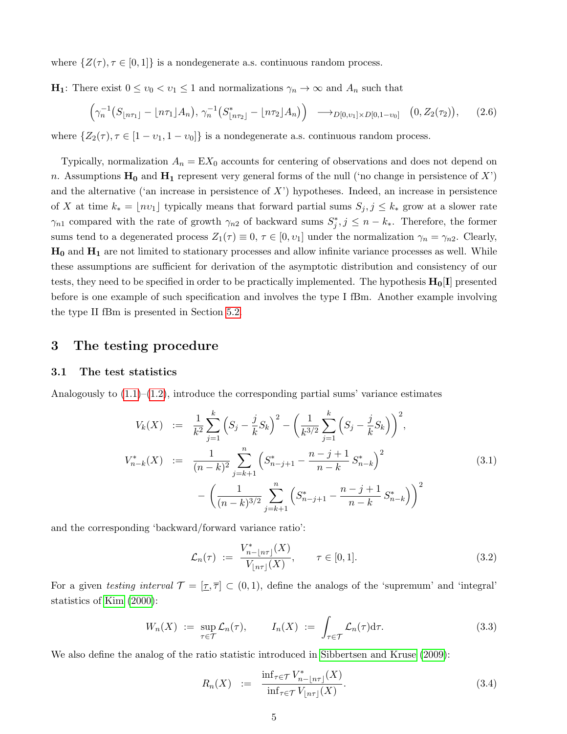where $\{Z(\tau), \tau \in [0,1]\}$ is a nondegenerate a.s. continuous random process.

**H₁**: There exist $0 \le \upsilon_0 < \upsilon_1 \le 1$ and normalizations $\gamma_n \to \infty$ and $A_n$ such that

$$\Big(\gamma_n^{-1}\big(S_{\lfloor n\tau_1\rfloor} - \lfloor n\tau_1\rfloor A_n\big),\, \gamma_n^{-1}\big(S^*_{\lfloor n\tau_2\rfloor} - \lfloor n\tau_2\rfloor A_n\big)\Big) \ \longrightarrow_{D[0,\upsilon_1]\times D[0,1-\upsilon_0]} \ \big(0, Z_2(\tau_2)\big), \tag{2.6}$$

where $\{Z_2(\tau), \tau \in [1-\upsilon_1, 1-\upsilon_0]\}$ is a nondegenerate a.s. continuous random process.

Typically, normalization $A_n = \mathrm{E}X_0$ accounts for centering of observations and does not depend on $n$. Assumptions **H₀** and **H₁** represent very general forms of the null ('no change in persistence of $X$') and the alternative ('an increase in persistence of $X$') hypotheses. Indeed, an increase in persistence of $X$ at time $k_* = \lfloor n\upsilon_1\rfloor$ typically means that forward partial sums $S_j, j \le k_*$ grow at a slower rate $\gamma_{n1}$ compared with the rate of growth $\gamma_{n2}$ of backward sums $S^*_j, j \le n - k_*$. Therefore, the former sums tend to a degenerated process $Z_1(\tau) \equiv 0$, $\tau \in [0, \upsilon_1]$ under the normalization $\gamma_n = \gamma_{n2}$. Clearly, **H₀** and **H₁** are not limited to stationary processes and allow infinite variance processes as well. While these assumptions are sufficient for derivation of the asymptotic distribution and consistency of our tests, they need to be specified in order to be practically implemented. The hypothesis **H₀**[**I**] presented before is one example of such specification and involves the type I fBm. Another example involving the type II fBm is presented in Section 5.2.

# 3 The testing procedure

## 3.1 The test statistics

Analogously to (1.1)–(1.2), introduce the corresponding partial sums' variance estimates

$$\begin{aligned}
V_k(X) &:= \frac{1}{k^2}\sum_{j=1}^{k}\Big(S_j - \frac{j}{k}S_k\Big)^2 - \Big(\frac{1}{k^{3/2}}\sum_{j=1}^{k}\Big(S_j - \frac{j}{k}S_k\Big)\Big)^2, \\
V^*_{n-k}(X) &:= \frac{1}{(n-k)^2}\sum_{j=k+1}^{n}\Big(S^*_{n-j+1} - \frac{n-j+1}{n-k}\,S^*_{n-k}\Big)^2 \\
&\quad - \Big(\frac{1}{(n-k)^{3/2}}\sum_{j=k+1}^{n}\Big(S^*_{n-j+1} - \frac{n-j+1}{n-k}\,S^*_{n-k}\Big)\Big)^2
\end{aligned} \tag{3.1}$$

and the corresponding 'backward/forward variance ratio':

$$\mathcal{L}_n(\tau) := \frac{V^*_{n-\lfloor n\tau\rfloor}(X)}{V_{\lfloor n\tau\rfloor}(X)}, \qquad \tau \in [0,1]. \tag{3.2}$$

For a given *testing interval* $\mathcal{T} = [\underline{\tau}, \overline{\tau}] \subset (0,1)$, define the analogs of the 'supremum' and 'integral' statistics of Kim (2000):

$$W_n(X) := \sup_{\tau \in \mathcal{T}} \mathcal{L}_n(\tau), \qquad I_n(X) := \int_{\tau\in\mathcal{T}} \mathcal{L}_n(\tau)\mathrm{d}\tau. \tag{3.3}$$

We also define the analog of the ratio statistic introduced in Sibbertsen and Kruse (2009):

$$R_n(X) := \frac{\inf_{\tau\in\mathcal{T}} V^*_{n-\lfloor n\tau\rfloor}(X)}{\inf_{\tau\in\mathcal{T}} V_{\lfloor n\tau\rfloor}(X)}. \tag{3.4}$$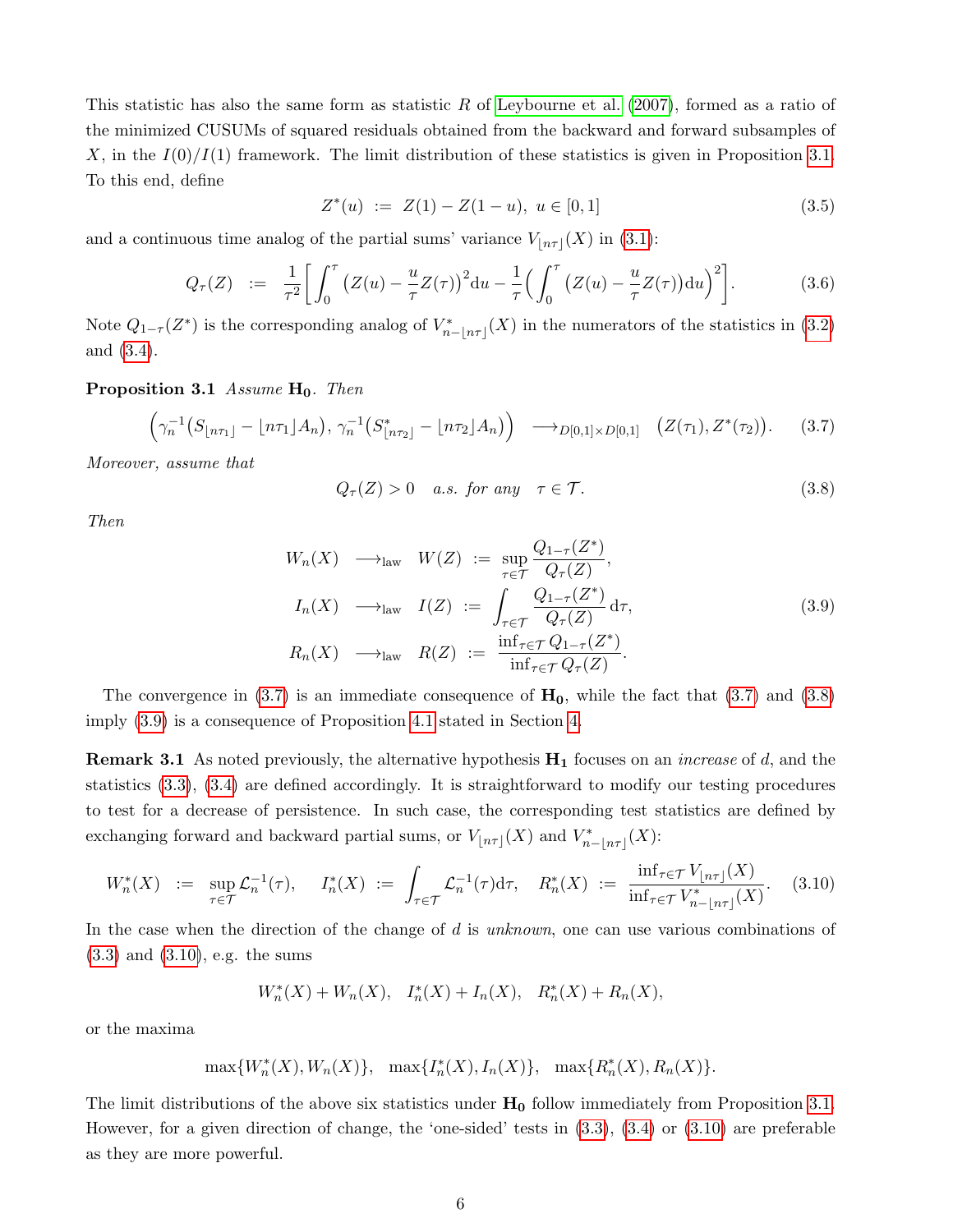This statistic has also the same form as statistic $R$ of Leybourne et al. (2007), formed as a ratio of the minimized CUSUMs of squared residuals obtained from the backward and forward subsamples of $X$, in the $I(0)/I(1)$ framework. The limit distribution of these statistics is given in Proposition 3.1. To this end, define

$$Z^*(u) \ := \ Z(1) - Z(1-u), \ u \in [0,1] \tag{3.5}$$

and a continuous time analog of the partial sums' variance $V_{\lfloor n\tau \rfloor}(X)$ in (3.1):

$$Q_\tau(Z) \ := \ \frac{1}{\tau^2}\bigg[\int_0^\tau \big(Z(u) - \frac{u}{\tau}Z(\tau)\big)^2 \mathrm{d}u - \frac{1}{\tau}\Big(\int_0^\tau \big(Z(u) - \frac{u}{\tau}Z(\tau)\big)\mathrm{d}u\Big)^2\bigg]. \tag{3.6}$$

Note $Q_{1-\tau}(Z^*)$ is the corresponding analog of $V^*_{n-\lfloor n\tau \rfloor}(X)$ in the numerators of the statistics in (3.2) and (3.4).

**Proposition 3.1** *Assume* $\mathbf{H_0}$*. Then*

$$\Big(\gamma_n^{-1}\big(S_{\lfloor n\tau_1 \rfloor} - \lfloor n\tau_1 \rfloor A_n\big),\, \gamma_n^{-1}\big(S^*_{\lfloor n\tau_2 \rfloor} - \lfloor n\tau_2 \rfloor A_n\big)\Big) \ \longrightarrow_{D[0,1]\times D[0,1]} \ \big(Z(\tau_1), Z^*(\tau_2)\big). \tag{3.7}$$

*Moreover, assume that*

$$Q_\tau(Z) > 0 \quad a.s. \ for \ any \quad \tau \in \mathcal{T}. \tag{3.8}$$

*Then*

$$\begin{aligned} W_n(X) \ &\longrightarrow_{\text{law}} \ W(Z) \ := \ \sup_{\tau\in\mathcal{T}} \frac{Q_{1-\tau}(Z^*)}{Q_\tau(Z)}, \\ I_n(X) \ &\longrightarrow_{\text{law}} \ I(Z) \ := \ \int_{\tau\in\mathcal{T}} \frac{Q_{1-\tau}(Z^*)}{Q_\tau(Z)}\,\mathrm{d}\tau, \\ R_n(X) \ &\longrightarrow_{\text{law}} \ R(Z) \ := \ \frac{\inf_{\tau\in\mathcal{T}} Q_{1-\tau}(Z^*)}{\inf_{\tau\in\mathcal{T}} Q_\tau(Z)}. \end{aligned} \tag{3.9}$$

The convergence in (3.7) is an immediate consequence of $\mathbf{H_0}$, while the fact that (3.7) and (3.8) imply (3.9) is a consequence of Proposition 4.1 stated in Section 4.

**Remark 3.1** As noted previously, the alternative hypothesis $\mathbf{H_1}$ focuses on an *increase* of $d$, and the statistics (3.3), (3.4) are defined accordingly. It is straightforward to modify our testing procedures to test for a decrease of persistence. In such case, the corresponding test statistics are defined by exchanging forward and backward partial sums, or $V_{\lfloor n\tau \rfloor}(X)$ and $V^*_{n-\lfloor n\tau \rfloor}(X)$:

$$W^*_n(X) \ := \ \sup_{\tau\in\mathcal{T}} \mathcal{L}_n^{-1}(\tau), \quad I^*_n(X) \ := \ \int_{\tau\in\mathcal{T}} \mathcal{L}_n^{-1}(\tau)\mathrm{d}\tau, \quad R^*_n(X) \ := \ \frac{\inf_{\tau\in\mathcal{T}} V_{\lfloor n\tau \rfloor}(X)}{\inf_{\tau\in\mathcal{T}} V^*_{n-\lfloor n\tau \rfloor}(X)}. \tag{3.10}$$

In the case when the direction of the change of $d$ is *unknown*, one can use various combinations of (3.3) and (3.10), e.g. the sums

$$W^*_n(X) + W_n(X), \quad I^*_n(X) + I_n(X), \quad R^*_n(X) + R_n(X),$$

or the maxima

$$\max\{W^*_n(X), W_n(X)\}, \quad \max\{I^*_n(X), I_n(X)\}, \quad \max\{R^*_n(X), R_n(X)\}.$$

The limit distributions of the above six statistics under $\mathbf{H_0}$ follow immediately from Proposition 3.1. However, for a given direction of change, the 'one-sided' tests in (3.3), (3.4) or (3.10) are preferable as they are more powerful.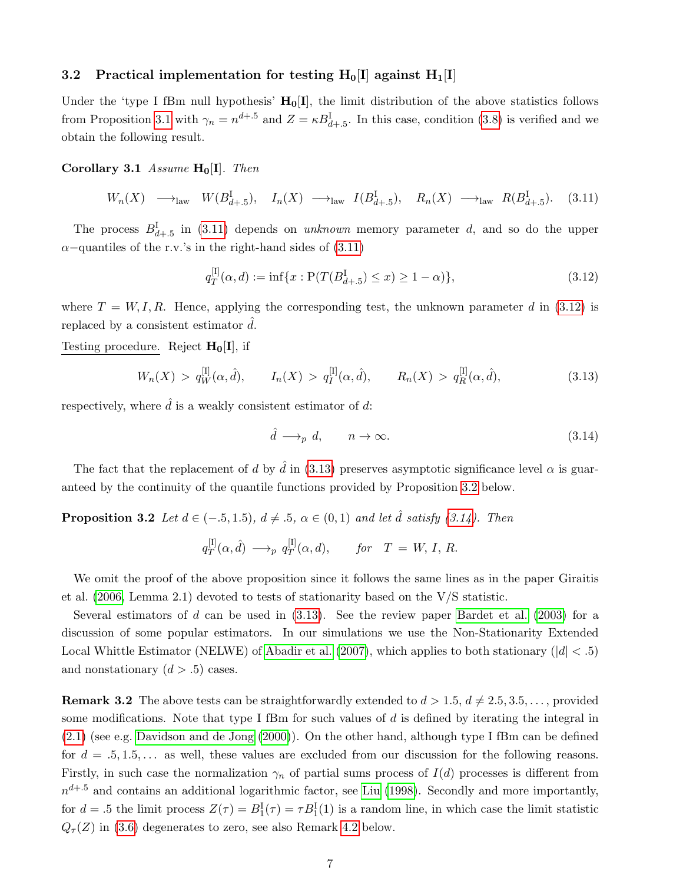### 3.2 Practical implementation for testing $\mathbf{H_0[I]}$ against $\mathbf{H_1[I]}$

Under the 'type I fBm null hypothesis' $\mathbf{H_0[I]}$, the limit distribution of the above statistics follows from Proposition 3.1 with $\gamma_n = n^{d+.5}$ and $Z = \kappa B^{\mathrm{I}}_{d+.5}$. In this case, condition (3.8) is verified and we obtain the following result.

**Corollary 3.1** *Assume* $\mathbf{H_0[I]}$. *Then*

$$W_n(X) \ \longrightarrow_{\text{law}} \ W(B^{\mathrm{I}}_{d+.5}), \quad I_n(X) \ \longrightarrow_{\text{law}} \ I(B^{\mathrm{I}}_{d+.5}), \quad R_n(X) \ \longrightarrow_{\text{law}} \ R(B^{\mathrm{I}}_{d+.5}). \qquad (3.11)$$

The process $B^{\mathrm{I}}_{d+.5}$ in (3.11) depends on *unknown* memory parameter $d$, and so do the upper $\alpha-$quantiles of the r.v.'s in the right-hand sides of (3.11)

$$q^{[\mathrm{I}]}_T(\alpha, d) := \inf\{x : \mathrm{P}(T(B^{\mathrm{I}}_{d+.5}) \le x) \ge 1 - \alpha)\}, \qquad (3.12)$$

where $T = W, I, R$. Hence, applying the corresponding test, the unknown parameter $d$ in (3.12) is replaced by a consistent estimator $\hat{d}$.

Testing procedure. Reject $\mathbf{H_0[I]}$, if

$$W_n(X) \ > \ q^{[\mathrm{I}]}_W(\alpha, \hat{d}), \qquad I_n(X) \ > \ q^{[\mathrm{I}]}_I(\alpha, \hat{d}), \qquad R_n(X) \ > \ q^{[\mathrm{I}]}_R(\alpha, \hat{d}), \qquad (3.13)$$

respectively, where $\hat{d}$ is a weakly consistent estimator of $d$:

$$\hat{d} \ \longrightarrow_p \ d, \qquad n \to \infty. \qquad (3.14)$$

The fact that the replacement of $d$ by $\hat{d}$ in (3.13) preserves asymptotic significance level $\alpha$ is guaranteed by the continuity of the quantile functions provided by Proposition 3.2 below.

**Proposition 3.2** *Let* $d \in (-.5, 1.5)$, $d \ne .5$, $\alpha \in (0, 1)$ *and let* $\hat{d}$ *satisfy (3.14). Then*

$$q^{[\mathrm{I}]}_T(\alpha, \hat{d}) \ \longrightarrow_p \ q^{[\mathrm{I}]}_T(\alpha, d), \qquad \textit{for} \quad T \ = \ W, \, I, \, R.$$

We omit the proof of the above proposition since it follows the same lines as in the paper Giraitis et al. (2006, Lemma 2.1) devoted to tests of stationarity based on the V/S statistic.

Several estimators of $d$ can be used in (3.13). See the review paper Bardet et al. (2003) for a discussion of some popular estimators. In our simulations we use the Non-Stationarity Extended Local Whittle Estimator (NELWE) of Abadir et al. (2007), which applies to both stationary ($|d| < .5$) and nonstationary ($d > .5$) cases.

**Remark 3.2** The above tests can be straightforwardly extended to $d > 1.5$, $d \ne 2.5, 3.5, \ldots$, provided some modifications. Note that type I fBm for such values of $d$ is defined by iterating the integral in (2.1) (see e.g. Davidson and de Jong (2000)). On the other hand, although type I fBm can be defined for $d = .5, 1.5, \ldots$ as well, these values are excluded from our discussion for the following reasons. Firstly, in such case the normalization $\gamma_n$ of partial sums process of $I(d)$ processes is different from $n^{d+.5}$ and contains an additional logarithmic factor, see Liu (1998). Secondly and more importantly, for $d = .5$ the limit process $Z(\tau) = B^{\mathrm{I}}_1(\tau) = \tau B^{\mathrm{I}}_1(1)$ is a random line, in which case the limit statistic $Q_\tau(Z)$ in (3.6) degenerates to zero, see also Remark 4.2 below.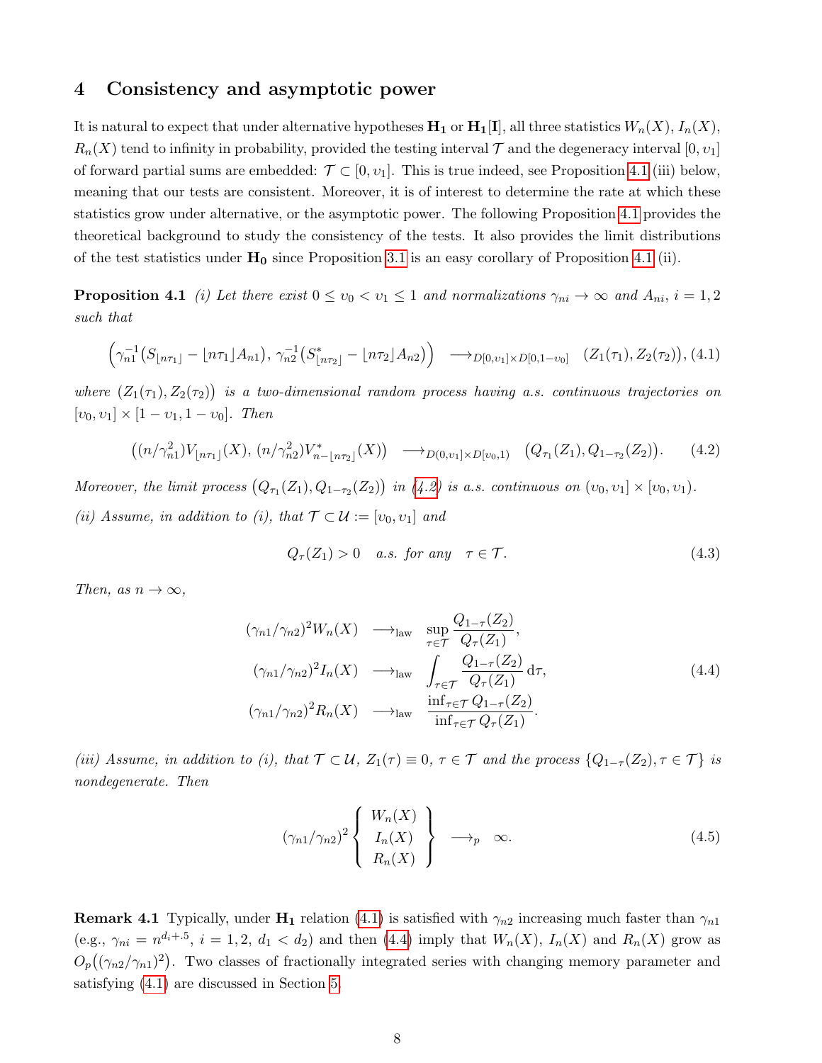## 4 Consistency and asymptotic power

It is natural to expect that under alternative hypotheses $\mathbf{H_1}$ or $\mathbf{H_1[I]}$, all three statistics $W_n(X)$, $I_n(X)$, $R_n(X)$ tend to infinity in probability, provided the testing interval $\mathcal{T}$ and the degeneracy interval $[0, \upsilon_1]$ of forward partial sums are embedded: $\mathcal{T} \subset [0, \upsilon_1]$. This is true indeed, see Proposition 4.1 (iii) below, meaning that our tests are consistent. Moreover, it is of interest to determine the rate at which these statistics grow under alternative, or the asymptotic power. The following Proposition 4.1 provides the theoretical background to study the consistency of the tests. It also provides the limit distributions of the test statistics under $\mathbf{H_0}$ since Proposition 3.1 is an easy corollary of Proposition 4.1 (ii).

**Proposition 4.1** *(i) Let there exist $0 \le \upsilon_0 < \upsilon_1 \le 1$ and normalizations $\gamma_{ni} \to \infty$ and $A_{ni}$, $i = 1, 2$ such that*

$$\Big(\gamma_{n1}^{-1}\big(S_{\lfloor n\tau_1 \rfloor} - \lfloor n\tau_1 \rfloor A_{n1}\big),\, \gamma_{n2}^{-1}\big(S^*_{\lfloor n\tau_2 \rfloor} - \lfloor n\tau_2 \rfloor A_{n2}\big)\Big) \ \longrightarrow_{D[0,\upsilon_1]\times D[0,1-\upsilon_0]} \ (Z_1(\tau_1), Z_2(\tau_2)), \quad (4.1)$$

*where $(Z_1(\tau_1), Z_2(\tau_2))$ is a two-dimensional random process having a.s. continuous trajectories on $[\upsilon_0, \upsilon_1] \times [1-\upsilon_1, 1-\upsilon_0]$. Then*

$$\big((n/\gamma_{n1}^2) V_{\lfloor n\tau_1 \rfloor}(X),\, (n/\gamma_{n2}^2) V^*_{n-\lfloor n\tau_2 \rfloor}(X)\big) \ \longrightarrow_{D(0,\upsilon_1]\times D[\upsilon_0,1)} \ \big(Q_{\tau_1}(Z_1), Q_{1-\tau_2}(Z_2)\big). \quad (4.2)$$

*Moreover, the limit process $\big(Q_{\tau_1}(Z_1), Q_{1-\tau_2}(Z_2)\big)$ in (4.2) is a.s. continuous on $(\upsilon_0, \upsilon_1] \times [\upsilon_0, \upsilon_1)$.*

*(ii) Assume, in addition to (i), that $\mathcal{T} \subset \mathcal{U} := [\upsilon_0, \upsilon_1]$ and*

$$Q_\tau(Z_1) > 0 \quad \text{a.s. for any} \quad \tau \in \mathcal{T}. \quad (4.3)$$

*Then, as $n \to \infty$,*

$$\begin{aligned}
(\gamma_{n1}/\gamma_{n2})^2 W_n(X) \ &\longrightarrow_{\text{law}} \ \sup_{\tau \in \mathcal{T}} \frac{Q_{1-\tau}(Z_2)}{Q_\tau(Z_1)}, \\
(\gamma_{n1}/\gamma_{n2})^2 I_n(X) \ &\longrightarrow_{\text{law}} \ \int_{\tau \in \mathcal{T}} \frac{Q_{1-\tau}(Z_2)}{Q_\tau(Z_1)}\, \mathrm{d}\tau, \\
(\gamma_{n1}/\gamma_{n2})^2 R_n(X) \ &\longrightarrow_{\text{law}} \ \frac{\inf_{\tau \in \mathcal{T}} Q_{1-\tau}(Z_2)}{\inf_{\tau \in \mathcal{T}} Q_\tau(Z_1)}.
\end{aligned} \quad (4.4)$$

*(iii) Assume, in addition to (i), that $\mathcal{T} \subset \mathcal{U}$, $Z_1(\tau) \equiv 0$, $\tau \in \mathcal{T}$ and the process $\{Q_{1-\tau}(Z_2), \tau \in \mathcal{T}\}$ is nondegenerate. Then*

$$(\gamma_{n1}/\gamma_{n2})^2 \left\{ \begin{array}{c} W_n(X) \\ I_n(X) \\ R_n(X) \end{array} \right\} \ \longrightarrow_p \ \infty. \quad (4.5)$$

**Remark 4.1** Typically, under $\mathbf{H_1}$ relation (4.1) is satisfied with $\gamma_{n2}$ increasing much faster than $\gamma_{n1}$ (e.g., $\gamma_{ni} = n^{d_i + .5}$, $i = 1, 2$, $d_1 < d_2$) and then (4.4) imply that $W_n(X)$, $I_n(X)$ and $R_n(X)$ grow as $O_p\big((\gamma_{n2}/\gamma_{n1})^2\big)$. Two classes of fractionally integrated series with changing memory parameter and satisfying (4.1) are discussed in Section 5.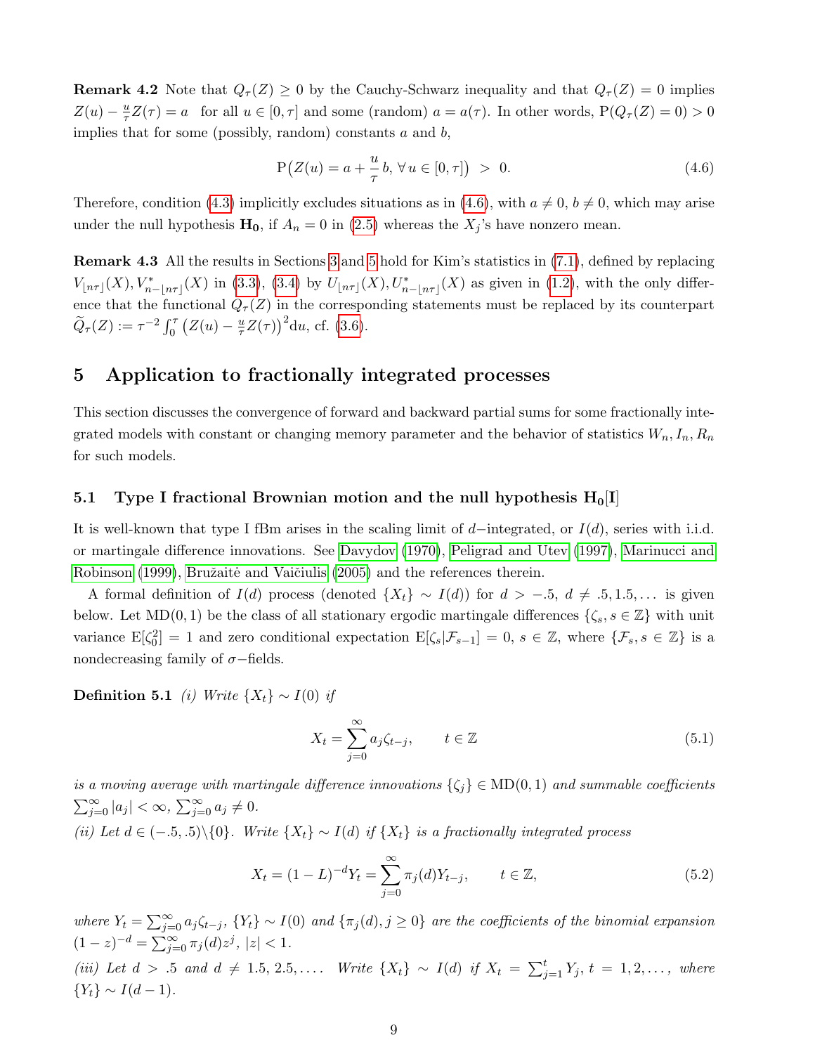**Remark 4.2** Note that $Q_\tau(Z) \ge 0$ by the Cauchy-Schwarz inequality and that $Q_\tau(Z) = 0$ implies $Z(u) - \frac{u}{\tau}Z(\tau) = a$ for all $u \in [0,\tau]$ and some (random) $a = a(\tau)$. In other words, $\mathrm{P}(Q_\tau(Z) = 0) > 0$ implies that for some (possibly, random) constants $a$ and $b$,

$$\mathrm{P}\big(Z(u) = a + \frac{u}{\tau}\, b,\, \forall\, u \in [0,\tau]\big) \; > \; 0. \tag{4.6}$$

Therefore, condition (4.3) implicitly excludes situations as in (4.6), with $a \ne 0$, $b \ne 0$, which may arise under the null hypothesis $\mathbf{H_0}$, if $A_n = 0$ in (2.5) whereas the $X_j$'s have nonzero mean.

**Remark 4.3** All the results in Sections 3 and 5 hold for Kim's statistics in (7.1), defined by replacing $V_{\lfloor n\tau \rfloor}(X), V^*_{n-\lfloor n\tau \rfloor}(X)$ in (3.3), (3.4) by $U_{\lfloor n\tau \rfloor}(X), U^*_{n-\lfloor n\tau \rfloor}(X)$ as given in (1.2), with the only difference that the functional $Q_\tau(Z)$ in the corresponding statements must be replaced by its counterpart $\widetilde{Q}_\tau(Z) := \tau^{-2}\int_0^\tau \big(Z(u) - \frac{u}{\tau}Z(\tau)\big)^2 \mathrm{d}u$, cf. (3.6).

## 5 Application to fractionally integrated processes

This section discusses the convergence of forward and backward partial sums for some fractionally integrated models with constant or changing memory parameter and the behavior of statistics $W_n, I_n, R_n$ for such models.

### 5.1 Type I fractional Brownian motion and the null hypothesis $\mathbf{H_0[I]}$

It is well-known that type I fBm arises in the scaling limit of $d-$integrated, or $I(d)$, series with i.i.d. or martingale difference innovations. See Davydov (1970), Peligrad and Utev (1997), Marinucci and Robinson (1999), Bružaitė and Vaičiulis (2005) and the references therein.

A formal definition of $I(d)$ process (denoted $\{X_t\} \sim I(d)$) for $d > -.5$, $d \ne .5, 1.5, \ldots$ is given below. Let $\mathrm{MD}(0,1)$ be the class of all stationary ergodic martingale differences $\{\zeta_s, s \in \mathbb{Z}\}$ with unit variance $\mathrm{E}[\zeta_0^2] = 1$ and zero conditional expectation $\mathrm{E}[\zeta_s|\mathcal{F}_{s-1}] = 0$, $s \in \mathbb{Z}$, where $\{\mathcal{F}_s, s \in \mathbb{Z}\}$ is a nondecreasing family of $\sigma-$fields.

**Definition 5.1** *(i) Write $\{X_t\} \sim I(0)$ if*

$$X_t = \sum_{j=0}^{\infty} a_j \zeta_{t-j}, \qquad t \in \mathbb{Z} \tag{5.1}$$

*is a moving average with martingale difference innovations $\{\zeta_j\} \in \mathrm{MD}(0,1)$ and summable coefficients $\sum_{j=0}^\infty |a_j| < \infty$, $\sum_{j=0}^\infty a_j \ne 0$.*
*(ii) Let $d \in (-.5, .5)\backslash\{0\}$. Write $\{X_t\} \sim I(d)$ if $\{X_t\}$ is a fractionally integrated process*

$$X_t = (1-L)^{-d} Y_t = \sum_{j=0}^{\infty} \pi_j(d) Y_{t-j}, \qquad t \in \mathbb{Z}, \tag{5.2}$$

*where $Y_t = \sum_{j=0}^\infty a_j \zeta_{t-j}$, $\{Y_t\} \sim I(0)$ and $\{\pi_j(d), j \ge 0\}$ are the coefficients of the binomial expansion $(1-z)^{-d} = \sum_{j=0}^\infty \pi_j(d) z^j$, $|z| < 1$.*
*(iii) Let $d > .5$ and $d \ne 1.5, 2.5, \ldots$. Write $\{X_t\} \sim I(d)$ if $X_t = \sum_{j=1}^t Y_j$, $t = 1, 2, \ldots$, where $\{Y_t\} \sim I(d-1)$.*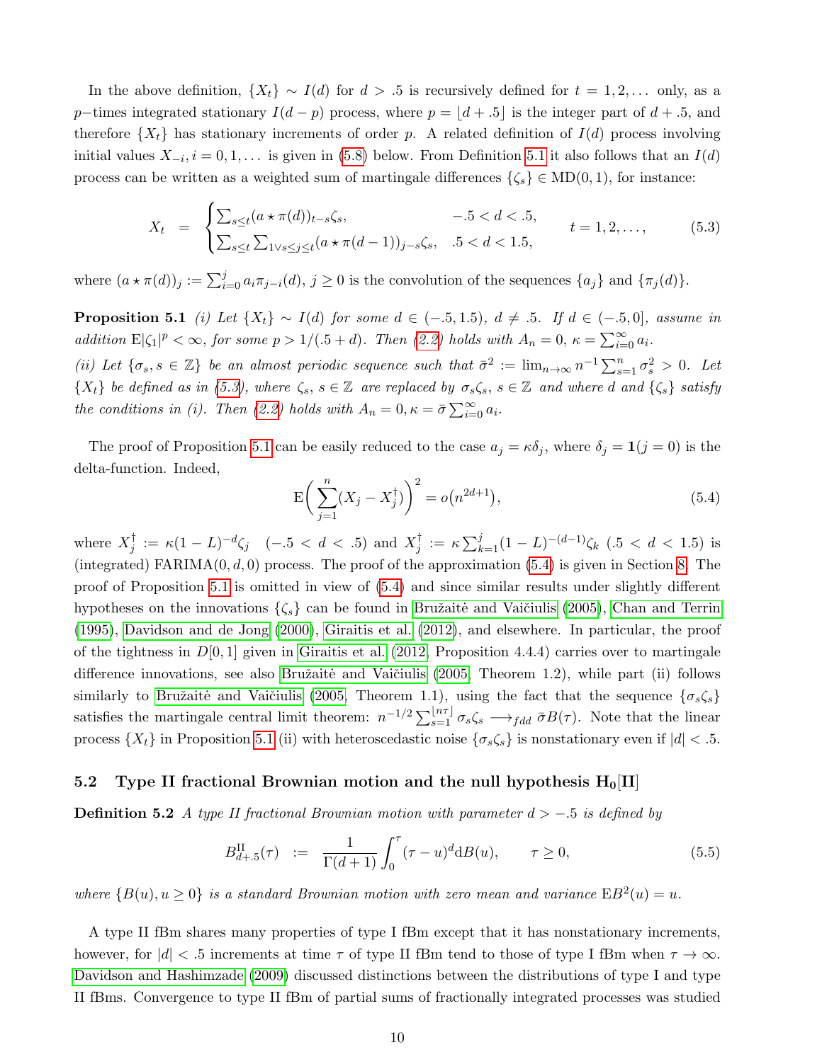In the above definition, $\{X_t\} \sim I(d)$ for $d > .5$ is recursively defined for $t = 1, 2, \dots$ only, as a $p$−times integrated stationary $I(d-p)$ process, where $p = \lfloor d + .5 \rfloor$ is the integer part of $d + .5$, and therefore $\{X_t\}$ has stationary increments of order $p$. A related definition of $I(d)$ process involving initial values $X_{-i}, i = 0, 1, \dots$ is given in (5.8) below. From Definition 5.1 it also follows that an $I(d)$ process can be written as a weighted sum of martingale differences $\{\zeta_s\} \in \mathrm{MD}(0, 1)$, for instance:

$$X_t = \begin{cases} \sum_{s \le t} (a \star \pi(d))_{t-s} \zeta_s, & -.5 < d < .5, \\ \sum_{s \le t} \sum_{1 \vee s \le j \le t} (a \star \pi(d-1))_{j-s} \zeta_s, & .5 < d < 1.5, \end{cases} \qquad t = 1, 2, \dots, \tag{5.3}$$

where $(a \star \pi(d))_j := \sum_{i=0}^{j} a_i \pi_{j-i}(d)$, $j \ge 0$ is the convolution of the sequences $\{a_j\}$ and $\{\pi_j(d)\}$.

**Proposition 5.1** *(i) Let $\{X_t\} \sim I(d)$ for some $d \in (-.5, 1.5)$, $d \ne .5$. If $d \in (-.5, 0]$, assume in addition $\mathrm{E}|\zeta_1|^p < \infty$, for some $p > 1/(.5 + d)$. Then (2.2) holds with $A_n = 0$, $\kappa = \sum_{i=0}^{\infty} a_i$.*

*(ii) Let $\{\sigma_s, s \in \mathbb{Z}\}$ be an almost periodic sequence such that $\bar\sigma^2 := \lim_{n\to\infty} n^{-1} \sum_{s=1}^{n} \sigma_s^2 > 0$. Let $\{X_t\}$ be defined as in (5.3), where $\zeta_s$, $s \in \mathbb{Z}$ are replaced by $\sigma_s \zeta_s$, $s \in \mathbb{Z}$ and where $d$ and $\{\zeta_s\}$ satisfy the conditions in (i). Then (2.2) holds with $A_n = 0, \kappa = \bar\sigma \sum_{i=0}^{\infty} a_i$.*

The proof of Proposition 5.1 can be easily reduced to the case $a_j = \kappa \delta_j$, where $\delta_j = \mathbf{1}(j = 0)$ is the delta-function. Indeed,

$$\mathrm{E}\Big( \sum_{j=1}^{n} (X_j - X_j^\dagger) \Big)^2 = o\big(n^{2d+1}\big), \tag{5.4}$$

where $X_j^\dagger := \kappa (1-L)^{-d} \zeta_j$ $\;(-.5 < d < .5)$ and $X_j^\dagger := \kappa \sum_{k=1}^{j} (1-L)^{-(d-1)} \zeta_k$ $(.5 < d < 1.5)$ is (integrated) FARIMA$(0, d, 0)$ process. The proof of the approximation (5.4) is given in Section 8. The proof of Proposition 5.1 is omitted in view of (5.4) and since similar results under slightly different hypotheses on the innovations $\{\zeta_s\}$ can be found in Bružaitė and Vaičiulis (2005), Chan and Terrin (1995), Davidson and de Jong (2000), Giraitis et al. (2012), and elsewhere. In particular, the proof of the tightness in $D[0, 1]$ given in Giraitis et al. (2012, Proposition 4.4.4) carries over to martingale difference innovations, see also Bružaitė and Vaičiulis (2005, Theorem 1.2), while part (ii) follows similarly to Bružaitė and Vaičiulis (2005, Theorem 1.1), using the fact that the sequence $\{\sigma_s \zeta_s\}$ satisfies the martingale central limit theorem: $n^{-1/2} \sum_{s=1}^{\lfloor n\tau \rfloor} \sigma_s \zeta_s \longrightarrow_{fdd} \bar\sigma B(\tau)$. Note that the linear process $\{X_t\}$ in Proposition 5.1 (ii) with heteroscedastic noise $\{\sigma_s \zeta_s\}$ is nonstationary even if $|d| < .5$.

## 5.2 Type II fractional Brownian motion and the null hypothesis $\mathbf{H_0[II]}$

**Definition 5.2** *A type II fractional Brownian motion with parameter $d > -.5$ is defined by*

$$B^{\mathrm{II}}_{d+.5}(\tau) := \frac{1}{\Gamma(d+1)} \int_0^\tau (\tau - u)^d \mathrm{d}B(u), \qquad \tau \ge 0, \tag{5.5}$$

*where $\{B(u), u \ge 0\}$ is a standard Brownian motion with zero mean and variance $\mathrm{E}B^2(u) = u$.*

A type II fBm shares many properties of type I fBm except that it has nonstationary increments, however, for $|d| < .5$ increments at time $\tau$ of type II fBm tend to those of type I fBm when $\tau \to \infty$. Davidson and Hashimzade (2009) discussed distinctions between the distributions of type I and type II fBms. Convergence to type II fBm of partial sums of fractionally integrated processes was studied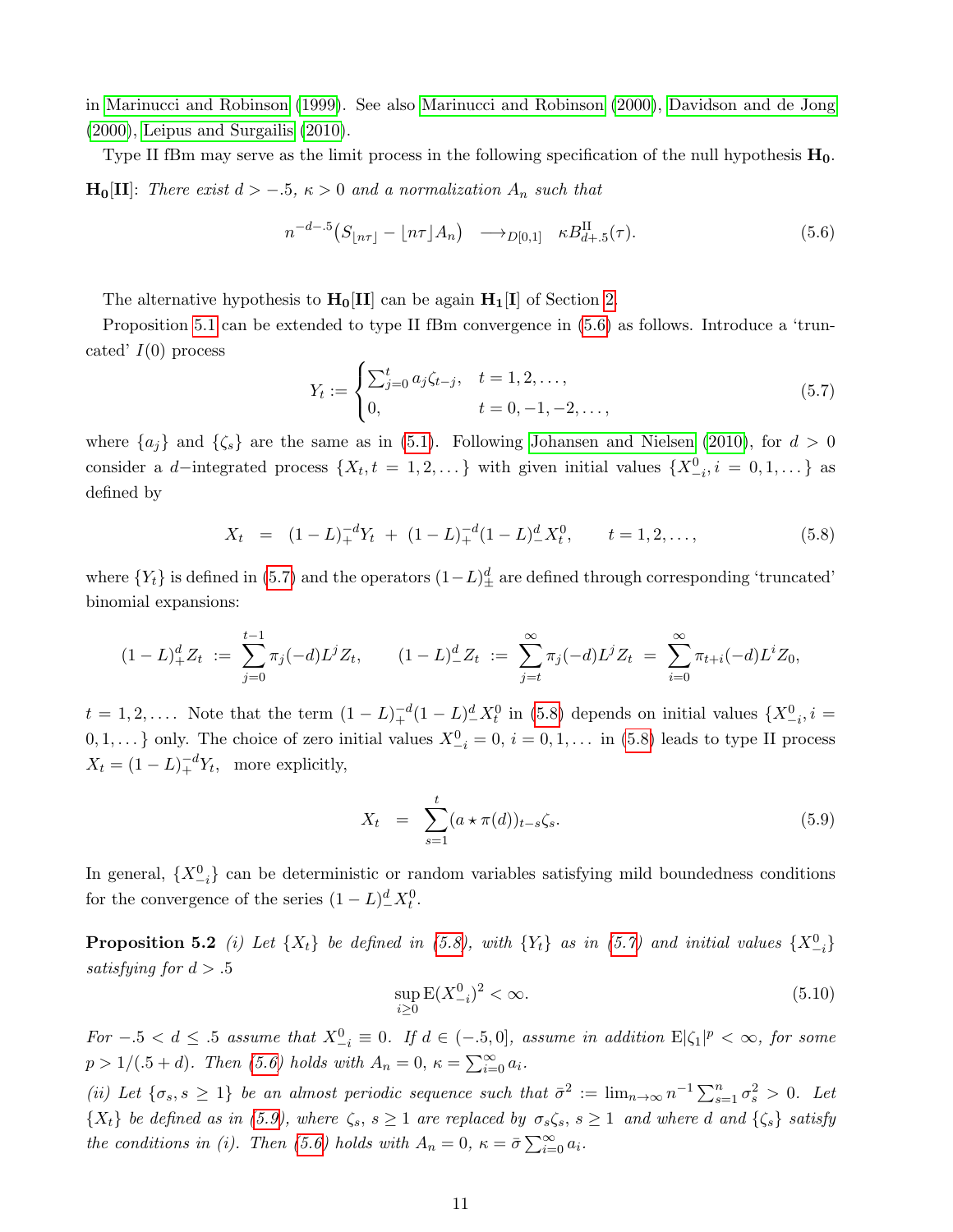in Marinucci and Robinson (1999). See also Marinucci and Robinson (2000), Davidson and de Jong (2000), Leipus and Surgailis (2010).

Type II fBm may serve as the limit process in the following specification of the null hypothesis $\mathbf{H_0}$.

$\mathbf{H_0}$[**II**]: *There exist $d > -.5$, $\kappa > 0$ and a normalization $A_n$ such that*

$$n^{-d-.5}\big(S_{\lfloor n\tau \rfloor} - \lfloor n\tau \rfloor A_n\big) \quad \longrightarrow_{D[0,1]} \quad \kappa B^{\rm II}_{d+.5}(\tau). \tag{5.6}$$

The alternative hypothesis to $\mathbf{H_0}$[**II**] can be again $\mathbf{H_1}$[**I**] of Section 2.

Proposition 5.1 can be extended to type II fBm convergence in (5.6) as follows. Introduce a 'truncated' $I(0)$ process

$$Y_t := \begin{cases} \sum_{j=0}^{t} a_j \zeta_{t-j}, & t = 1, 2, \dots, \\ 0, & t = 0, -1, -2, \dots, \end{cases} \tag{5.7}$$

where $\{a_j\}$ and $\{\zeta_s\}$ are the same as in (5.1). Following Johansen and Nielsen (2010), for $d > 0$ consider a $d-$integrated process $\{X_t, t = 1, 2, \dots\}$ with given initial values $\{X^0_{-i}, i = 0, 1, \dots\}$ as defined by

$$X_t \;\; = \;\; (1-L)^{-d}_{+} Y_t \; + \; (1-L)^{-d}_{+}(1-L)^{d}_{-} X^0_t, \qquad t = 1, 2, \dots, \tag{5.8}$$

where $\{Y_t\}$ is defined in (5.7) and the operators $(1-L)^d_{\pm}$ are defined through corresponding 'truncated' binomial expansions:

$$(1-L)^d_{+} Z_t \; := \; \sum_{j=0}^{t-1} \pi_j(-d) L^j Z_t, \qquad (1-L)^d_{-} Z_t \; := \; \sum_{j=t}^{\infty} \pi_j(-d) L^j Z_t \; = \; \sum_{i=0}^{\infty} \pi_{t+i}(-d) L^i Z_0,$$

$t = 1, 2, \dots$. Note that the term $(1-L)^{-d}_{+}(1-L)^d_{-} X^0_t$ in (5.8) depends on initial values $\{X^0_{-i}, i = 0, 1, \dots\}$ only. The choice of zero initial values $X^0_{-i} = 0$, $i = 0, 1, \dots$ in (5.8) leads to type II process $X_t = (1-L)^{-d}_{+} Y_t$, more explicitly,

$$X_t \;\; = \;\; \sum_{s=1}^{t} (a \star \pi(d))_{t-s} \zeta_s. \tag{5.9}$$

In general, $\{X^0_{-i}\}$ can be deterministic or random variables satisfying mild boundedness conditions for the convergence of the series $(1-L)^d_{-} X^0_t$.

**Proposition 5.2** *(i) Let $\{X_t\}$ be defined in (5.8), with $\{Y_t\}$ as in (5.7) and initial values $\{X^0_{-i}\}$ satisfying for $d > .5$*

$$\sup_{i \ge 0} \mathrm{E}(X^0_{-i})^2 < \infty. \tag{5.10}$$

*For $-.5 < d \le .5$ assume that $X^0_{-i} \equiv 0$. If $d \in (-.5, 0]$, assume in addition $\mathrm{E}|\zeta_1|^p < \infty$, for some $p > 1/(.5+d)$. Then (5.6) holds with $A_n = 0$, $\kappa = \sum_{i=0}^{\infty} a_i$.*

*(ii) Let $\{\sigma_s, s \ge 1\}$ be an almost periodic sequence such that $\bar\sigma^2 := \lim_{n\to\infty} n^{-1}\sum_{s=1}^{n} \sigma_s^2 > 0$. Let $\{X_t\}$ be defined as in (5.9), where $\zeta_s$, $s \ge 1$ are replaced by $\sigma_s\zeta_s$, $s \ge 1$ and where $d$ and $\{\zeta_s\}$ satisfy the conditions in (i). Then (5.6) holds with $A_n = 0$, $\kappa = \bar\sigma \sum_{i=0}^{\infty} a_i$.*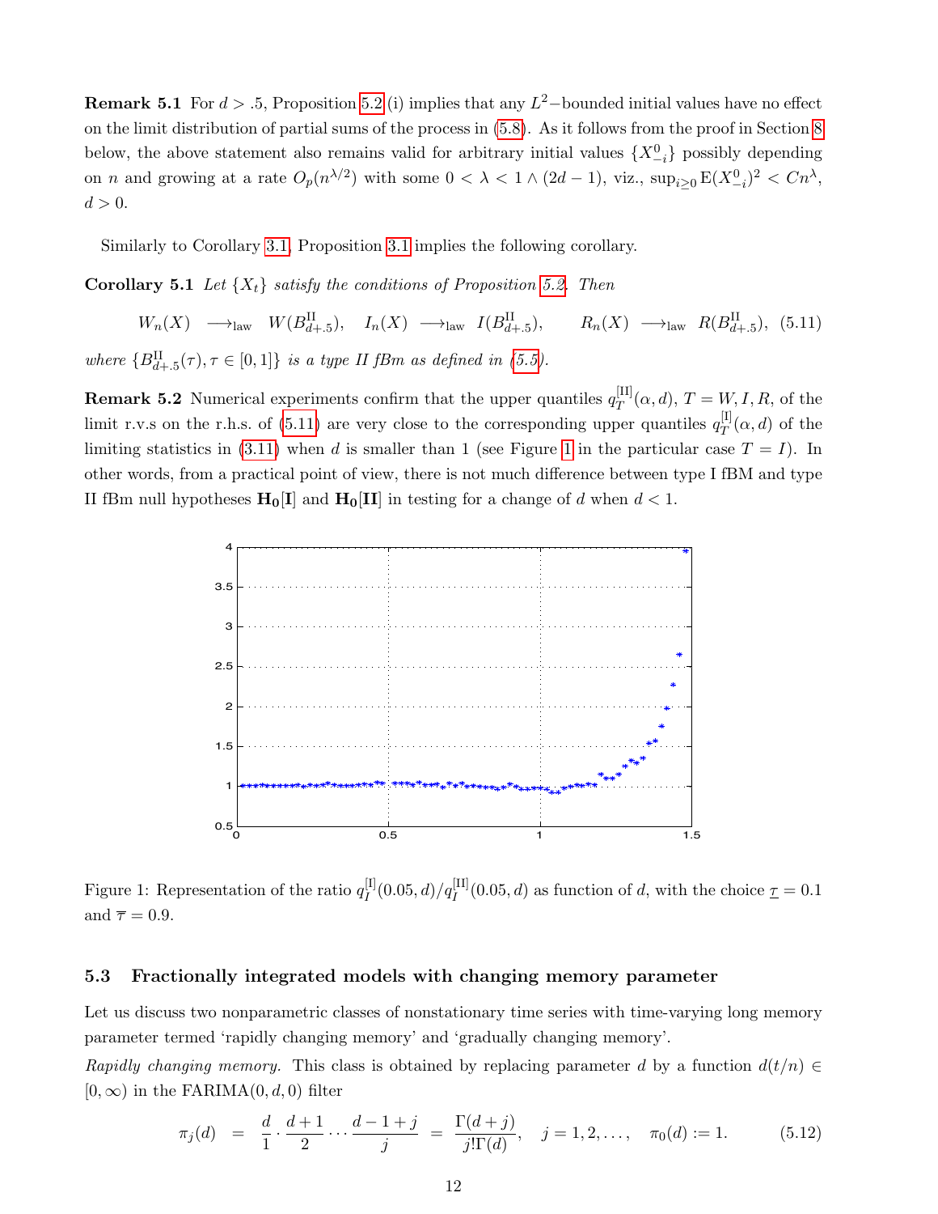**Remark 5.1** For $d > .5$, Proposition 5.2 (i) implies that any $L^2-$bounded initial values have no effect on the limit distribution of partial sums of the process in (5.8). As it follows from the proof in Section 8 below, the above statement also remains valid for arbitrary initial values $\{X^0_{-i}\}$ possibly depending on $n$ and growing at a rate $O_p(n^{\lambda/2})$ with some $0 < \lambda < 1 \wedge (2d-1)$, viz., $\sup_{i\ge 0} \mathrm{E}(X^0_{-i})^2 < Cn^{\lambda}$, $d > 0$.

Similarly to Corollary 3.1, Proposition 3.1 implies the following corollary.

**Corollary 5.1** *Let $\{X_t\}$ satisfy the conditions of Proposition 5.2. Then*

$$W_n(X) \ \longrightarrow_{\rm law} \ W(B^{\rm II}_{d+.5}), \quad I_n(X) \ \longrightarrow_{\rm law} \ I(B^{\rm II}_{d+.5}), \qquad R_n(X) \ \longrightarrow_{\rm law} \ R(B^{\rm II}_{d+.5}), \quad (5.11)$$

*where $\{B^{\rm II}_{d+.5}(\tau), \tau \in [0,1]\}$ is a type II fBm as defined in (5.5).*

**Remark 5.2** Numerical experiments confirm that the upper quantiles $q^{[\rm II]}_T(\alpha, d)$, $T = W, I, R$, of the limit r.v.s on the r.h.s. of (5.11) are very close to the corresponding upper quantiles $q^{[\rm I]}_T(\alpha, d)$ of the limiting statistics in (3.11) when $d$ is smaller than 1 (see Figure 1 in the particular case $T = I$). In other words, from a practical point of view, there is not much difference between type I fBM and type II fBm null hypotheses $\mathbf{H_0[I]}$ and $\mathbf{H_0[II]}$ in testing for a change of $d$ when $d < 1$.

Figure 1: Representation of the ratio $q^{[\rm I]}_I(0.05, d)/q^{[\rm II]}_I(0.05, d)$ as function of $d$, with the choice $\underline{\tau} = 0.1$ and $\overline{\tau} = 0.9$.

### 5.3 Fractionally integrated models with changing memory parameter

Let us discuss two nonparametric classes of nonstationary time series with time-varying long memory parameter termed 'rapidly changing memory' and 'gradually changing memory'.

*Rapidly changing memory.* This class is obtained by replacing parameter $d$ by a function $d(t/n) \in [0, \infty)$ in the FARIMA$(0, d, 0)$ filter

$$\pi_j(d) \quad = \quad \frac{d}{1} \cdot \frac{d+1}{2} \cdots \frac{d-1+j}{j} \quad = \quad \frac{\Gamma(d+j)}{j!\Gamma(d)}, \quad j = 1, 2, \ldots, \quad \pi_0(d) := 1. \qquad (5.12)$$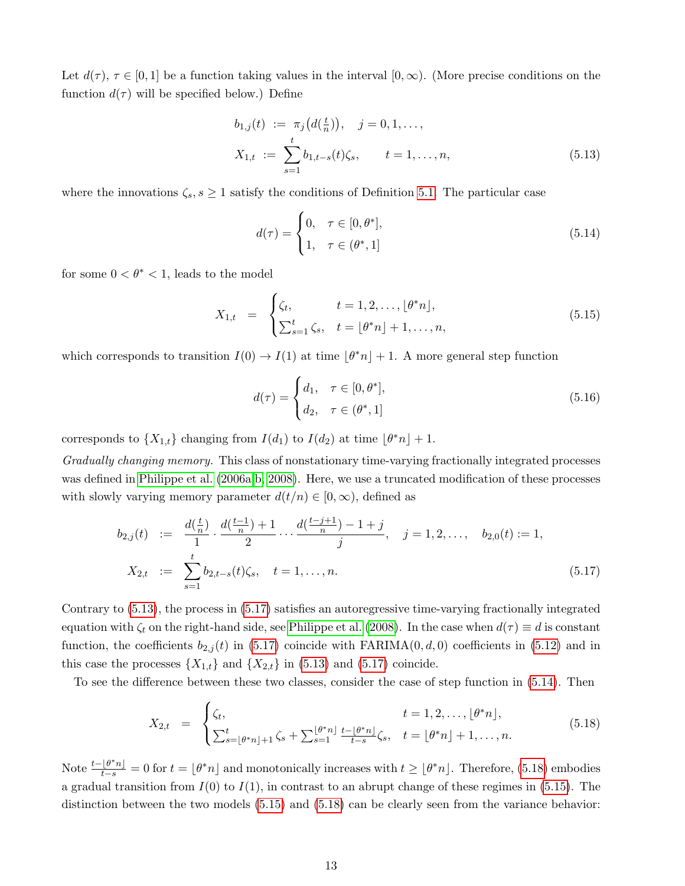Let $d(\tau)$, $\tau \in [0,1]$ be a function taking values in the interval $[0,\infty)$. (More precise conditions on the function $d(\tau)$ will be specified below.) Define

$$
\begin{aligned}
b_{1,j}(t) &:= \pi_j\big(d(\tfrac{t}{n})\big), \quad j = 0,1,\dots, \\
X_{1,t} &:= \sum_{s=1}^{t} b_{1,t-s}(t)\zeta_s, \qquad t = 1,\dots,n,
\end{aligned}
\tag{5.13}
$$

where the innovations $\zeta_s$, $s \ge 1$ satisfy the conditions of Definition 5.1. The particular case

$$
d(\tau) = \begin{cases} 0, & \tau \in [0,\theta^*], \\ 1, & \tau \in (\theta^*,1] \end{cases} \tag{5.14}
$$

for some $0 < \theta^* < 1$, leads to the model

$$
X_{1,t} = \begin{cases} \zeta_t, & t = 1,2,\dots,\lfloor \theta^* n \rfloor, \\ \sum_{s=1}^{t} \zeta_s, & t = \lfloor \theta^* n \rfloor + 1,\dots,n, \end{cases} \tag{5.15}
$$

which corresponds to transition $I(0) \to I(1)$ at time $\lfloor \theta^* n \rfloor + 1$. A more general step function

$$
d(\tau) = \begin{cases} d_1, & \tau \in [0,\theta^*], \\ d_2, & \tau \in (\theta^*,1] \end{cases} \tag{5.16}
$$

corresponds to $\{X_{1,t}\}$ changing from $I(d_1)$ to $I(d_2)$ at time $\lfloor \theta^* n \rfloor + 1$.

*Gradually changing memory.* This class of nonstationary time-varying fractionally integrated processes was defined in Philippe et al. (2006a,b, 2008). Here, we use a truncated modification of these processes with slowly varying memory parameter $d(t/n) \in [0,\infty)$, defined as

$$
\begin{aligned}
b_{2,j}(t) &:= \frac{d(\frac{t}{n})}{1} \cdot \frac{d(\frac{t-1}{n}) + 1}{2} \cdots \frac{d(\frac{t-j+1}{n}) - 1 + j}{j}, \quad j = 1,2,\dots, \quad b_{2,0}(t) := 1, \\
X_{2,t} &:= \sum_{s=1}^{t} b_{2,t-s}(t)\zeta_s, \quad t = 1,\dots,n.
\end{aligned}
\tag{5.17}
$$

Contrary to (5.13), the process in (5.17) satisfies an autoregressive time-varying fractionally integrated equation with $\zeta_t$ on the right-hand side, see Philippe et al. (2008). In the case when $d(\tau) \equiv d$ is constant function, the coefficients $b_{2,j}(t)$ in (5.17) coincide with FARIMA$(0,d,0)$ coefficients in (5.12) and in this case the processes $\{X_{1,t}\}$ and $\{X_{2,t}\}$ in (5.13) and (5.17) coincide.

To see the difference between these two classes, consider the case of step function in (5.14). Then

$$
X_{2,t} = \begin{cases} \zeta_t, & t = 1,2,\dots,\lfloor \theta^* n \rfloor, \\ \sum_{s=\lfloor \theta^* n \rfloor + 1}^{t} \zeta_s + \sum_{s=1}^{\lfloor \theta^* n \rfloor} \frac{t - \lfloor \theta^* n \rfloor}{t-s} \zeta_s, & t = \lfloor \theta^* n \rfloor + 1,\dots,n. \end{cases} \tag{5.18}
$$

Note $\frac{t-\lfloor \theta^* n \rfloor}{t-s} = 0$ for $t = \lfloor \theta^* n \rfloor$ and monotonically increases with $t \ge \lfloor \theta^* n \rfloor$. Therefore, (5.18) embodies a gradual transition from $I(0)$ to $I(1)$, in contrast to an abrupt change of these regimes in (5.15). The distinction between the two models (5.15) and (5.18) can be clearly seen from the variance behavior: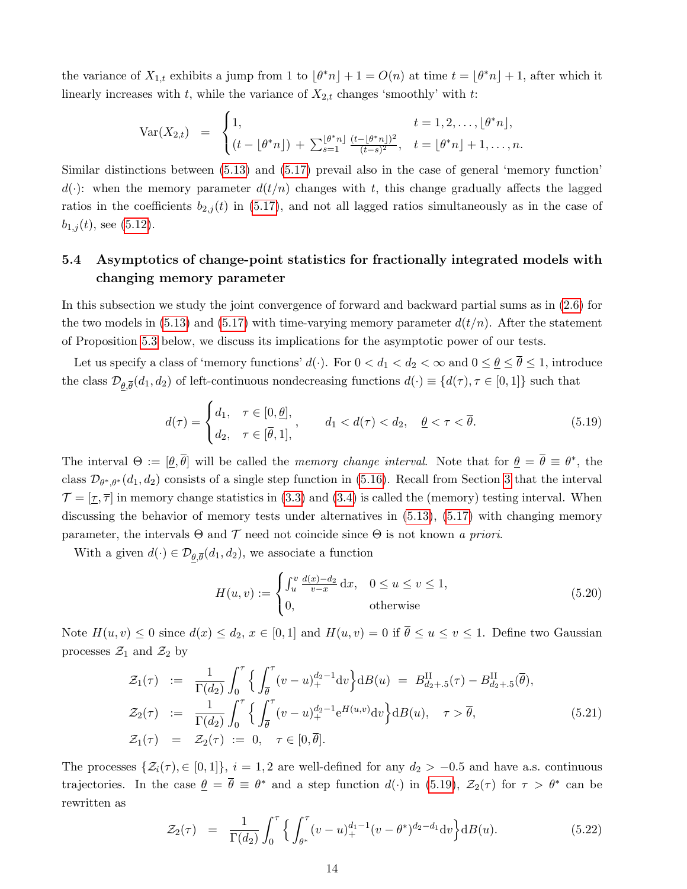the variance of $X_{1,t}$ exhibits a jump from 1 to $\lfloor \theta^* n \rfloor + 1 = O(n)$ at time $t = \lfloor \theta^* n \rfloor + 1$, after which it linearly increases with $t$, while the variance of $X_{2,t}$ changes 'smoothly' with $t$:

$$
\mathrm{Var}(X_{2,t}) \quad = \quad \begin{cases} 1, & t = 1, 2, \ldots, \lfloor \theta^* n \rfloor, \\ (t - \lfloor \theta^* n \rfloor) + \sum_{s=1}^{\lfloor \theta^* n \rfloor} \frac{(t - \lfloor \theta^* n \rfloor)^2}{(t-s)^2}, & t = \lfloor \theta^* n \rfloor + 1, \ldots, n. \end{cases}
$$

Similar distinctions between (5.13) and (5.17) prevail also in the case of general 'memory function' $d(\cdot)$: when the memory parameter $d(t/n)$ changes with $t$, this change gradually affects the lagged ratios in the coefficients $b_{2,j}(t)$ in (5.17), and not all lagged ratios simultaneously as in the case of $b_{1,j}(t)$, see (5.12).

### 5.4 Asymptotics of change-point statistics for fractionally integrated models with changing memory parameter

In this subsection we study the joint convergence of forward and backward partial sums as in (2.6) for the two models in (5.13) and (5.17) with time-varying memory parameter $d(t/n)$. After the statement of Proposition 5.3 below, we discuss its implications for the asymptotic power of our tests.

Let us specify a class of 'memory functions' $d(\cdot)$. For $0 < d_1 < d_2 < \infty$ and $0 \le \underline{\theta} \le \overline{\theta} \le 1$, introduce the class $\mathcal{D}_{\underline{\theta},\overline{\theta}}(d_1, d_2)$ of left-continuous nondecreasing functions $d(\cdot) \equiv \{d(\tau), \tau \in [0,1]\}$ such that

$$
d(\tau) = \begin{cases} d_1, & \tau \in [0, \underline{\theta}], \\ d_2, & \tau \in [\overline{\theta}, 1], \end{cases}, \qquad d_1 < d(\tau) < d_2, \quad \underline{\theta} < \tau < \overline{\theta}. \tag{5.19}
$$

The interval $\Theta := [\underline{\theta}, \overline{\theta}]$ will be called the *memory change interval*. Note that for $\underline{\theta} = \overline{\theta} \equiv \theta^*$, the class $\mathcal{D}_{\theta^*,\theta^*}(d_1, d_2)$ consists of a single step function in (5.16). Recall from Section 3 that the interval $\mathcal{T} = [\underline{\tau}, \overline{\tau}]$ in memory change statistics in (3.3) and (3.4) is called the (memory) testing interval. When discussing the behavior of memory tests under alternatives in (5.13), (5.17) with changing memory parameter, the intervals $\Theta$ and $\mathcal{T}$ need not coincide since $\Theta$ is not known *a priori*.

With a given $d(\cdot) \in \mathcal{D}_{\underline{\theta},\overline{\theta}}(d_1, d_2)$, we associate a function

$$
H(u, v) := \begin{cases} \int_u^v \frac{d(x) - d_2}{v - x} \, \mathrm{d}x, & 0 \le u \le v \le 1, \\ 0, & \text{otherwise} \end{cases} \tag{5.20}
$$

Note $H(u, v) \le 0$ since $d(x) \le d_2$, $x \in [0,1]$ and $H(u, v) = 0$ if $\overline{\theta} \le u \le v \le 1$. Define two Gaussian processes $\mathcal{Z}_1$ and $\mathcal{Z}_2$ by

$$
\begin{aligned}
\mathcal{Z}_1(\tau) &:= \frac{1}{\Gamma(d_2)} \int_0^\tau \Big\{ \int_{\overline{\theta}}^\tau (v - u)_+^{d_2 - 1} \mathrm{d}v \Big\} \mathrm{d}B(u) \;=\; B^{\mathrm{II}}_{d_2 + .5}(\tau) - B^{\mathrm{II}}_{d_2 + .5}(\overline{\theta}), \\
\mathcal{Z}_2(\tau) &:= \frac{1}{\Gamma(d_2)} \int_0^\tau \Big\{ \int_{\overline{\theta}}^\tau (v - u)_+^{d_2 - 1} \mathrm{e}^{H(u,v)} \mathrm{d}v \Big\} \mathrm{d}B(u), \quad \tau > \overline{\theta}, \\
\mathcal{Z}_1(\tau) &= \mathcal{Z}_2(\tau) \;:=\; 0, \quad \tau \in [0, \overline{\theta}].
\end{aligned} \tag{5.21}
$$

The processes $\{\mathcal{Z}_i(\tau), \in [0,1]\}$, $i = 1, 2$ are well-defined for any $d_2 > -0.5$ and have a.s. continuous trajectories. In the case $\underline{\theta} = \overline{\theta} \equiv \theta^*$ and a step function $d(\cdot)$ in (5.19), $\mathcal{Z}_2(\tau)$ for $\tau > \theta^*$ can be rewritten as

$$
\mathcal{Z}_2(\tau) \quad = \quad \frac{1}{\Gamma(d_2)} \int_0^\tau \Big\{ \int_{\theta^*}^\tau (v - u)_+^{d_1 - 1} (v - \theta^*)^{d_2 - d_1} \mathrm{d}v \Big\} \mathrm{d}B(u). \tag{5.22}
$$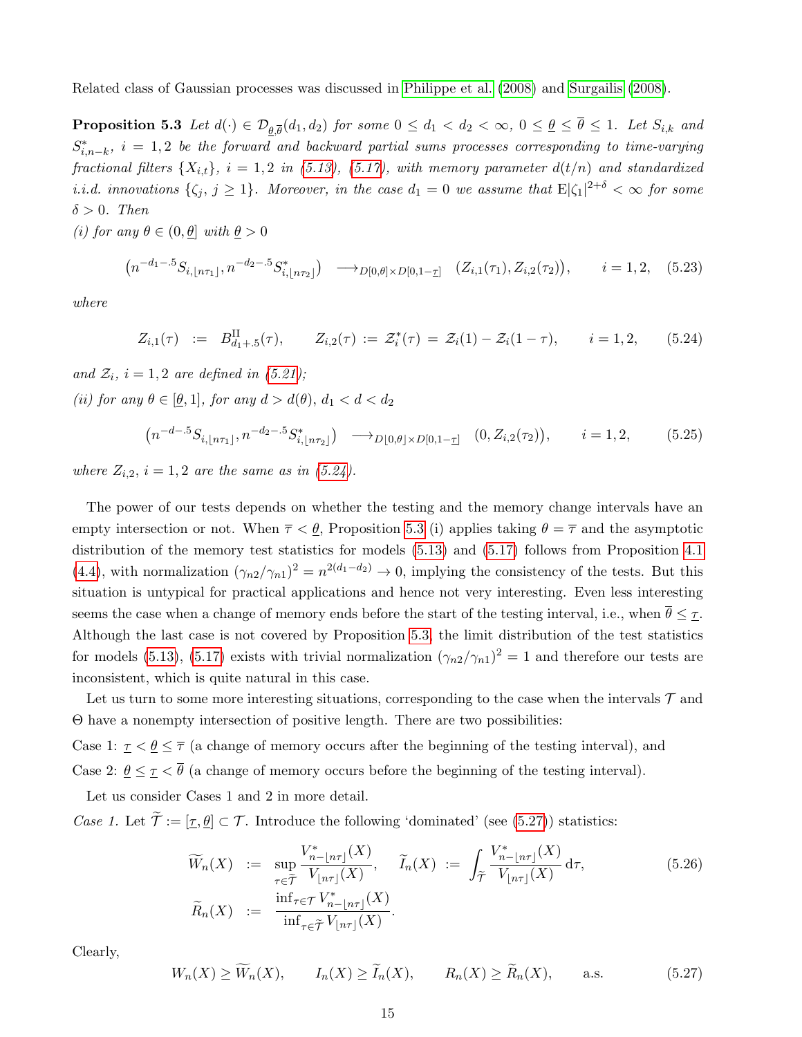Related class of Gaussian processes was discussed in Philippe et al. (2008) and Surgailis (2008).

**Proposition 5.3** *Let $d(\cdot) \in \mathcal{D}_{\underline{\theta},\overline{\theta}}(d_1, d_2)$ for some $0 \le d_1 < d_2 < \infty$, $0 \le \underline{\theta} \le \overline{\theta} \le 1$. Let $S_{i,k}$ and $S^*_{i,n-k}$, $i = 1, 2$ be the forward and backward partial sums processes corresponding to time-varying fractional filters $\{X_{i,t}\}$, $i = 1, 2$ in (5.13), (5.17), with memory parameter $d(t/n)$ and standardized i.i.d. innovations $\{\zeta_j, j \ge 1\}$. Moreover, in the case $d_1 = 0$ we assume that $\mathrm{E}|\zeta_1|^{2+\delta} < \infty$ for some $\delta > 0$. Then*

*(i) for any $\theta \in (0, \underline{\theta}]$ with $\underline{\theta} > 0$*

$$\big(n^{-d_1 - .5} S_{i,\lfloor n\tau_1 \rfloor}, n^{-d_2 - .5} S^*_{i,\lfloor n\tau_2 \rfloor}\big) \quad \longrightarrow_{D[0,\theta]\times D[0,1-\underline{\tau}]} \quad \big(Z_{i,1}(\tau_1), Z_{i,2}(\tau_2)\big), \qquad i = 1, 2, \tag{5.23}$$

*where*

$$Z_{i,1}(\tau) \;:=\; B^{\mathrm{II}}_{d_1+.5}(\tau), \qquad Z_{i,2}(\tau) := \mathcal{Z}^*_i(\tau) = \mathcal{Z}_i(1) - \mathcal{Z}_i(1-\tau), \qquad i = 1, 2, \tag{5.24}$$

*and $\mathcal{Z}_i$, $i = 1, 2$ are defined in (5.21);*

*(ii) for any $\theta \in [\underline{\theta}, 1]$, for any $d > d(\theta)$, $d_1 < d < d_2$*

$$\big(n^{-d - .5} S_{i,\lfloor n\tau_1 \rfloor}, n^{-d_2 - .5} S^*_{i,\lfloor n\tau_2 \rfloor}\big) \quad \longrightarrow_{D[0,\theta]\times D[0,1-\underline{\tau}]} \quad \big(0, Z_{i,2}(\tau_2)\big), \qquad i = 1, 2, \tag{5.25}$$

*where $Z_{i,2}$, $i = 1, 2$ are the same as in (5.24).*

The power of our tests depends on whether the testing and the memory change intervals have an empty intersection or not. When $\overline{\tau} < \underline{\theta}$, Proposition 5.3 (i) applies taking $\theta = \overline{\tau}$ and the asymptotic distribution of the memory test statistics for models (5.13) and (5.17) follows from Proposition 4.1 (4.4), with normalization $(\gamma_{n2}/\gamma_{n1})^2 = n^{2(d_1 - d_2)} \to 0$, implying the consistency of the tests. But this situation is untypical for practical applications and hence not very interesting. Even less interesting seems the case when a change of memory ends before the start of the testing interval, i.e., when $\overline{\theta} \le \underline{\tau}$. Although the last case is not covered by Proposition 5.3, the limit distribution of the test statistics for models (5.13), (5.17) exists with trivial normalization $(\gamma_{n2}/\gamma_{n1})^2 = 1$ and therefore our tests are inconsistent, which is quite natural in this case.

Let us turn to some more interesting situations, corresponding to the case when the intervals $\mathcal{T}$ and $\Theta$ have a nonempty intersection of positive length. There are two possibilities:

Case 1: $\underline{\tau} < \underline{\theta} \le \overline{\tau}$ (a change of memory occurs after the beginning of the testing interval), and

Case 2: $\underline{\theta} \le \underline{\tau} < \overline{\theta}$ (a change of memory occurs before the beginning of the testing interval).

Let us consider Cases 1 and 2 in more detail.

*Case 1.* Let $\widetilde{\mathcal{T}} := [\underline{\tau}, \underline{\theta}] \subset \mathcal{T}$. Introduce the following 'dominated' (see (5.27)) statistics:

$$\begin{aligned}
\widetilde{W}_n(X) \;&:=\; \sup_{\tau \in \widetilde{\mathcal{T}}} \frac{V^*_{n-\lfloor n\tau \rfloor}(X)}{V_{\lfloor n\tau \rfloor}(X)}, \qquad \widetilde{I}_n(X) \;:=\; \int_{\widetilde{\mathcal{T}}} \frac{V^*_{n-\lfloor n\tau \rfloor}(X)}{V_{\lfloor n\tau \rfloor}(X)}\, \mathrm{d}\tau, \\
\widetilde{R}_n(X) \;&:=\; \frac{\inf_{\tau \in \mathcal{T}} V^*_{n-\lfloor n\tau \rfloor}(X)}{\inf_{\tau \in \widetilde{\mathcal{T}}} V_{\lfloor n\tau \rfloor}(X)}.
\end{aligned} \tag{5.26}$$

Clearly,

$$W_n(X) \ge \widetilde{W}_n(X), \qquad I_n(X) \ge \widetilde{I}_n(X), \qquad R_n(X) \ge \widetilde{R}_n(X), \qquad \text{a.s.} \tag{5.27}$$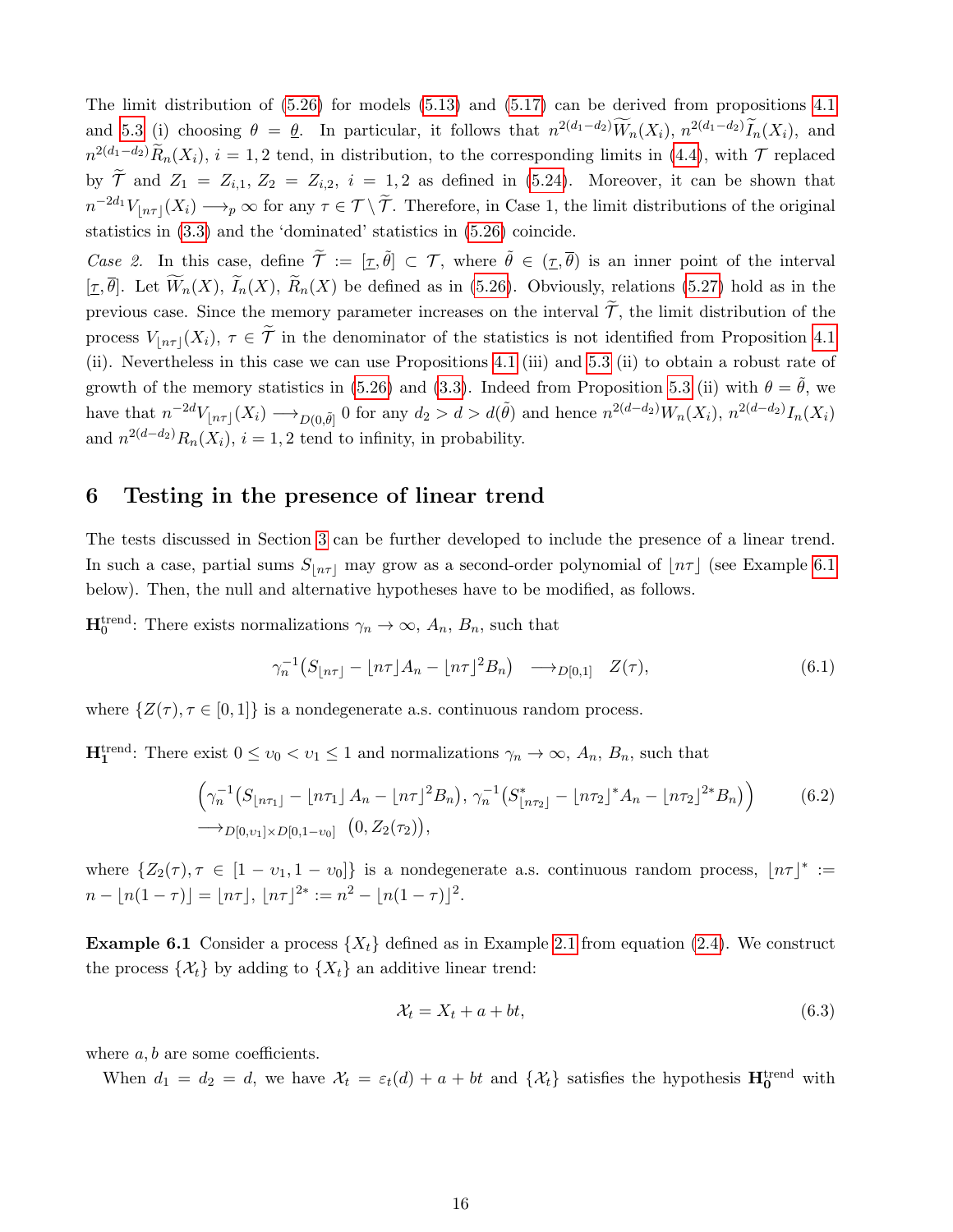The limit distribution of (5.26) for models (5.13) and (5.17) can be derived from propositions 4.1 and 5.3 (i) choosing $\theta = \underline{\theta}$. In particular, it follows that $n^{2(d_1-d_2)}\widetilde{W}_n(X_i)$, $n^{2(d_1-d_2)}\widetilde{I}_n(X_i)$, and $n^{2(d_1-d_2)}\widetilde{R}_n(X_i)$, $i=1,2$ tend, in distribution, to the corresponding limits in (4.4), with $\mathcal{T}$ replaced by $\widetilde{\mathcal{T}}$ and $Z_1 = Z_{i,1}$, $Z_2 = Z_{i,2}$, $i=1,2$ as defined in (5.24). Moreover, it can be shown that $n^{-2d_1}V_{\lfloor n\tau\rfloor}(X_i) \longrightarrow_p \infty$ for any $\tau \in \mathcal{T}\setminus\widetilde{\mathcal{T}}$. Therefore, in Case 1, the limit distributions of the original statistics in (3.3) and the 'dominated' statistics in (5.26) coincide.

*Case 2.* In this case, define $\widetilde{\mathcal{T}} := [\underline{\tau}, \tilde{\theta}] \subset \mathcal{T}$, where $\tilde{\theta} \in (\underline{\tau}, \overline{\theta})$ is an inner point of the interval $[\underline{\tau}, \overline{\theta}]$. Let $\widetilde{W}_n(X)$, $\widetilde{I}_n(X)$, $\widetilde{R}_n(X)$ be defined as in (5.26). Obviously, relations (5.27) hold as in the previous case. Since the memory parameter increases on the interval $\widetilde{\mathcal{T}}$, the limit distribution of the process $V_{\lfloor n\tau\rfloor}(X_i)$, $\tau \in \widetilde{\mathcal{T}}$ in the denominator of the statistics is not identified from Proposition 4.1 (ii). Nevertheless in this case we can use Propositions 4.1 (iii) and 5.3 (ii) to obtain a robust rate of growth of the memory statistics in (5.26) and (3.3). Indeed from Proposition 5.3 (ii) with $\theta = \tilde{\theta}$, we have that $n^{-2d}V_{\lfloor n\tau\rfloor}(X_i) \longrightarrow_{D(0,\tilde{\theta}]} 0$ for any $d_2 > d > d(\tilde{\theta})$ and hence $n^{2(d-d_2)}W_n(X_i)$, $n^{2(d-d_2)}I_n(X_i)$ and $n^{2(d-d_2)}R_n(X_i)$, $i=1,2$ tend to infinity, in probability.

## 6 Testing in the presence of linear trend

The tests discussed in Section 3 can be further developed to include the presence of a linear trend. In such a case, partial sums $S_{\lfloor n\tau\rfloor}$ may grow as a second-order polynomial of $\lfloor n\tau\rfloor$ (see Example 6.1 below). Then, the null and alternative hypotheses have to be modified, as follows.

$\mathbf{H}_0^{\mathrm{trend}}$: There exists normalizations $\gamma_n \to \infty$, $A_n$, $B_n$, such that

$$\gamma_n^{-1}\big(S_{\lfloor n\tau\rfloor} - \lfloor n\tau\rfloor A_n - \lfloor n\tau\rfloor^2 B_n\big) \quad \longrightarrow_{D[0,1]} \quad Z(\tau), \tag{6.1}$$

where $\{Z(\tau), \tau \in [0,1]\}$ is a nondegenerate a.s. continuous random process.

$\mathbf{H}_1^{\mathrm{trend}}$: There exist $0 \le \upsilon_0 < \upsilon_1 \le 1$ and normalizations $\gamma_n \to \infty$, $A_n$, $B_n$, such that

$$\begin{aligned}&\Big(\gamma_n^{-1}\big(S_{\lfloor n\tau_1\rfloor} - \lfloor n\tau_1\rfloor A_n - \lfloor n\tau\rfloor^2 B_n\big),\, \gamma_n^{-1}\big(S^*_{\lfloor n\tau_2\rfloor} - \lfloor n\tau_2\rfloor^* A_n - \lfloor n\tau_2\rfloor^{2*} B_n\big)\Big)\\&\longrightarrow_{D[0,\upsilon_1]\times D[0,1-\upsilon_0]} \ \big(0, Z_2(\tau_2)\big),\end{aligned} \tag{6.2}$$

where $\{Z_2(\tau), \tau \in [1-\upsilon_1, 1-\upsilon_0]\}$ is a nondegenerate a.s. continuous random process, $\lfloor n\tau\rfloor^* := n - \lfloor n(1-\tau)\rfloor = \lfloor n\tau\rfloor$, $\lfloor n\tau\rfloor^{2*} := n^2 - \lfloor n(1-\tau)\rfloor^2$.

**Example 6.1** Consider a process $\{X_t\}$ defined as in Example 2.1 from equation (2.4). We construct the process $\{\mathcal{X}_t\}$ by adding to $\{X_t\}$ an additive linear trend:

$$\mathcal{X}_t = X_t + a + bt, \tag{6.3}$$

where $a, b$ are some coefficients.

When $d_1 = d_2 = d$, we have $\mathcal{X}_t = \varepsilon_t(d) + a + bt$ and $\{\mathcal{X}_t\}$ satisfies the hypothesis $\mathbf{H_0^{\mathrm{trend}}}$ with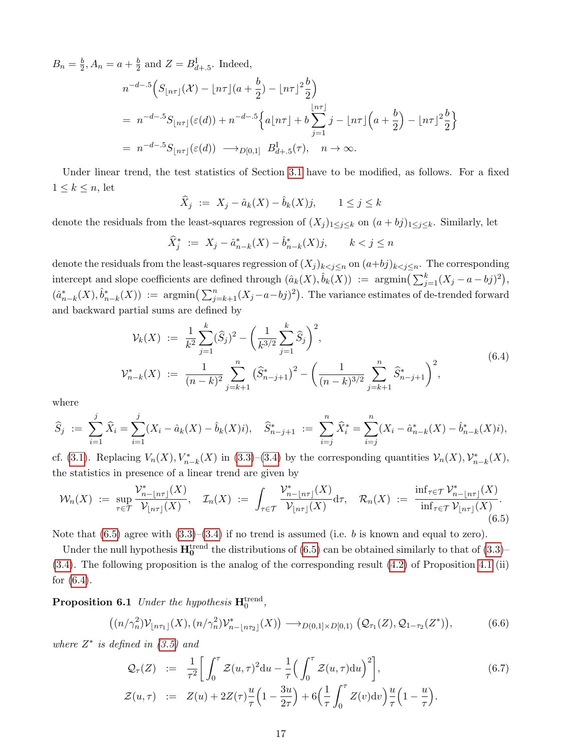$B_n = \frac{b}{2}, A_n = a + \frac{b}{2}$ and $Z = B^{\rm I}_{d+.5}$. Indeed,

$$
\begin{aligned}
&n^{-d-.5}\Big(S_{\lfloor n\tau\rfloor}(\mathcal{X}) - \lfloor n\tau\rfloor(a+\frac{b}{2}) - \lfloor n\tau\rfloor^2\frac{b}{2}\Big)\\
&= n^{-d-.5}S_{\lfloor n\tau\rfloor}(\varepsilon(d)) + n^{-d-.5}\Big\{a\lfloor n\tau\rfloor + b\sum_{j=1}^{\lfloor n\tau\rfloor} j - \lfloor n\tau\rfloor\Big(a+\frac{b}{2}\Big) - \lfloor n\tau\rfloor^2\frac{b}{2}\Big\}\\
&= n^{-d-.5}S_{\lfloor n\tau\rfloor}(\varepsilon(d)) \longrightarrow_{D[0,1]} B^{\rm I}_{d+.5}(\tau), \quad n\to\infty.
\end{aligned}
$$

Under linear trend, the test statistics of Section 3.1 have to be modified, as follows. For a fixed $1 \le k \le n$, let

$$
\widehat{X}_j := X_j - \hat{a}_k(X) - \hat{b}_k(X)j, \qquad 1 \le j \le k
$$

denote the residuals from the least-squares regression of $(X_j)_{1\le j\le k}$ on $(a+bj)_{1\le j\le k}$. Similarly, let

$$
\widehat{X}^*_j := X_j - \hat{a}^*_{n-k}(X) - \hat{b}^*_{n-k}(X)j, \qquad k < j \le n
$$

denote the residuals from the least-squares regression of $(X_j)_{k<j\le n}$ on $(a+bj)_{k<j\le n}$. The corresponding intercept and slope coefficients are defined through $(\hat{a}_k(X), \hat{b}_k(X)) := \mathrm{argmin}\big(\sum_{j=1}^k (X_j - a - bj)^2\big)$, $(\hat{a}^*_{n-k}(X), \hat{b}^*_{n-k}(X)) := \mathrm{argmin}\big(\sum_{j=k+1}^n (X_j - a - bj)^2\big)$. The variance estimates of de-trended forward and backward partial sums are defined by

$$
\begin{aligned}
\mathcal{V}_k(X) &:= \frac{1}{k^2}\sum_{j=1}^k (\widehat{S}_j)^2 - \Big(\frac{1}{k^{3/2}}\sum_{j=1}^k \widehat{S}_j\Big)^2,\\
\mathcal{V}^*_{n-k}(X) &:= \frac{1}{(n-k)^2}\sum_{j=k+1}^n \big(\widehat{S}^*_{n-j+1}\big)^2 - \Big(\frac{1}{(n-k)^{3/2}}\sum_{j=k+1}^n \widehat{S}^*_{n-j+1}\Big)^2,
\end{aligned}
\tag{6.4}
$$

where

$$
\widehat{S}_j := \sum_{i=1}^j \widehat{X}_i = \sum_{i=1}^j (X_i - \hat{a}_k(X) - \hat{b}_k(X)i), \quad \widehat{S}^*_{n-j+1} := \sum_{i=j}^n \widehat{X}^*_i = \sum_{i=j}^n (X_i - \hat{a}^*_{n-k}(X) - \hat{b}^*_{n-k}(X)i),
$$

cf. (3.1). Replacing $V_n(X), V^*_{n-k}(X)$ in (3.3)–(3.4) by the corresponding quantities $\mathcal{V}_n(X), \mathcal{V}^*_{n-k}(X)$, the statistics in presence of a linear trend are given by

$$
\mathcal{W}_n(X) := \sup_{\tau\in\mathcal{T}} \frac{\mathcal{V}^*_{n-\lfloor n\tau\rfloor}(X)}{\mathcal{V}_{\lfloor n\tau\rfloor}(X)}, \quad \mathcal{I}_n(X) := \int_{\tau\in\mathcal{T}} \frac{\mathcal{V}^*_{n-\lfloor n\tau\rfloor}(X)}{\mathcal{V}_{\lfloor n\tau\rfloor}(X)}\mathrm{d}\tau, \quad \mathcal{R}_n(X) := \frac{\inf_{\tau\in\mathcal{T}}\mathcal{V}^*_{n-\lfloor n\tau\rfloor}(X)}{\inf_{\tau\in\mathcal{T}}\mathcal{V}_{\lfloor n\tau\rfloor}(X)}.
\tag{6.5}
$$

Note that (6.5) agree with (3.3)–(3.4) if no trend is assumed (i.e. $b$ is known and equal to zero).

Under the null hypothesis $\mathbf{H}_0^{\rm trend}$ the distributions of (6.5) can be obtained similarly to that of (3.3)–(3.4). The following proposition is the analog of the corresponding result (4.2) of Proposition 4.1 (ii) for (6.4).

**Proposition 6.1** *Under the hypothesis* $\mathbf{H}_0^{\rm trend}$,

$$
\big((n/\gamma_n^2)\mathcal{V}_{\lfloor n\tau_1\rfloor}(X), (n/\gamma_n^2)\mathcal{V}^*_{n-\lfloor n\tau_2\rfloor}(X)\big) \longrightarrow_{D(0,1]\times D[0,1)} \big(\mathcal{Q}_{\tau_1}(Z), \mathcal{Q}_{1-\tau_2}(Z^*)\big),
\tag{6.6}
$$

*where* $Z^*$ *is defined in (3.5) and*

$$
\begin{aligned}
\mathcal{Q}_\tau(Z) &:= \frac{1}{\tau^2}\Big[\int_0^\tau \mathcal{Z}(u,\tau)^2\mathrm{d}u - \frac{1}{\tau}\Big(\int_0^\tau \mathcal{Z}(u,\tau)\mathrm{d}u\Big)^2\Big],\\
\mathcal{Z}(u,\tau) &:= Z(u) + 2Z(\tau)\frac{u}{\tau}\Big(1-\frac{3u}{2\tau}\Big) + 6\Big(\frac{1}{\tau}\int_0^\tau Z(v)\mathrm{d}v\Big)\frac{u}{\tau}\Big(1-\frac{u}{\tau}\Big).
\end{aligned}
\tag{6.7}
$$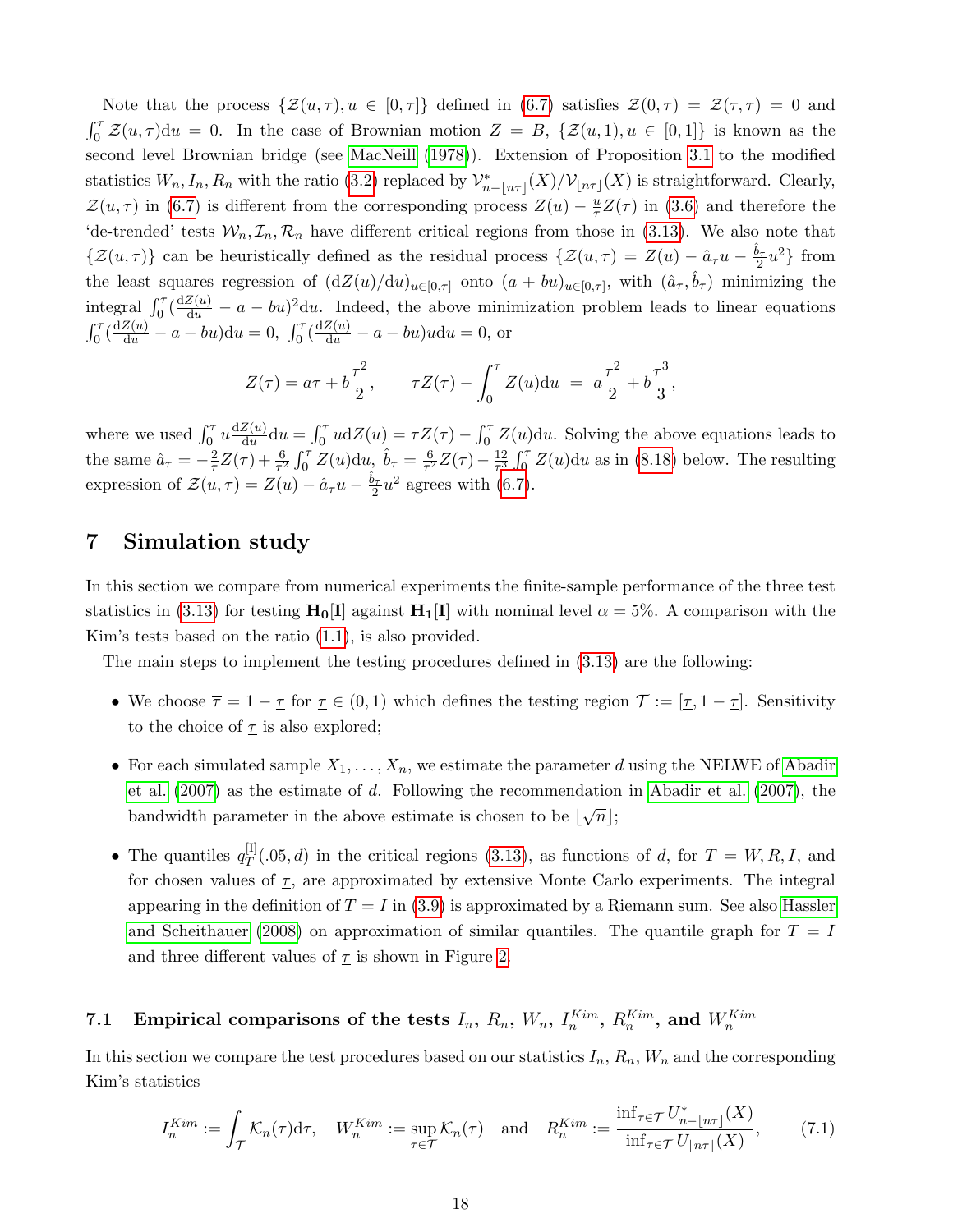Note that the process $\{\mathcal{Z}(u,\tau), u \in [0,\tau]\}$ defined in (6.7) satisfies $\mathcal{Z}(0,\tau) = \mathcal{Z}(\tau,\tau) = 0$ and $\int_0^\tau \mathcal{Z}(u,\tau)\mathrm{d}u = 0$. In the case of Brownian motion $Z = B$, $\{\mathcal{Z}(u,1), u \in [0,1]\}$ is known as the second level Brownian bridge (see MacNeill (1978)). Extension of Proposition 3.1 to the modified statistics $W_n, I_n, R_n$ with the ratio (3.2) replaced by $\mathcal{V}^*_{n-\lfloor n\tau\rfloor}(X)/\mathcal{V}_{\lfloor n\tau\rfloor}(X)$ is straightforward. Clearly, $\mathcal{Z}(u,\tau)$ in (6.7) is different from the corresponding process $Z(u) - \frac{u}{\tau}Z(\tau)$ in (3.6) and therefore the 'de-trended' tests $\mathcal{W}_n, \mathcal{I}_n, \mathcal{R}_n$ have different critical regions from those in (3.13). We also note that $\{\mathcal{Z}(u,\tau)\}$ can be heuristically defined as the residual process $\{\mathcal{Z}(u,\tau) = Z(u) - \hat{a}_\tau u - \frac{\hat{b}_\tau}{2}u^2\}$ from the least squares regression of $(\mathrm{d}Z(u)/\mathrm{d}u)_{u\in[0,\tau]}$ onto $(a + bu)_{u\in[0,\tau]}$, with $(\hat{a}_\tau, \hat{b}_\tau)$ minimizing the integral $\int_0^\tau (\frac{\mathrm{d}Z(u)}{\mathrm{d}u} - a - bu)^2\mathrm{d}u$. Indeed, the above minimization problem leads to linear equations $\int_0^\tau (\frac{\mathrm{d}Z(u)}{\mathrm{d}u} - a - bu)\mathrm{d}u = 0$, $\int_0^\tau (\frac{\mathrm{d}Z(u)}{\mathrm{d}u} - a - bu)u\mathrm{d}u = 0$, or

$$Z(\tau) = a\tau + b\frac{\tau^2}{2}, \qquad \tau Z(\tau) - \int_0^\tau Z(u)\mathrm{d}u \;=\; a\frac{\tau^2}{2} + b\frac{\tau^3}{3},$$

where we used $\int_0^\tau u\frac{\mathrm{d}Z(u)}{\mathrm{d}u}\mathrm{d}u = \int_0^\tau u\mathrm{d}Z(u) = \tau Z(\tau) - \int_0^\tau Z(u)\mathrm{d}u$. Solving the above equations leads to the same $\hat{a}_\tau = -\frac{2}{\tau}Z(\tau) + \frac{6}{\tau^2}\int_0^\tau Z(u)\mathrm{d}u$, $\hat{b}_\tau = \frac{6}{\tau^2}Z(\tau) - \frac{12}{\tau^3}\int_0^\tau Z(u)\mathrm{d}u$ as in (8.18) below. The resulting expression of $\mathcal{Z}(u,\tau) = Z(u) - \hat{a}_\tau u - \frac{\hat{b}_\tau}{2}u^2$ agrees with (6.7).

## 7 Simulation study

In this section we compare from numerical experiments the finite-sample performance of the three test statistics in (3.13) for testing $\mathbf{H_0[I]}$ against $\mathbf{H_1[I]}$ with nominal level $\alpha = 5\%$. A comparison with the Kim's tests based on the ratio (1.1), is also provided.

The main steps to implement the testing procedures defined in (3.13) are the following:

- We choose $\overline{\tau} = 1 - \underline{\tau}$ for $\underline{\tau} \in (0,1)$ which defines the testing region $\mathcal{T} := [\underline{\tau}, 1 - \underline{\tau}]$. Sensitivity to the choice of $\underline{\tau}$ is also explored;
- For each simulated sample $X_1, \ldots, X_n$, we estimate the parameter $d$ using the NELWE of Abadir et al. (2007) as the estimate of $d$. Following the recommendation in Abadir et al. (2007), the bandwidth parameter in the above estimate is chosen to be $\lfloor\sqrt{n}\rfloor$;
- The quantiles $q_T^{[\mathrm{I}]}(.05, d)$ in the critical regions (3.13), as functions of $d$, for $T = W, R, I$, and for chosen values of $\underline{\tau}$, are approximated by extensive Monte Carlo experiments. The integral appearing in the definition of $T = I$ in (3.9) is approximated by a Riemann sum. See also Hassler and Scheithauer (2008) on approximation of similar quantiles. The quantile graph for $T = I$ and three different values of $\underline{\tau}$ is shown in Figure 2.

### 7.1 Empirical comparisons of the tests $I_n$, $R_n$, $W_n$, $I_n^{Kim}$, $R_n^{Kim}$, and $W_n^{Kim}$

In this section we compare the test procedures based on our statistics $I_n, R_n, W_n$ and the corresponding Kim's statistics

$$I_n^{Kim} := \int_{\mathcal{T}} \mathcal{K}_n(\tau)\mathrm{d}\tau, \quad W_n^{Kim} := \sup_{\tau\in\mathcal{T}} \mathcal{K}_n(\tau) \quad \text{and} \quad R_n^{Kim} := \frac{\inf_{\tau\in\mathcal{T}} U^*_{n-\lfloor n\tau\rfloor}(X)}{\inf_{\tau\in\mathcal{T}} U_{\lfloor n\tau\rfloor}(X)}, \tag{7.1}$$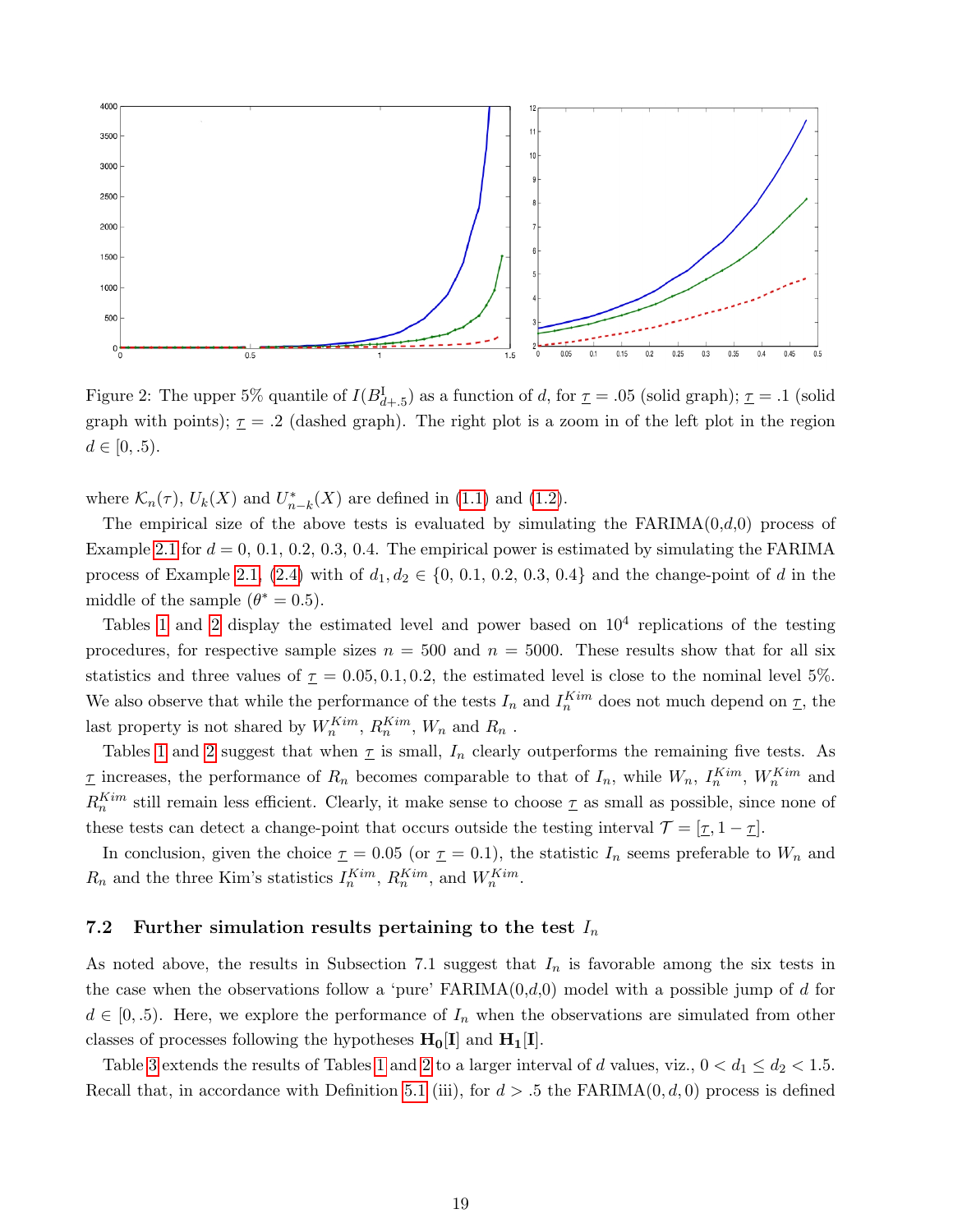Figure 2: The upper 5% quantile of $I(B^{\mathrm{I}}_{d+.5})$ as a function of $d$, for $\underline{\tau} = .05$ (solid graph); $\underline{\tau} = .1$ (solid graph with points); $\underline{\tau} = .2$ (dashed graph). The right plot is a zoom in of the left plot in the region $d \in [0, .5)$.

where $\mathcal{K}_n(\tau)$, $U_k(X)$ and $U^*_{n-k}(X)$ are defined in (1.1) and (1.2).

The empirical size of the above tests is evaluated by simulating the FARIMA(0,$d$,0) process of Example 2.1 for $d = 0,\, 0.1,\, 0.2,\, 0.3,\, 0.4$. The empirical power is estimated by simulating the FARIMA process of Example 2.1, (2.4) with of $d_1, d_2 \in \{0,\, 0.1,\, 0.2,\, 0.3,\, 0.4\}$ and the change-point of $d$ in the middle of the sample ($\theta^* = 0.5$).

Tables 1 and 2 display the estimated level and power based on $10^4$ replications of the testing procedures, for respective sample sizes $n = 500$ and $n = 5000$. These results show that for all six statistics and three values of $\underline{\tau} = 0.05, 0.1, 0.2$, the estimated level is close to the nominal level 5%. We also observe that while the performance of the tests $I_n$ and $I_n^{Kim}$ does not much depend on $\underline{\tau}$, the last property is not shared by $W_n^{Kim}$, $R_n^{Kim}$, $W_n$ and $R_n$ .

Tables 1 and 2 suggest that when $\underline{\tau}$ is small, $I_n$ clearly outperforms the remaining five tests. As $\underline{\tau}$ increases, the performance of $R_n$ becomes comparable to that of $I_n$, while $W_n$, $I_n^{Kim}$, $W_n^{Kim}$ and $R_n^{Kim}$ still remain less efficient. Clearly, it make sense to choose $\underline{\tau}$ as small as possible, since none of these tests can detect a change-point that occurs outside the testing interval $\mathcal{T} = [\underline{\tau}, 1 - \underline{\tau}]$.

In conclusion, given the choice $\underline{\tau} = 0.05$ (or $\underline{\tau} = 0.1$), the statistic $I_n$ seems preferable to $W_n$ and $R_n$ and the three Kim's statistics $I_n^{Kim}$, $R_n^{Kim}$, and $W_n^{Kim}$.

### 7.2 Further simulation results pertaining to the test $I_n$

As noted above, the results in Subsection 7.1 suggest that $I_n$ is favorable among the six tests in the case when the observations follow a 'pure' FARIMA(0,$d$,0) model with a possible jump of $d$ for $d \in [0, .5)$. Here, we explore the performance of $I_n$ when the observations are simulated from other classes of processes following the hypotheses $\mathbf{H_0}[\mathbf{I}]$ and $\mathbf{H_1}[\mathbf{I}]$.

Table 3 extends the results of Tables 1 and 2 to a larger interval of $d$ values, viz., $0 < d_1 \le d_2 < 1.5$. Recall that, in accordance with Definition 5.1 (iii), for $d > .5$ the FARIMA$(0, d, 0)$ process is defined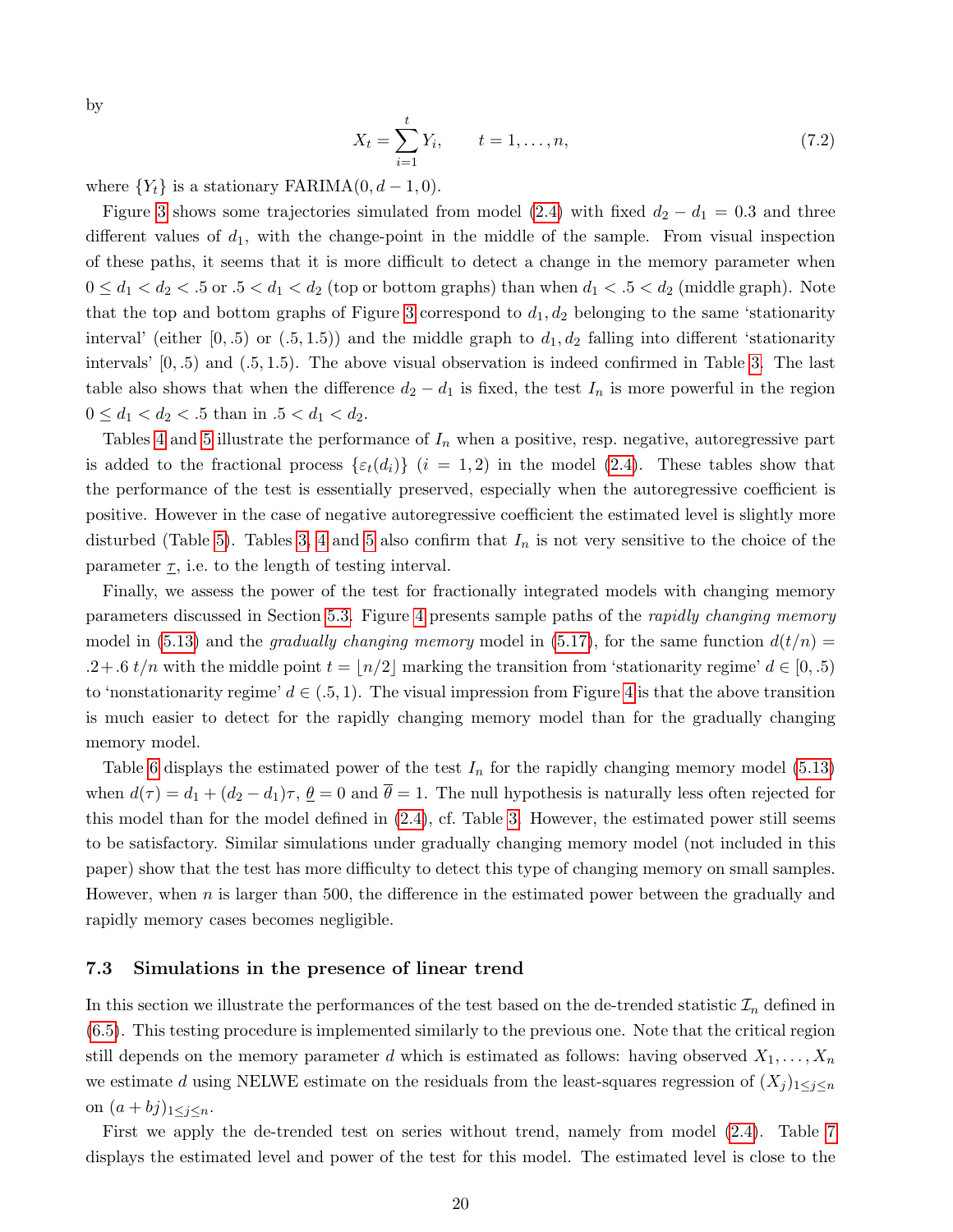by

$$X_t = \sum_{i=1}^{t} Y_i, \qquad t = 1, \ldots, n, \tag{7.2}$$

where $\{Y_t\}$ is a stationary FARIMA$(0, d-1, 0)$.

Figure 3 shows some trajectories simulated from model (2.4) with fixed $d_2 - d_1 = 0.3$ and three different values of $d_1$, with the change-point in the middle of the sample. From visual inspection of these paths, it seems that it is more difficult to detect a change in the memory parameter when $0 \le d_1 < d_2 < .5$ or $.5 < d_1 < d_2$ (top or bottom graphs) than when $d_1 < .5 < d_2$ (middle graph). Note that the top and bottom graphs of Figure 3 correspond to $d_1, d_2$ belonging to the same 'stationarity interval' (either $[0, .5)$ or $(.5, 1.5)$) and the middle graph to $d_1, d_2$ falling into different 'stationarity intervals' $[0, .5)$ and $(.5, 1.5)$. The above visual observation is indeed confirmed in Table 3. The last table also shows that when the difference $d_2 - d_1$ is fixed, the test $I_n$ is more powerful in the region $0 \le d_1 < d_2 < .5$ than in $.5 < d_1 < d_2$.

Tables 4 and 5 illustrate the performance of $I_n$ when a positive, resp. negative, autoregressive part is added to the fractional process $\{\varepsilon_t(d_i)\}$ $(i = 1, 2)$ in the model (2.4). These tables show that the performance of the test is essentially preserved, especially when the autoregressive coefficient is positive. However in the case of negative autoregressive coefficient the estimated level is slightly more disturbed (Table 5). Tables 3, 4 and 5 also confirm that $I_n$ is not very sensitive to the choice of the parameter $\underline{\tau}$, i.e. to the length of testing interval.

Finally, we assess the power of the test for fractionally integrated models with changing memory parameters discussed in Section 5.3. Figure 4 presents sample paths of the *rapidly changing memory* model in (5.13) and the *gradually changing memory* model in (5.17), for the same function $d(t/n) = .2 + .6\, t/n$ with the middle point $t = \lfloor n/2 \rfloor$ marking the transition from 'stationarity regime' $d \in [0, .5)$ to 'nonstationarity regime' $d \in (.5, 1)$. The visual impression from Figure 4 is that the above transition is much easier to detect for the rapidly changing memory model than for the gradually changing memory model.

Table 6 displays the estimated power of the test $I_n$ for the rapidly changing memory model (5.13) when $d(\tau) = d_1 + (d_2 - d_1)\tau$, $\underline{\theta} = 0$ and $\overline{\theta} = 1$. The null hypothesis is naturally less often rejected for this model than for the model defined in (2.4), cf. Table 3. However, the estimated power still seems to be satisfactory. Similar simulations under gradually changing memory model (not included in this paper) show that the test has more difficulty to detect this type of changing memory on small samples. However, when $n$ is larger than 500, the difference in the estimated power between the gradually and rapidly memory cases becomes negligible.

### 7.3 Simulations in the presence of linear trend

In this section we illustrate the performances of the test based on the de-trended statistic $\mathcal{I}_n$ defined in (6.5). This testing procedure is implemented similarly to the previous one. Note that the critical region still depends on the memory parameter $d$ which is estimated as follows: having observed $X_1, \ldots, X_n$ we estimate $d$ using NELWE estimate on the residuals from the least-squares regression of $(X_j)_{1 \le j \le n}$ on $(a + bj)_{1 \le j \le n}$.

First we apply the de-trended test on series without trend, namely from model (2.4). Table 7 displays the estimated level and power of the test for this model. The estimated level is close to the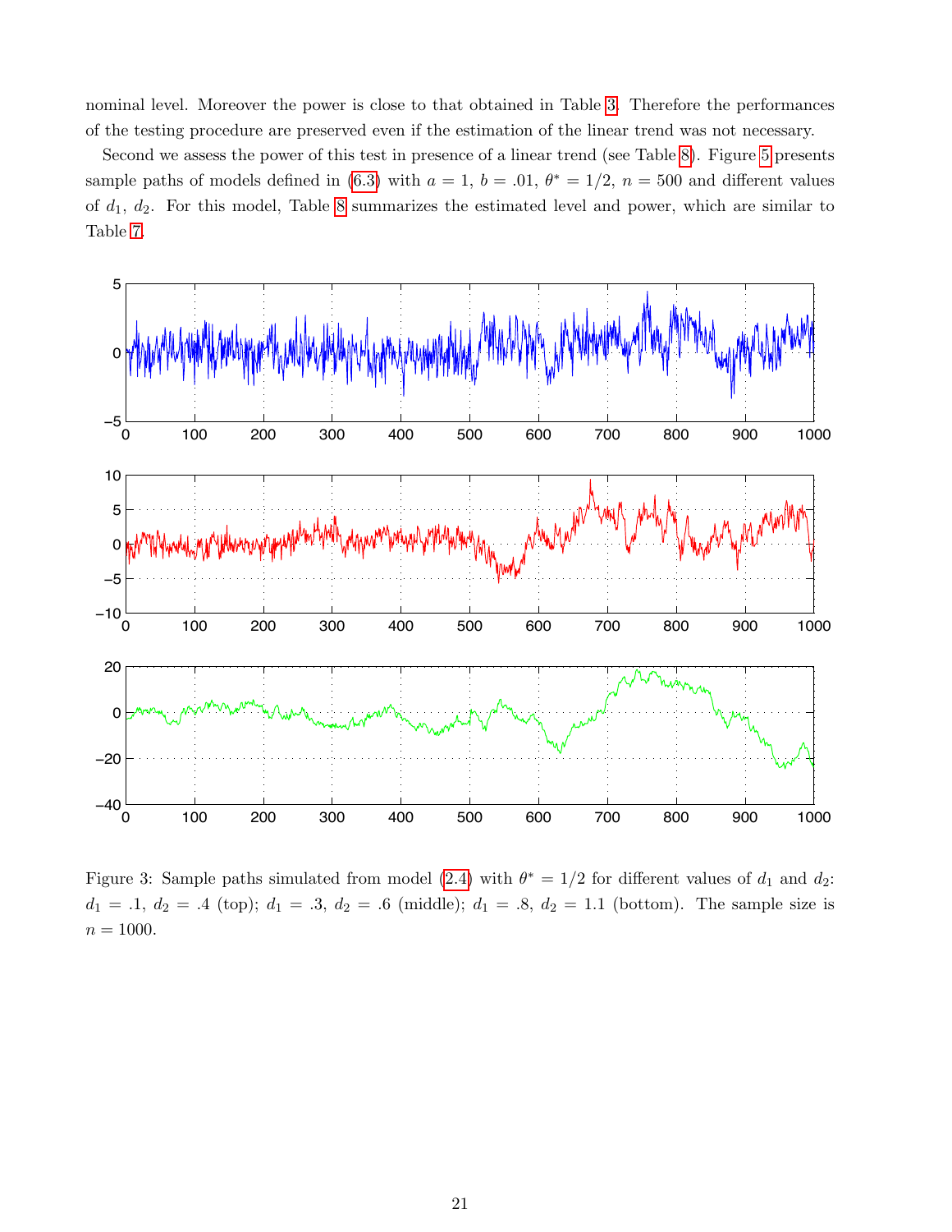nominal level. Moreover the power is close to that obtained in Table 3. Therefore the performances of the testing procedure are preserved even if the estimation of the linear trend was not necessary.

Second we assess the power of this test in presence of a linear trend (see Table 8). Figure 5 presents sample paths of models defined in (6.3) with $a = 1$, $b = .01$, $\theta^* = 1/2$, $n = 500$ and different values of $d_1$, $d_2$. For this model, Table 8 summarizes the estimated level and power, which are similar to Table 7.

Figure 3: Sample paths simulated from model (2.4) with $\theta^* = 1/2$ for different values of $d_1$ and $d_2$: $d_1 = .1$, $d_2 = .4$ (top); $d_1 = .3$, $d_2 = .6$ (middle); $d_1 = .8$, $d_2 = 1.1$ (bottom). The sample size is $n = 1000$.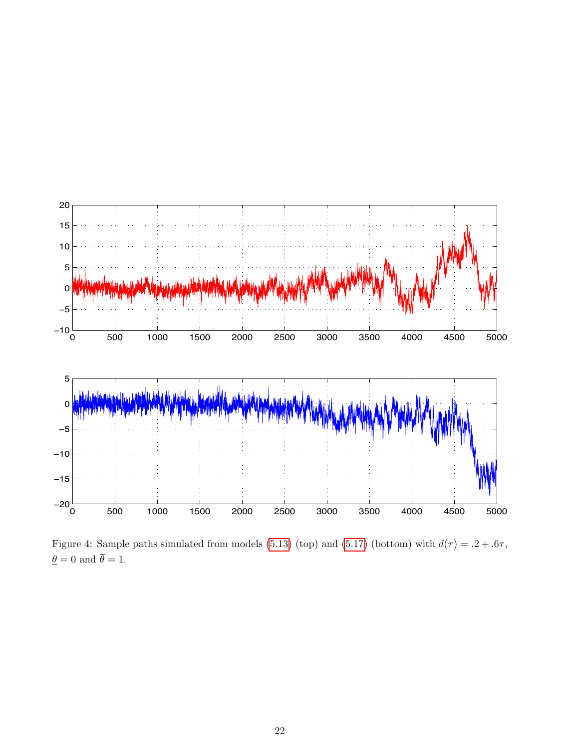Figure 4: Sample paths simulated from models (5.13) (top) and (5.17) (bottom) with $d(\tau) = .2 + .6\tau$, $\underline{\theta} = 0$ and $\overline{\theta} = 1$.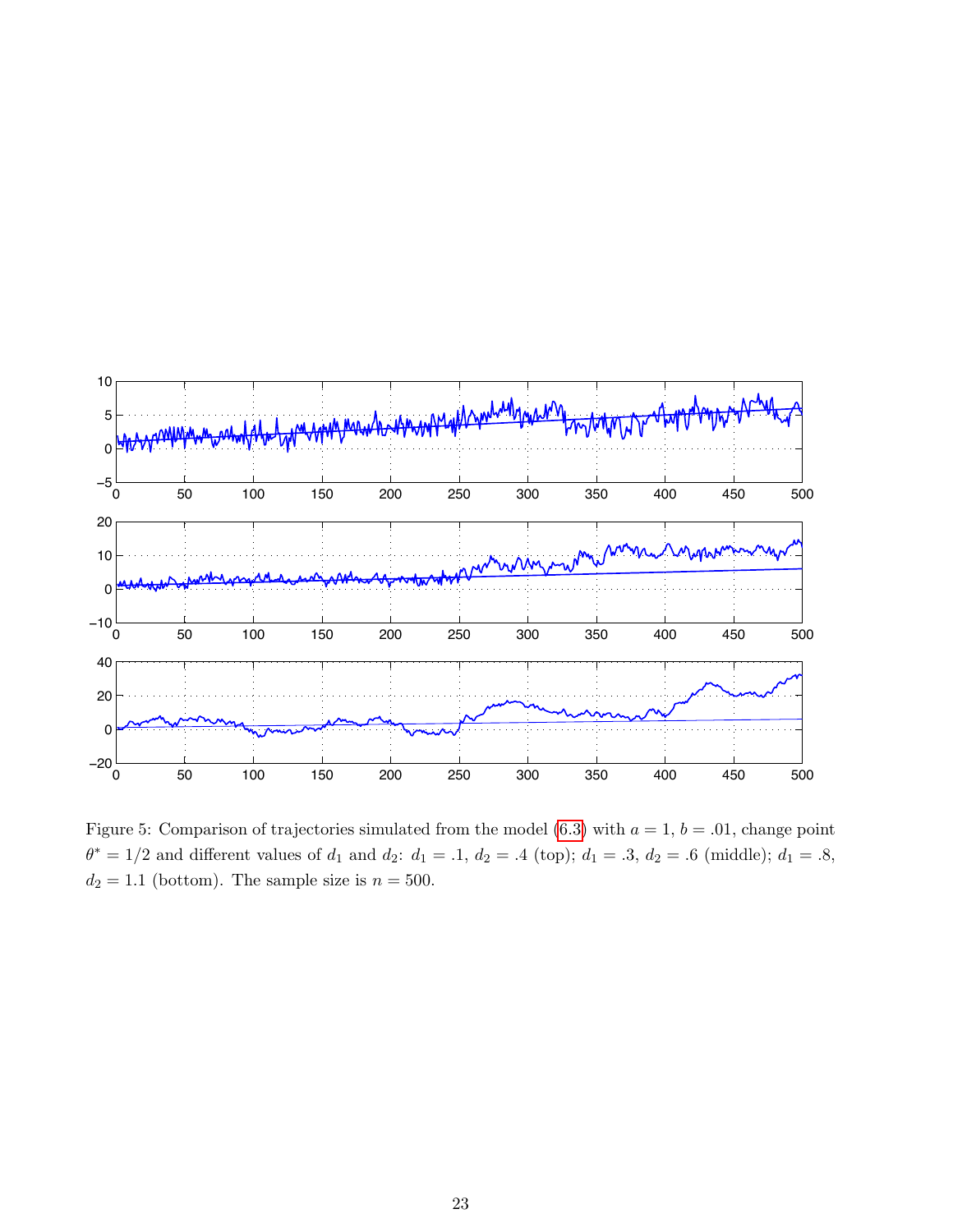Figure 5: Comparison of trajectories simulated from the model (6.3) with $a = 1$, $b = .01$, change point $\theta^* = 1/2$ and different values of $d_1$ and $d_2$: $d_1 = .1$, $d_2 = .4$ (top); $d_1 = .3$, $d_2 = .6$ (middle); $d_1 = .8$, $d_2 = 1.1$ (bottom). The sample size is $n = 500$.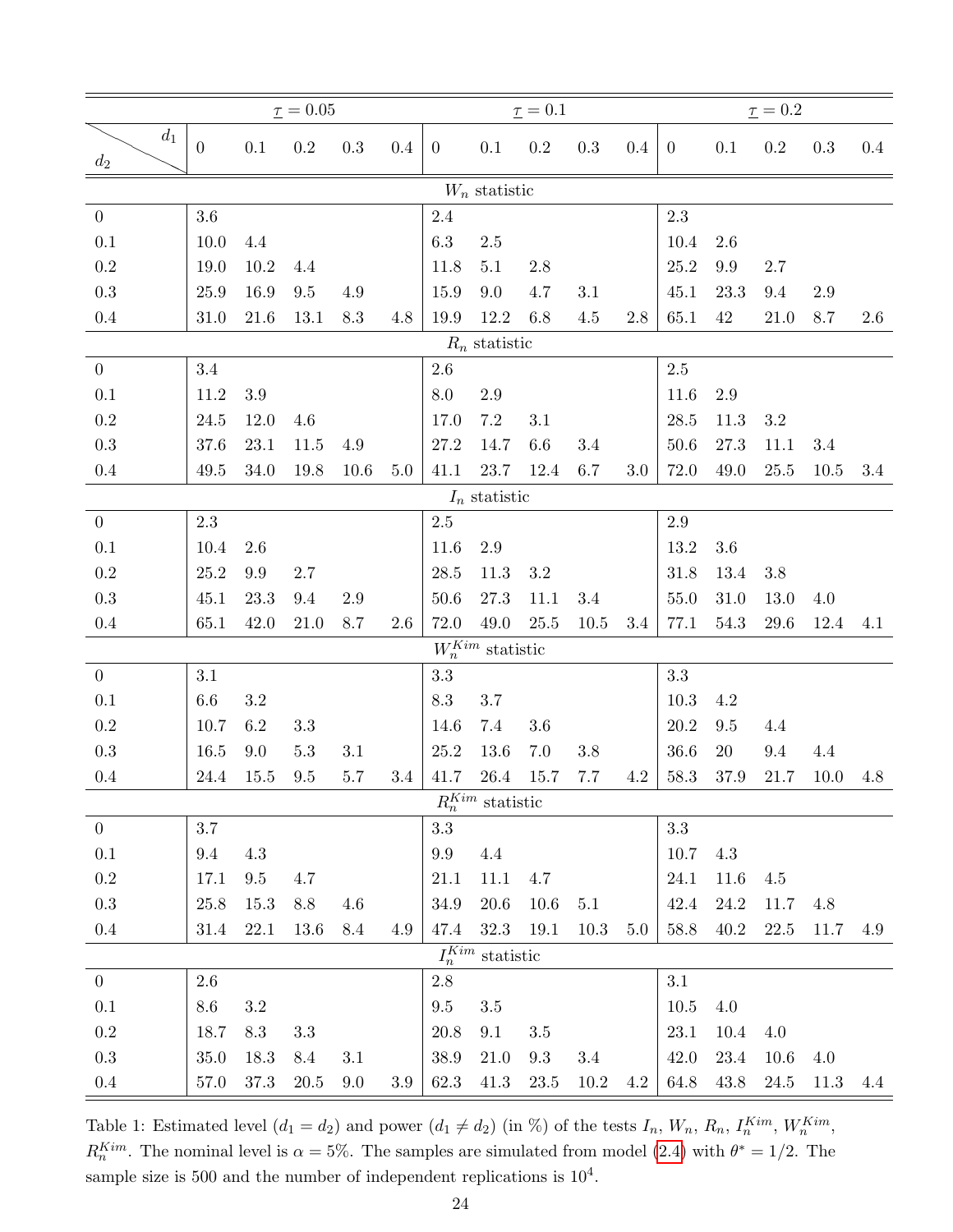| $d_2$ \ $d_1$ | $\underline{\tau} = 0.05$ | | | | | $\underline{\tau} = 0.1$ | | | | | $\underline{\tau} = 0.2$ | | | | |
|---|---|---|---|---|---|---|---|---|---|---|---|---|---|---|---|
| | 0 | 0.1 | 0.2 | 0.3 | 0.4 | 0 | 0.1 | 0.2 | 0.3 | 0.4 | 0 | 0.1 | 0.2 | 0.3 | 0.4 |
| | | | | | | | | $W_n$ statistic | | | | | | | |
| 0 | 3.6 | | | | | 2.4 | | | | | 2.3 | | | | |
| 0.1 | 10.0 | 4.4 | | | | 6.3 | 2.5 | | | | 10.4 | 2.6 | | | |
| 0.2 | 19.0 | 10.2 | 4.4 | | | 11.8 | 5.1 | 2.8 | | | 25.2 | 9.9 | 2.7 | | |
| 0.3 | 25.9 | 16.9 | 9.5 | 4.9 | | 15.9 | 9.0 | 4.7 | 3.1 | | 45.1 | 23.3 | 9.4 | 2.9 | |
| 0.4 | 31.0 | 21.6 | 13.1 | 8.3 | 4.8 | 19.9 | 12.2 | 6.8 | 4.5 | 2.8 | 65.1 | 42 | 21.0 | 8.7 | 2.6 |
| | | | | | | | | $R_n$ statistic | | | | | | | |
| 0 | 3.4 | | | | | 2.6 | | | | | 2.5 | | | | |
| 0.1 | 11.2 | 3.9 | | | | 8.0 | 2.9 | | | | 11.6 | 2.9 | | | |
| 0.2 | 24.5 | 12.0 | 4.6 | | | 17.0 | 7.2 | 3.1 | | | 28.5 | 11.3 | 3.2 | | |
| 0.3 | 37.6 | 23.1 | 11.5 | 4.9 | | 27.2 | 14.7 | 6.6 | 3.4 | | 50.6 | 27.3 | 11.1 | 3.4 | |
| 0.4 | 49.5 | 34.0 | 19.8 | 10.6 | 5.0 | 41.1 | 23.7 | 12.4 | 6.7 | 3.0 | 72.0 | 49.0 | 25.5 | 10.5 | 3.4 |
| | | | | | | | | $I_n$ statistic | | | | | | | |
| 0 | 2.3 | | | | | 2.5 | | | | | 2.9 | | | | |
| 0.1 | 10.4 | 2.6 | | | | 11.6 | 2.9 | | | | 13.2 | 3.6 | | | |
| 0.2 | 25.2 | 9.9 | 2.7 | | | 28.5 | 11.3 | 3.2 | | | 31.8 | 13.4 | 3.8 | | |
| 0.3 | 45.1 | 23.3 | 9.4 | 2.9 | | 50.6 | 27.3 | 11.1 | 3.4 | | 55.0 | 31.0 | 13.0 | 4.0 | |
| 0.4 | 65.1 | 42.0 | 21.0 | 8.7 | 2.6 | 72.0 | 49.0 | 25.5 | 10.5 | 3.4 | 77.1 | 54.3 | 29.6 | 12.4 | 4.1 |
| | | | | | | | | $W_n^{Kim}$ statistic | | | | | | | |
| 0 | 3.1 | | | | | 3.3 | | | | | 3.3 | | | | |
| 0.1 | 6.6 | 3.2 | | | | 8.3 | 3.7 | | | | 10.3 | 4.2 | | | |
| 0.2 | 10.7 | 6.2 | 3.3 | | | 14.6 | 7.4 | 3.6 | | | 20.2 | 9.5 | 4.4 | | |
| 0.3 | 16.5 | 9.0 | 5.3 | 3.1 | | 25.2 | 13.6 | 7.0 | 3.8 | | 36.6 | 20 | 9.4 | 4.4 | |
| 0.4 | 24.4 | 15.5 | 9.5 | 5.7 | 3.4 | 41.7 | 26.4 | 15.7 | 7.7 | 4.2 | 58.3 | 37.9 | 21.7 | 10.0 | 4.8 |
| | | | | | | | | $R_n^{Kim}$ statistic | | | | | | | |
| 0 | 3.7 | | | | | 3.3 | | | | | 3.3 | | | | |
| 0.1 | 9.4 | 4.3 | | | | 9.9 | 4.4 | | | | 10.7 | 4.3 | | | |
| 0.2 | 17.1 | 9.5 | 4.7 | | | 21.1 | 11.1 | 4.7 | | | 24.1 | 11.6 | 4.5 | | |
| 0.3 | 25.8 | 15.3 | 8.8 | 4.6 | | 34.9 | 20.6 | 10.6 | 5.1 | | 42.4 | 24.2 | 11.7 | 4.8 | |
| 0.4 | 31.4 | 22.1 | 13.6 | 8.4 | 4.9 | 47.4 | 32.3 | 19.1 | 10.3 | 5.0 | 58.8 | 40.2 | 22.5 | 11.7 | 4.9 |
| | | | | | | | | $I_n^{Kim}$ statistic | | | | | | | |
| 0 | 2.6 | | | | | 2.8 | | | | | 3.1 | | | | |
| 0.1 | 8.6 | 3.2 | | | | 9.5 | 3.5 | | | | 10.5 | 4.0 | | | |
| 0.2 | 18.7 | 8.3 | 3.3 | | | 20.8 | 9.1 | 3.5 | | | 23.1 | 10.4 | 4.0 | | |
| 0.3 | 35.0 | 18.3 | 8.4 | 3.1 | | 38.9 | 21.0 | 9.3 | 3.4 | | 42.0 | 23.4 | 10.6 | 4.0 | |
| 0.4 | 57.0 | 37.3 | 20.5 | 9.0 | 3.9 | 62.3 | 41.3 | 23.5 | 10.2 | 4.2 | 64.8 | 43.8 | 24.5 | 11.3 | 4.4 |

Table 1: Estimated level ($d_1 = d_2$) and power ($d_1 \neq d_2$) (in %) of the tests $I_n$, $W_n$, $R_n$, $I_n^{Kim}$, $W_n^{Kim}$, $R_n^{Kim}$. The nominal level is $\alpha = 5\%$. The samples are simulated from model (2.4) with $\theta^* = 1/2$. The sample size is 500 and the number of independent replications is $10^4$.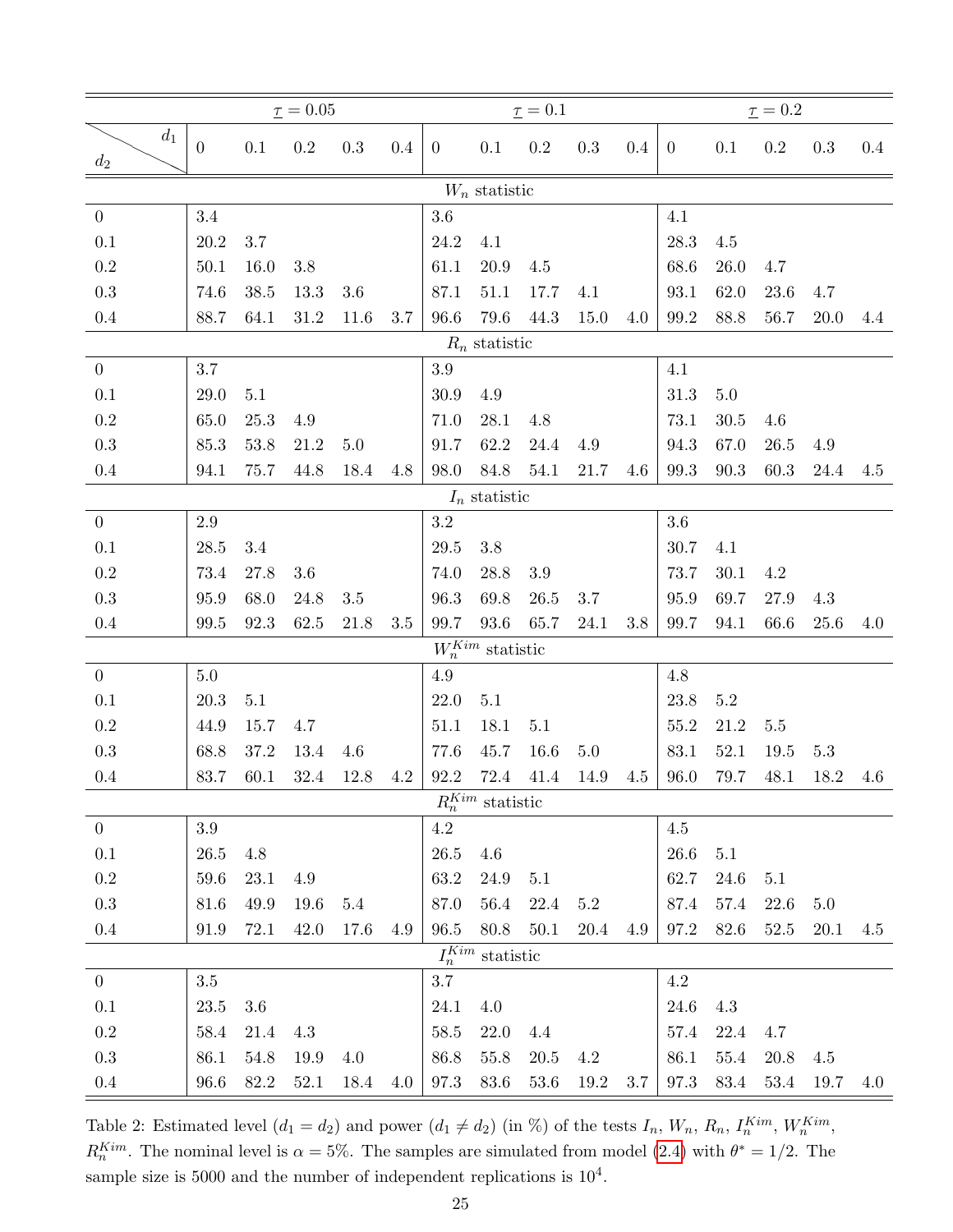| $d_2$ \ $d_1$ | $\underline{\tau} = 0.05$ | | | | | $\underline{\tau} = 0.1$ | | | | | $\underline{\tau} = 0.2$ | | | | |
|---|---|---|---|---|---|---|---|---|---|---|---|---|---|---|---|
| | 0 | 0.1 | 0.2 | 0.3 | 0.4 | 0 | 0.1 | 0.2 | 0.3 | 0.4 | 0 | 0.1 | 0.2 | 0.3 | 0.4 |
| | | | | | | | | $W_n$ statistic | | | | | | | |
| 0 | 3.4 | | | | | 3.6 | | | | | 4.1 | | | | |
| 0.1 | 20.2 | 3.7 | | | | 24.2 | 4.1 | | | | 28.3 | 4.5 | | | |
| 0.2 | 50.1 | 16.0 | 3.8 | | | 61.1 | 20.9 | 4.5 | | | 68.6 | 26.0 | 4.7 | | |
| 0.3 | 74.6 | 38.5 | 13.3 | 3.6 | | 87.1 | 51.1 | 17.7 | 4.1 | | 93.1 | 62.0 | 23.6 | 4.7 | |
| 0.4 | 88.7 | 64.1 | 31.2 | 11.6 | 3.7 | 96.6 | 79.6 | 44.3 | 15.0 | 4.0 | 99.2 | 88.8 | 56.7 | 20.0 | 4.4 |
| | | | | | | | | $R_n$ statistic | | | | | | | |
| 0 | 3.7 | | | | | 3.9 | | | | | 4.1 | | | | |
| 0.1 | 29.0 | 5.1 | | | | 30.9 | 4.9 | | | | 31.3 | 5.0 | | | |
| 0.2 | 65.0 | 25.3 | 4.9 | | | 71.0 | 28.1 | 4.8 | | | 73.1 | 30.5 | 4.6 | | |
| 0.3 | 85.3 | 53.8 | 21.2 | 5.0 | | 91.7 | 62.2 | 24.4 | 4.9 | | 94.3 | 67.0 | 26.5 | 4.9 | |
| 0.4 | 94.1 | 75.7 | 44.8 | 18.4 | 4.8 | 98.0 | 84.8 | 54.1 | 21.7 | 4.6 | 99.3 | 90.3 | 60.3 | 24.4 | 4.5 |
| | | | | | | | | $I_n$ statistic | | | | | | | |
| 0 | 2.9 | | | | | 3.2 | | | | | 3.6 | | | | |
| 0.1 | 28.5 | 3.4 | | | | 29.5 | 3.8 | | | | 30.7 | 4.1 | | | |
| 0.2 | 73.4 | 27.8 | 3.6 | | | 74.0 | 28.8 | 3.9 | | | 73.7 | 30.1 | 4.2 | | |
| 0.3 | 95.9 | 68.0 | 24.8 | 3.5 | | 96.3 | 69.8 | 26.5 | 3.7 | | 95.9 | 69.7 | 27.9 | 4.3 | |
| 0.4 | 99.5 | 92.3 | 62.5 | 21.8 | 3.5 | 99.7 | 93.6 | 65.7 | 24.1 | 3.8 | 99.7 | 94.1 | 66.6 | 25.6 | 4.0 |
| | | | | | | | | $W_n^{Kim}$ statistic | | | | | | | |
| 0 | 5.0 | | | | | 4.9 | | | | | 4.8 | | | | |
| 0.1 | 20.3 | 5.1 | | | | 22.0 | 5.1 | | | | 23.8 | 5.2 | | | |
| 0.2 | 44.9 | 15.7 | 4.7 | | | 51.1 | 18.1 | 5.1 | | | 55.2 | 21.2 | 5.5 | | |
| 0.3 | 68.8 | 37.2 | 13.4 | 4.6 | | 77.6 | 45.7 | 16.6 | 5.0 | | 83.1 | 52.1 | 19.5 | 5.3 | |
| 0.4 | 83.7 | 60.1 | 32.4 | 12.8 | 4.2 | 92.2 | 72.4 | 41.4 | 14.9 | 4.5 | 96.0 | 79.7 | 48.1 | 18.2 | 4.6 |
| | | | | | | | | $R_n^{Kim}$ statistic | | | | | | | |
| 0 | 3.9 | | | | | 4.2 | | | | | 4.5 | | | | |
| 0.1 | 26.5 | 4.8 | | | | 26.5 | 4.6 | | | | 26.6 | 5.1 | | | |
| 0.2 | 59.6 | 23.1 | 4.9 | | | 63.2 | 24.9 | 5.1 | | | 62.7 | 24.6 | 5.1 | | |
| 0.3 | 81.6 | 49.9 | 19.6 | 5.4 | | 87.0 | 56.4 | 22.4 | 5.2 | | 87.4 | 57.4 | 22.6 | 5.0 | |
| 0.4 | 91.9 | 72.1 | 42.0 | 17.6 | 4.9 | 96.5 | 80.8 | 50.1 | 20.4 | 4.9 | 97.2 | 82.6 | 52.5 | 20.1 | 4.5 |
| | | | | | | | | $I_n^{Kim}$ statistic | | | | | | | |
| 0 | 3.5 | | | | | 3.7 | | | | | 4.2 | | | | |
| 0.1 | 23.5 | 3.6 | | | | 24.1 | 4.0 | | | | 24.6 | 4.3 | | | |
| 0.2 | 58.4 | 21.4 | 4.3 | | | 58.5 | 22.0 | 4.4 | | | 57.4 | 22.4 | 4.7 | | |
| 0.3 | 86.1 | 54.8 | 19.9 | 4.0 | | 86.8 | 55.8 | 20.5 | 4.2 | | 86.1 | 55.4 | 20.8 | 4.5 | |
| 0.4 | 96.6 | 82.2 | 52.1 | 18.4 | 4.0 | 97.3 | 83.6 | 53.6 | 19.2 | 3.7 | 97.3 | 83.4 | 53.4 | 19.7 | 4.0 |

Table 2: Estimated level ($d_1 = d_2$) and power ($d_1 \neq d_2$) (in %) of the tests $I_n$, $W_n$, $R_n$, $I_n^{Kim}$, $W_n^{Kim}$, $R_n^{Kim}$. The nominal level is $\alpha = 5\%$. The samples are simulated from model (2.4) with $\theta^* = 1/2$. The sample size is 5000 and the number of independent replications is $10^4$.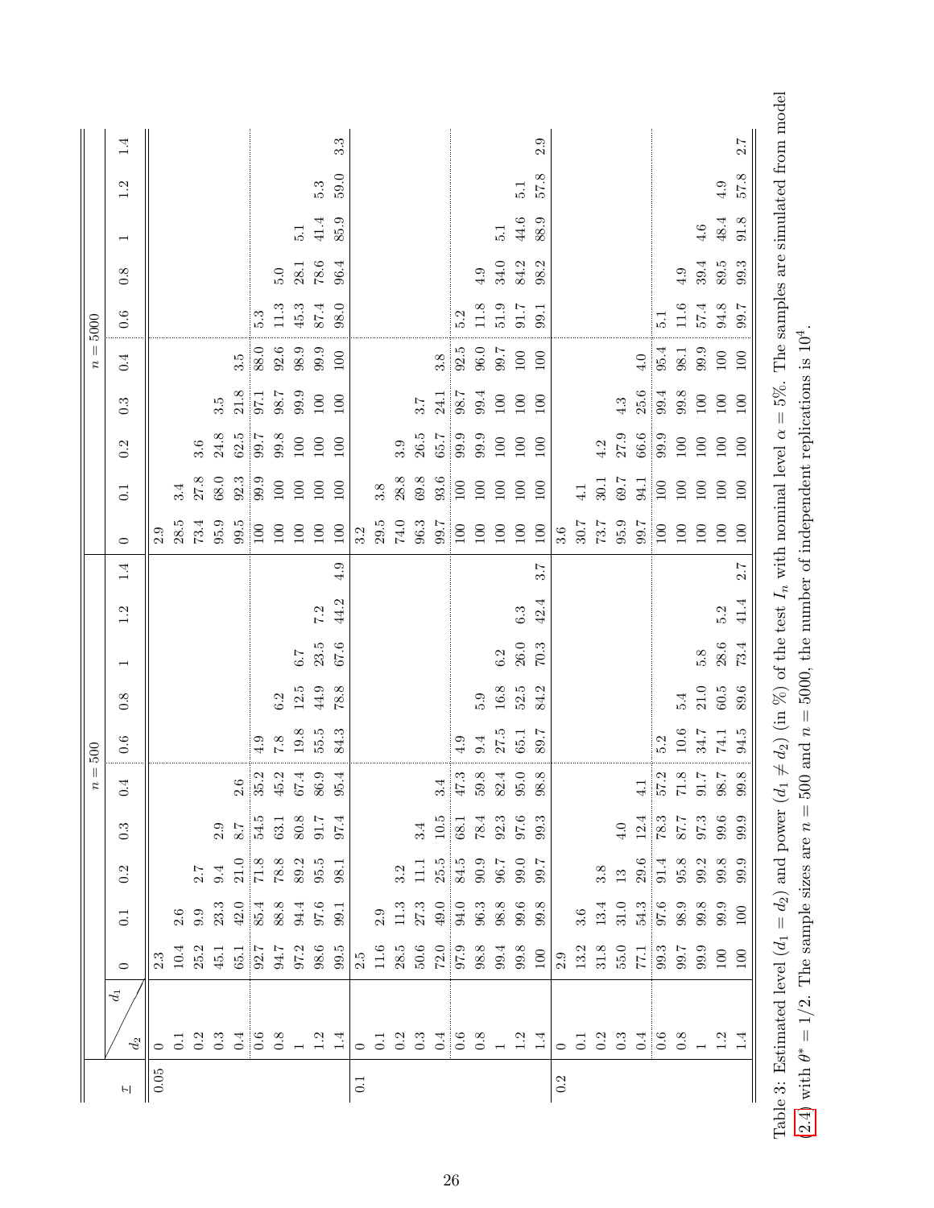| $\tau$ | $d_2$ \ $d_1$ | $n=500$ | | | | | | | | | | $n=5000$ | | | | | | | | | |
|---|---|---|---|---|---|---|---|---|---|---|---|---|---|---|---|---|---|---|---|---|---|
| | | 0 | 0.1 | 0.2 | 0.3 | 0.4 | 0.6 | 0.8 | 1 | 1.2 | 1.4 | 0 | 0.1 | 0.2 | 0.3 | 0.4 | 0.6 | 0.8 | 1 | 1.2 | 1.4 |
| 0.05 | 0 | 2.3 | | | | | | | | | | 2.9 | | | | | | | | | |
| | 0.1 | 10.4 | 2.6 | | | | | | | | | 28.5 | 3.4 | | | | | | | | |
| | 0.2 | 25.2 | 9.9 | 2.7 | | | | | | | | 73.4 | 27.8 | 3.6 | | | | | | | |
| | 0.3 | 45.1 | 23.3 | 9.4 | 2.9 | | | | | | | 95.9 | 68.0 | 24.8 | 3.5 | | | | | | |
| | 0.4 | 65.1 | 42.0 | 21.0 | 8.7 | 2.6 | | | | | | 99.5 | 92.3 | 62.5 | 21.8 | 3.5 | | | | | |
| | 0.6 | 92.7 | 85.4 | 71.8 | 54.5 | 35.2 | 4.9 | | | | | 100 | 99.9 | 99.7 | 97.1 | 88.0 | 5.3 | | | | |
| | 0.8 | 94.7 | 88.8 | 78.8 | 63.1 | 45.2 | 7.8 | 6.2 | | | | 100 | 100 | 99.8 | 98.7 | 92.6 | 11.3 | 5.0 | | | |
| | 1 | 97.2 | 94.4 | 89.2 | 80.8 | 67.4 | 19.8 | 12.5 | 6.7 | | | 100 | 100 | 100 | 99.9 | 98.9 | 45.3 | 28.1 | 5.1 | | |
| | 1.2 | 98.6 | 97.6 | 95.5 | 91.7 | 86.9 | 55.5 | 44.9 | 23.5 | 7.2 | | 100 | 100 | 100 | 100 | 99.9 | 87.4 | 78.6 | 41.4 | 5.3 | |
| | 1.4 | 99.5 | 99.1 | 98.1 | 97.4 | 95.4 | 84.3 | 78.8 | 67.6 | 44.2 | 4.9 | 100 | 100 | 100 | 100 | 100 | 98.0 | 96.4 | 85.9 | 59.0 | 3.3 |
| 0.1 | 0 | 2.5 | | | | | | | | | | 3.2 | | | | | | | | | |
| | 0.1 | 11.6 | 2.9 | | | | | | | | | 29.5 | 3.8 | | | | | | | | |
| | 0.2 | 28.5 | 11.3 | 3.2 | | | | | | | | 74.0 | 28.8 | 3.9 | | | | | | | |
| | 0.3 | 50.6 | 27.3 | 11.1 | 3.4 | | | | | | | 96.3 | 69.8 | 26.5 | 3.7 | | | | | | |
| | 0.4 | 72.0 | 49.0 | 25.5 | 10.5 | 3.4 | | | | | | 99.7 | 93.6 | 65.7 | 24.1 | 3.8 | | | | | |
| | 0.6 | 97.9 | 94.0 | 84.5 | 68.1 | 47.3 | 4.9 | | | | | 100 | 100 | 99.9 | 98.7 | 92.5 | 5.2 | | | | |
| | 0.8 | 98.8 | 96.3 | 90.9 | 78.4 | 59.8 | 9.4 | 5.9 | | | | 100 | 100 | 99.9 | 99.4 | 96.0 | 11.8 | 4.9 | | | |
| | 1 | 99.4 | 98.8 | 96.7 | 92.3 | 82.4 | 27.5 | 16.8 | 6.2 | | | 100 | 100 | 100 | 100 | 99.7 | 51.9 | 34.0 | 5.1 | | |
| | 1.2 | 99.8 | 99.6 | 99.0 | 97.6 | 95.0 | 65.1 | 52.5 | 26.0 | 6.3 | | 100 | 100 | 100 | 100 | 100 | 91.7 | 84.2 | 44.6 | 5.1 | |
| | 1.4 | 100 | 99.8 | 99.7 | 99.3 | 98.8 | 89.7 | 84.2 | 70.3 | 42.4 | 3.7 | 100 | 100 | 100 | 100 | 100 | 99.1 | 98.2 | 88.9 | 57.8 | 2.9 |
| 0.2 | 0 | 2.9 | | | | | | | | | | 3.6 | | | | | | | | | |
| | 0.1 | 13.2 | 3.6 | | | | | | | | | 30.7 | 4.1 | | | | | | | | |
| | 0.2 | 31.8 | 13.4 | 3.8 | | | | | | | | 73.7 | 30.1 | 4.2 | | | | | | | |
| | 0.3 | 55.0 | 31.0 | 13 | 4.0 | | | | | | | 95.9 | 69.7 | 27.9 | 4.3 | | | | | | |
| | 0.4 | 77.1 | 54.3 | 29.6 | 12.4 | 4.1 | | | | | | 99.7 | 94.1 | 66.6 | 25.6 | 4.0 | | | | | |
| | 0.6 | 99.3 | 97.6 | 91.4 | 78.3 | 57.2 | 5.2 | | | | | 100 | 100 | 99.9 | 99.4 | 95.4 | 5.1 | | | | |
| | 0.8 | 99.7 | 98.9 | 95.8 | 87.7 | 71.8 | 10.6 | 5.4 | | | | 100 | 100 | 100 | 99.8 | 98.1 | 11.6 | 4.9 | | | |
| | 1 | 99.9 | 99.8 | 99.2 | 97.3 | 91.7 | 34.7 | 21.0 | 5.8 | | | 100 | 100 | 100 | 100 | 99.9 | 57.4 | 39.4 | 4.6 | | |
| | 1.2 | 100 | 99.9 | 99.8 | 99.6 | 98.7 | 74.1 | 60.5 | 28.6 | 5.2 | | 100 | 100 | 100 | 100 | 100 | 94.8 | 89.5 | 48.4 | 4.9 | |
| | 1.4 | 100 | 100 | 99.9 | 99.9 | 99.8 | 94.5 | 89.6 | 73.4 | 41.4 | 2.7 | 100 | 100 | 100 | 100 | 100 | 99.7 | 99.3 | 91.8 | 57.8 | 2.7 |

Table 3: Estimated level ($d_1 = d_2$) and power ($d_1 \neq d_2$) (in %) of the test $I_n$ with nominal level $\alpha = 5\%$. The samples are simulated from model (2.4) with $\theta^* = 1/2$. The sample sizes are $n = 500$ and $n = 5000$, the number of independent replications is $10^4$.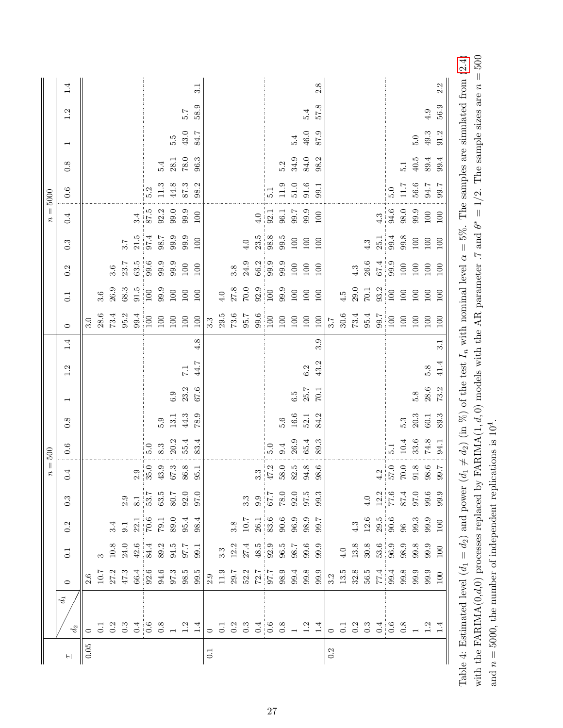| $\tau$ | $d_2$ \ $d_1$ | $n=500$ | | | | | | | | | | $n=5000$ | | | | | | | | | |
|---|---|---|---|---|---|---|---|---|---|---|---|---|---|---|---|---|---|---|---|---|---|
| | | 0 | 0.1 | 0.2 | 0.3 | 0.4 | 0.6 | 0.8 | 1 | 1.2 | 1.4 | 0 | 0.1 | 0.2 | 0.3 | 0.4 | 0.6 | 0.8 | 1 | 1.2 | 1.4 |
| 0.05 | 0 | 2.6 | | | | | | | | | | 3.0 | | | | | | | | | |
| | 0.1 | 10.7 | 3 | | | | | | | | | 28.6 | 3.6 | | | | | | | | |
| | 0.2 | 27.2 | 10.8 | 3.4 | | | | | | | | 73.4 | 26.9 | 3.6 | | | | | | | |
| | 0.3 | 47.3 | 24.0 | 9.1 | 2.9 | | | | | | | 95.2 | 68.3 | 23.7 | 3.7 | | | | | | |
| | 0.4 | 66.4 | 42.6 | 22.1 | 8.1 | 2.9 | | | | | | 99.4 | 91.5 | 63.5 | 21.5 | 3.4 | | | | | |
| | 0.6 | 92.6 | 84.4 | 70.6 | 53.7 | 35.0 | 5.0 | | | | | 100 | 100 | 99.6 | 97.4 | 87.5 | 5.2 | | | | |
| | 0.8 | 94.6 | 89.2 | 79.1 | 63.5 | 43.9 | 8.3 | 5.9 | | | | 100 | 99.9 | 99.9 | 98.7 | 92.2 | 11.3 | 5.4 | | | |
| | 1 | 97.3 | 94.5 | 89.0 | 80.7 | 67.3 | 20.2 | 13.1 | 6.9 | | | 100 | 100 | 99.9 | 99.9 | 99.0 | 44.8 | 28.1 | 5.5 | | |
| | 1.2 | 98.5 | 97.7 | 95.4 | 92.0 | 86.8 | 55.4 | 44.3 | 23.2 | 7.1 | | 100 | 100 | 100 | 99.9 | 99.9 | 87.3 | 78.0 | 43.0 | 5.7 | |
| | 1.4 | 99.5 | 99.1 | 98.4 | 97.0 | 95.1 | 83.4 | 78.9 | 67.6 | 44.7 | 4.8 | 100 | 100 | 100 | 100 | 100 | 98.2 | 96.3 | 84.7 | 58.9 | 3.1 |
| 0.1 | 0 | 2.9 | | | | | | | | | | 3.3 | | | | | | | | | |
| | 0.1 | 11.9 | 3.3 | | | | | | | | | 29.5 | 4.0 | | | | | | | | |
| | 0.2 | 29.7 | 12.2 | 3.8 | | | | | | | | 73.6 | 27.8 | 3.8 | | | | | | | |
| | 0.3 | 52.2 | 27.4 | 10.7 | 3.3 | | | | | | | 95.7 | 70.0 | 24.9 | 4.0 | | | | | | |
| | 0.4 | 72.7 | 48.5 | 26.1 | 9.9 | 3.3 | | | | | | 99.6 | 92.9 | 66.2 | 23.5 | 4.0 | | | | | |
| | 0.6 | 97.7 | 92.9 | 83.6 | 67.7 | 47.2 | 5.0 | | | | | 100 | 100 | 99.9 | 98.8 | 92.1 | 5.1 | | | | |
| | 0.8 | 98.9 | 96.5 | 90.6 | 78.0 | 58.0 | 9.4 | 5.6 | | | | 100 | 99.9 | 99.9 | 99.5 | 96.1 | 11.9 | 5.2 | | | |
| | 1 | 99.4 | 98.7 | 96.9 | 92.0 | 82.5 | 26.9 | 16.6 | 6.5 | | | 100 | 100 | 100 | 100 | 99.7 | 51.0 | 34.9 | 5.4 | | |
| | 1.2 | 99.8 | 99.6 | 98.9 | 97.5 | 94.8 | 65.4 | 52.1 | 25.7 | 6.2 | | 100 | 100 | 100 | 100 | 99.9 | 91.6 | 84.0 | 46.0 | 5.4 | |
| | 1.4 | 99.9 | 99.9 | 99.7 | 99.3 | 98.6 | 89.3 | 84.2 | 70.1 | 43.2 | 3.9 | 100 | 100 | 100 | 100 | 100 | 99.1 | 98.2 | 87.9 | 57.8 | 2.8 |
| 0.2 | 0 | 3.2 | | | | | | | | | | 3.7 | | | | | | | | | |
| | 0.1 | 13.5 | 4.0 | | | | | | | | | 30.6 | 4.5 | | | | | | | | |
| | 0.2 | 32.8 | 13.8 | 4.3 | | | | | | | | 73.4 | 29.0 | 4.3 | | | | | | | |
| | 0.3 | 56.5 | 30.8 | 12.6 | 4.0 | | | | | | | 95.4 | 70.1 | 26.6 | 4.3 | | | | | | |
| | 0.4 | 77.4 | 53.6 | 29.5 | 12.2 | 4.2 | | | | | | 99.7 | 93.2 | 67.4 | 25.1 | 4.3 | | | | | |
| | 0.6 | 99.4 | 96.9 | 90.6 | 77.6 | 57.0 | 5.1 | | | | | 100 | 100 | 99.9 | 99.4 | 94.6 | 5.0 | | | | |
| | 0.8 | 99.8 | 98.9 | 96 | 87.4 | 70.0 | 10.4 | 5.3 | | | | 100 | 100 | 100 | 99.8 | 98.0 | 11.7 | 5.1 | | | |
| | 1 | 99.9 | 99.8 | 99.3 | 97.0 | 91.8 | 33.6 | 20.3 | 5.8 | | | 100 | 100 | 100 | 100 | 99.9 | 56.6 | 40.5 | 5.0 | | |
| | 1.2 | 99.9 | 99.9 | 99.9 | 99.6 | 98.6 | 74.8 | 60.1 | 28.6 | 5.8 | | 100 | 100 | 100 | 100 | 100 | 94.7 | 89.4 | 49.3 | 4.9 | |
| | 1.4 | 100 | 100 | 100 | 99.9 | 99.7 | 94.1 | 89.3 | 73.2 | 41.4 | 3.1 | 100 | 100 | 100 | 100 | 100 | 99.7 | 99.4 | 91.2 | 56.9 | 2.2 |

Table 4: Estimated level ($d_1 = d_2$) and power ($d_1 \neq d_2$) (in %) of the test $I_n$ with nominal level $\alpha = 5\%$. The samples are simulated from (2.4) with the FARIMA(0,$d$,0) processes replaced by FARIMA$(1, d, 0)$ models with the AR parameter .7 and $\theta^* = 1/2$. The sample sizes are $n = 500$ and $n = 5000$, the number of independent replications is $10^4$.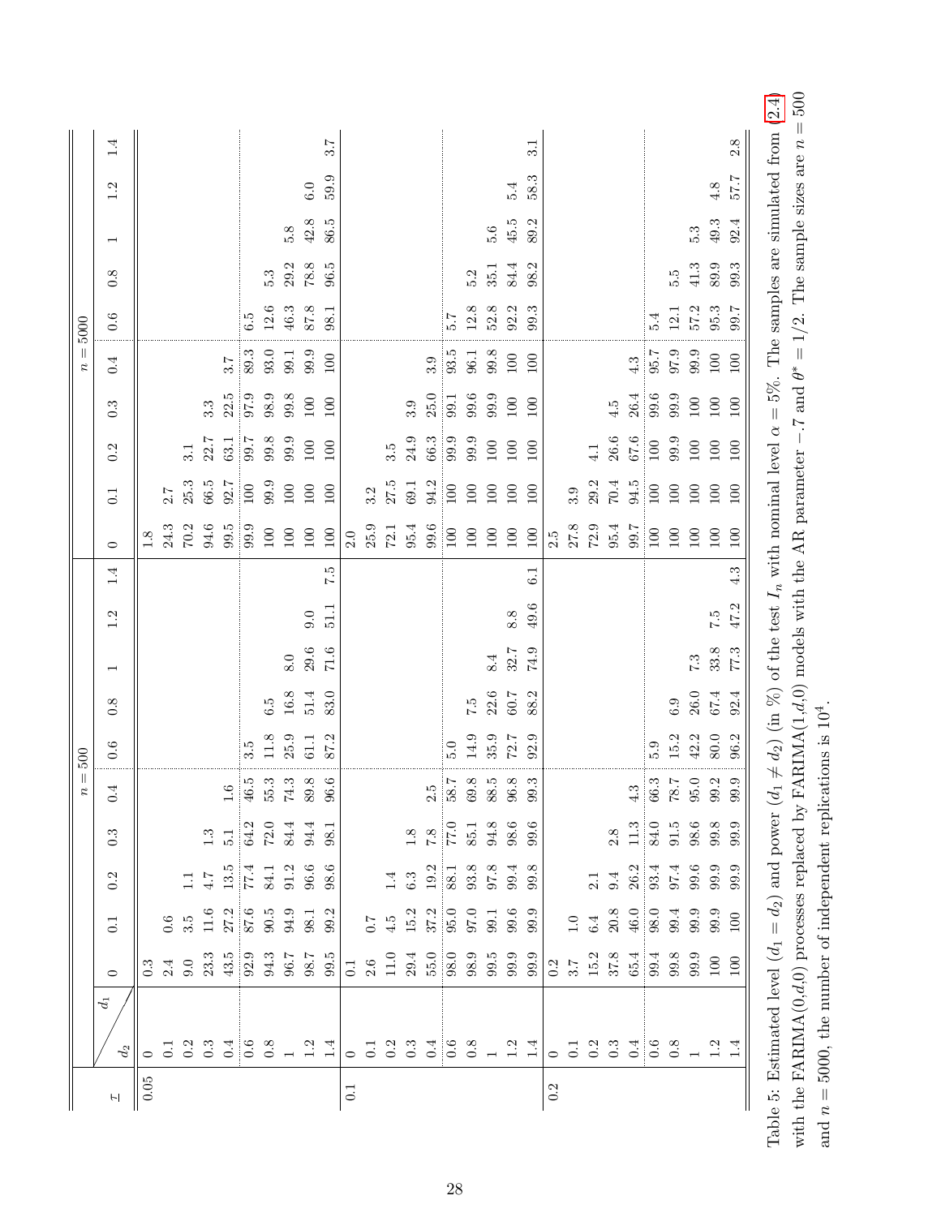| $\tau$ | $d_2$ \ $d_1$ | $n = 500$ | | | | | | | | | | $n = 5000$ | | | | | | | | | |
|---|---|---|---|---|---|---|---|---|---|---|---|---|---|---|---|---|---|---|---|---|---|
| | | 0 | 0.1 | 0.2 | 0.3 | 0.4 | 0.6 | 0.8 | 1 | 1.2 | 1.4 | 0 | 0.1 | 0.2 | 0.3 | 0.4 | 0.6 | 0.8 | 1 | 1.2 | 1.4 |
| 0.05 | 0 | 0.3 | | | | | | | | | | 1.8 | | | | | | | | | |
| | 0.1 | 2.4 | 0.6 | | | | | | | | | 24.3 | 2.7 | | | | | | | | |
| | 0.2 | 9.0 | 3.5 | 1.1 | | | | | | | | 70.2 | 25.3 | 3.1 | | | | | | | |
| | 0.3 | 23.3 | 11.6 | 4.7 | 1.3 | | | | | | | 94.6 | 66.5 | 22.7 | 3.3 | | | | | | |
| | 0.4 | 43.5 | 27.2 | 13.5 | 5.1 | 1.6 | | | | | | 99.5 | 92.7 | 63.1 | 22.5 | 3.7 | | | | | |
| | 0.6 | 92.9 | 87.6 | 77.4 | 64.2 | 46.5 | 3.5 | | | | | 99.9 | 100 | 99.7 | 97.9 | 89.3 | 6.5 | | | | |
| | 0.8 | 94.3 | 90.5 | 84.1 | 72.0 | 55.3 | 11.8 | 6.5 | | | | 100 | 99.9 | 99.8 | 98.9 | 93.0 | 12.6 | 5.3 | | | |
| | 1 | 96.7 | 94.9 | 91.2 | 84.4 | 74.3 | 25.9 | 16.8 | 8.0 | | | 100 | 100 | 99.9 | 99.8 | 99.1 | 46.3 | 29.2 | 5.8 | | |
| | 1.2 | 98.7 | 98.1 | 96.6 | 94.4 | 89.8 | 61.1 | 51.4 | 29.6 | 9.0 | | 100 | 100 | 100 | 100 | 99.9 | 87.8 | 78.8 | 42.8 | 6.0 | |
| | 1.4 | 99.5 | 99.2 | 98.6 | 98.1 | 96.6 | 87.2 | 83.0 | 71.6 | 51.1 | 7.5 | 100 | 100 | 100 | 100 | 100 | 98.1 | 96.5 | 86.5 | 59.9 | 3.7 |
| 0.1 | 0 | 0.1 | | | | | | | | | | 2.0 | | | | | | | | | |
| | 0.1 | 2.6 | 0.7 | | | | | | | | | 25.9 | 3.2 | | | | | | | | |
| | 0.2 | 11.0 | 4.5 | 1.4 | | | | | | | | 72.1 | 27.5 | 3.5 | | | | | | | |
| | 0.3 | 29.4 | 15.2 | 6.3 | 1.8 | | | | | | | 95.4 | 69.1 | 24.9 | 3.9 | | | | | | |
| | 0.4 | 55.0 | 37.2 | 19.2 | 7.8 | 2.5 | | | | | | 99.6 | 94.2 | 66.3 | 25.0 | 3.9 | | | | | |
| | 0.6 | 98.0 | 95.0 | 88.1 | 77.0 | 58.7 | 5.0 | | | | | 100 | 100 | 99.9 | 99.1 | 93.5 | 5.7 | | | | |
| | 0.8 | 98.9 | 97.0 | 93.8 | 85.1 | 69.8 | 14.9 | 7.5 | | | | 100 | 100 | 99.9 | 99.6 | 96.1 | 12.8 | 5.2 | | | |
| | 1 | 99.5 | 99.1 | 97.8 | 94.8 | 88.5 | 35.9 | 22.6 | 8.4 | | | 100 | 100 | 100 | 99.9 | 99.8 | 52.8 | 35.1 | 5.6 | | |
| | 1.2 | 99.9 | 99.6 | 99.4 | 98.6 | 96.8 | 72.7 | 60.7 | 32.7 | 8.8 | | 100 | 100 | 100 | 100 | 100 | 92.2 | 84.4 | 45.5 | 5.4 | |
| | 1.4 | 99.9 | 99.9 | 99.8 | 99.6 | 99.3 | 92.9 | 88.2 | 74.9 | 49.6 | 6.1 | 100 | 100 | 100 | 100 | 100 | 99.3 | 98.2 | 89.2 | 58.3 | 3.1 |
| 0.2 | 0 | 0.2 | | | | | | | | | | 2.5 | | | | | | | | | |
| | 0.1 | 3.7 | 1.0 | | | | | | | | | 27.8 | 3.9 | | | | | | | | |
| | 0.2 | 15.2 | 6.4 | 2.1 | | | | | | | | 72.9 | 29.2 | 4.1 | | | | | | | |
| | 0.3 | 37.8 | 20.8 | 9.4 | 2.8 | | | | | | | 95.4 | 70.4 | 26.6 | 4.5 | | | | | | |
| | 0.4 | 65.4 | 46.0 | 26.2 | 11.3 | 4.3 | | | | | | 99.7 | 94.5 | 67.6 | 26.4 | 4.3 | | | | | |
| | 0.6 | 99.4 | 98.0 | 93.4 | 84.0 | 66.3 | 5.9 | | | | | 100 | 100 | 100 | 99.6 | 95.7 | 5.4 | | | | |
| | 0.8 | 99.8 | 99.4 | 97.4 | 91.5 | 78.7 | 15.2 | 6.9 | | | | 100 | 100 | 99.9 | 99.9 | 97.9 | 12.1 | 5.5 | | | |
| | 1 | 99.9 | 99.9 | 99.6 | 98.6 | 95.0 | 42.2 | 26.0 | 7.3 | | | 100 | 100 | 100 | 100 | 99.9 | 57.2 | 41.3 | 5.3 | | |
| | 1.2 | 100 | 99.9 | 99.9 | 99.8 | 99.2 | 80.0 | 67.4 | 33.8 | 7.5 | | 100 | 100 | 100 | 100 | 100 | 95.3 | 89.9 | 49.3 | 4.8 | |
| | 1.4 | 100 | 100 | 99.9 | 99.9 | 99.9 | 96.2 | 92.4 | 77.3 | 47.2 | 4.3 | 100 | 100 | 100 | 100 | 100 | 99.7 | 99.3 | 92.4 | 57.7 | 2.8 |

Table 5: Estimated level ($d_1 = d_2$) and power ($d_1 \neq d_2$) (in %) of the test $I_n$ with nominal level $\alpha = 5\%$. The samples are simulated from (2.4) with the FARIMA(0,$d$,0) processes replaced by FARIMA(1,$d$,0) models with the AR parameter $-.7$ and $\theta^* = 1/2$. The sample sizes are $n = 500$ and $n = 5000$, the number of independent replications is $10^4$.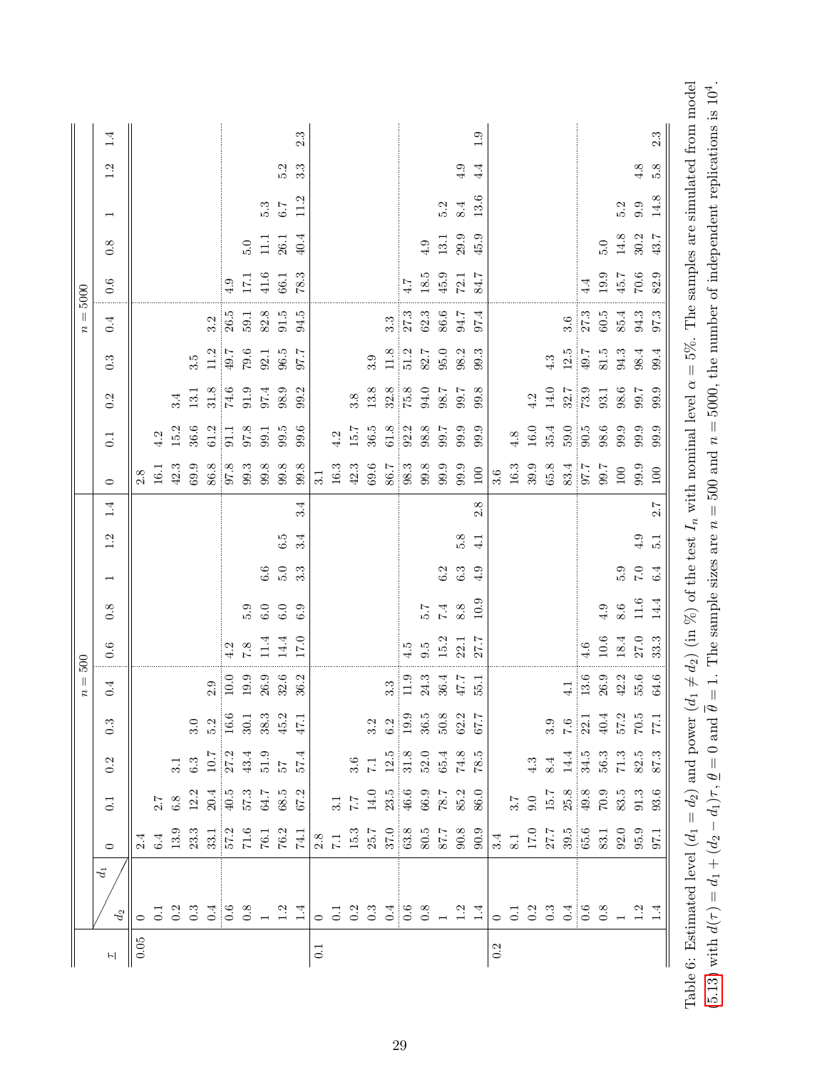| $\tau$ | $d_2$ \ $d_1$ | $n = 500$ | | | | | | | | | | $n = 5000$ | | | | | | | | | |
|---|---|---|---|---|---|---|---|---|---|---|---|---|---|---|---|---|---|---|---|---|---|
| | | 0 | 0.1 | 0.2 | 0.3 | 0.4 | 0.6 | 0.8 | 1 | 1.2 | 1.4 | 0 | 0.1 | 0.2 | 0.3 | 0.4 | 0.6 | 0.8 | 1 | 1.2 | 1.4 |
| 0.05 | 0 | 2.4 | | | | | | | | | | 2.8 | | | | | | | | | |
| | 0.1 | 6.4 | 2.7 | | | | | | | | | 16.1 | 4.2 | | | | | | | | |
| | 0.2 | 13.9 | 6.8 | 3.1 | | | | | | | | 42.3 | 15.2 | 3.4 | | | | | | | |
| | 0.3 | 23.3 | 12.2 | 6.3 | 3.0 | | | | | | | 69.9 | 36.6 | 13.1 | 3.5 | | | | | | |
| | 0.4 | 33.1 | 20.4 | 10.7 | 5.2 | 2.9 | | | | | | 86.8 | 61.2 | 31.8 | 11.2 | 3.2 | | | | | |
| | 0.6 | 57.2 | 40.5 | 27.2 | 16.6 | 10.0 | 4.2 | | | | | 97.8 | 91.1 | 74.6 | 49.7 | 26.5 | 4.9 | | | | |
| | 0.8 | 71.6 | 57.3 | 43.4 | 30.1 | 19.9 | 7.8 | 5.9 | | | | 99.3 | 97.8 | 91.9 | 79.6 | 59.1 | 17.1 | 5.0 | | | |
| | 1 | 76.1 | 64.7 | 51.9 | 38.3 | 26.9 | 11.4 | 6.0 | 6.6 | | | 99.8 | 99.1 | 97.4 | 92.1 | 82.8 | 41.6 | 11.1 | 5.3 | | |
| | 1.2 | 76.2 | 68.5 | 57 | 45.2 | 32.6 | 14.4 | 6.0 | 5.0 | 6.5 | | 99.8 | 99.5 | 98.9 | 96.5 | 91.5 | 66.1 | 26.1 | 6.7 | 5.2 | |
| | 1.4 | 74.1 | 67.2 | 57.4 | 47.1 | 36.2 | 17.0 | 6.9 | 3.3 | 3.4 | 3.4 | 99.8 | 99.6 | 99.2 | 97.7 | 94.5 | 78.3 | 40.4 | 11.2 | 3.3 | 2.3 |
| 0.1 | 0 | 2.8 | | | | | | | | | | 3.1 | | | | | | | | | |
| | 0.1 | 7.1 | 3.1 | | | | | | | | | 16.3 | 4.2 | | | | | | | | |
| | 0.2 | 15.3 | 7.7 | 3.6 | | | | | | | | 42.3 | 15.7 | 3.8 | | | | | | | |
| | 0.3 | 25.7 | 14.0 | 7.1 | 3.2 | | | | | | | 69.6 | 36.5 | 13.8 | 3.9 | | | | | | |
| | 0.4 | 37.0 | 23.5 | 12.5 | 6.2 | 3.3 | | | | | | 86.7 | 61.8 | 32.8 | 11.8 | 3.3 | | | | | |
| | 0.6 | 63.8 | 46.6 | 31.8 | 19.9 | 11.9 | 4.5 | | | | | 98.3 | 92.2 | 75.8 | 51.2 | 27.3 | 4.7 | | | | |
| | 0.8 | 80.5 | 66.9 | 52.0 | 36.5 | 24.3 | 9.5 | 5.7 | | | | 99.8 | 98.8 | 94.0 | 82.7 | 62.3 | 18.5 | 4.9 | | | |
| | 1 | 87.7 | 78.7 | 65.4 | 50.8 | 36.4 | 15.2 | 7.4 | 6.2 | | | 99.9 | 99.7 | 98.7 | 95.0 | 86.6 | 45.9 | 13.1 | 5.2 | | |
| | 1.2 | 90.8 | 85.2 | 74.8 | 62.2 | 47.7 | 22.1 | 8.8 | 6.3 | 5.8 | | 99.9 | 99.9 | 99.7 | 98.2 | 94.7 | 72.1 | 29.9 | 8.4 | 4.9 | |
| | 1.4 | 90.9 | 86.0 | 78.5 | 67.7 | 55.1 | 27.7 | 10.9 | 4.9 | 4.1 | 2.8 | 100 | 99.9 | 99.8 | 99.3 | 97.4 | 84.7 | 45.9 | 13.6 | 4.4 | 1.9 |
| 0.2 | 0 | 3.4 | | | | | | | | | | 3.6 | | | | | | | | | |
| | 0.1 | 8.1 | 3.7 | | | | | | | | | 16.3 | 4.8 | | | | | | | | |
| | 0.2 | 17.0 | 9.0 | 4.3 | | | | | | | | 39.9 | 16.0 | 4.2 | | | | | | | |
| | 0.3 | 27.7 | 15.7 | 8.4 | 3.9 | | | | | | | 65.8 | 35.4 | 14.0 | 4.3 | | | | | | |
| | 0.4 | 39.5 | 25.8 | 14.4 | 7.6 | 4.1 | | | | | | 83.4 | 59.0 | 32.7 | 12.5 | 3.6 | | | | | |
| | 0.6 | 65.6 | 49.8 | 34.5 | 22.1 | 13.6 | 4.6 | | | | | 97.7 | 90.5 | 73.9 | 49.7 | 27.3 | 4.4 | | | | |
| | 0.8 | 83.1 | 70.9 | 56.3 | 40.4 | 26.9 | 10.6 | 4.9 | | | | 99.7 | 98.6 | 93.1 | 81.5 | 60.5 | 19.9 | 5.0 | | | |
| | 1 | 92.0 | 83.5 | 71.3 | 57.2 | 42.2 | 18.4 | 8.6 | 5.9 | | | 100 | 99.9 | 98.6 | 94.3 | 85.4 | 45.7 | 14.8 | 5.2 | | |
| | 1.2 | 95.9 | 91.3 | 82.5 | 70.5 | 55.6 | 27.0 | 11.6 | 7.0 | 4.9 | | 99.9 | 99.9 | 99.7 | 98.4 | 94.3 | 70.6 | 30.2 | 9.9 | 4.8 | |
| | 1.4 | 97.1 | 93.6 | 87.3 | 77.1 | 64.6 | 33.3 | 14.4 | 6.4 | 5.1 | 2.7 | 100 | 99.9 | 99.9 | 99.4 | 97.3 | 82.9 | 43.7 | 14.8 | 5.8 | 2.3 |

Table 6: Estimated level ($d_1 = d_2$) and power ($d_1 \neq d_2$) (in %) of the test $I_n$ with nominal level $\alpha = 5\%$. The samples are simulated from model (5.13) with $d(\tau) = d_1 + (d_2 - d_1)\tau$, $\underline{\theta} = 0$ and $\overline{\theta} = 1$. The sample sizes are $n = 500$ and $n = 5000$, the number of independent replications is $10^4$.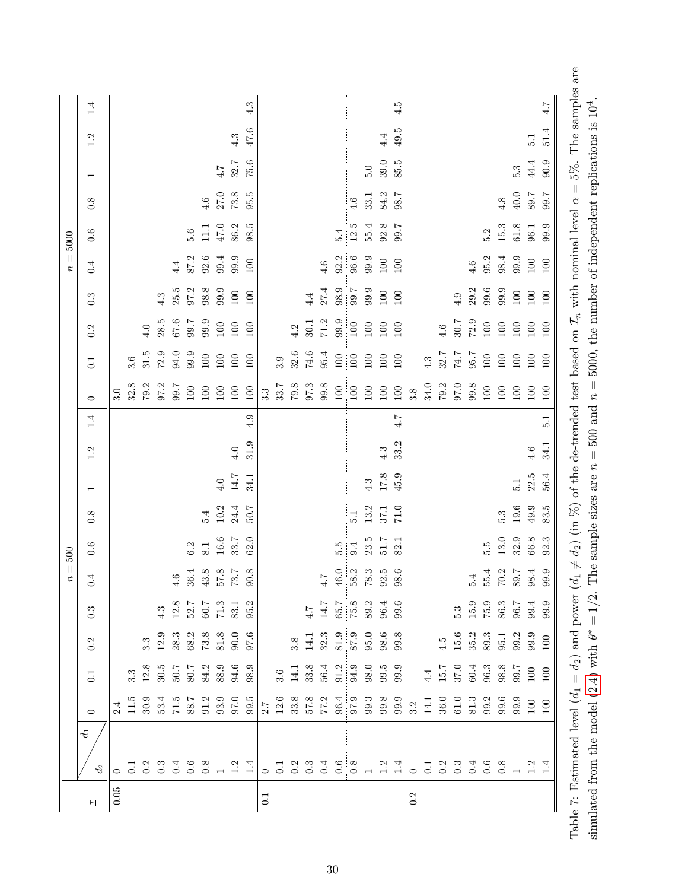| $\tau$ | $d_2$ \ $d_1$ | $n = 500$ | | | | | | | | | | $n = 5000$ | | | | | | | | | |
|---|---|---|---|---|---|---|---|---|---|---|---|---|---|---|---|---|---|---|---|---|---|
| | | 0 | 0.1 | 0.2 | 0.3 | 0.4 | 0.6 | 0.8 | 1 | 1.2 | 1.4 | 0 | 0.1 | 0.2 | 0.3 | 0.4 | 0.6 | 0.8 | 1 | 1.2 | 1.4 |
| 0.05 | 0 | 2.4 | | | | | | | | | | 3.0 | | | | | | | | | |
| | 0.1 | 11.5 | 3.3 | | | | | | | | | 32.8 | 3.6 | | | | | | | | |
| | 0.2 | 30.9 | 12.8 | 3.3 | | | | | | | | 79.2 | 31.5 | 4.0 | | | | | | | |
| | 0.3 | 53.4 | 30.5 | 12.9 | 4.3 | | | | | | | 97.2 | 72.9 | 28.5 | 4.3 | | | | | | |
| | 0.4 | 71.5 | 50.7 | 28.3 | 12.8 | 4.6 | | | | | | 99.7 | 94.0 | 67.6 | 25.5 | 4.4 | | | | | |
| | 0.6 | 88.7 | 80.7 | 68.2 | 52.7 | 36.4 | 6.2 | | | | | 100 | 99.9 | 99.7 | 97.2 | 87.2 | 5.6 | | | | |
| | 0.8 | 91.2 | 84.2 | 73.8 | 60.7 | 43.8 | 8.1 | 5.4 | | | | 100 | 100 | 99.9 | 98.8 | 92.6 | 11.1 | 4.6 | | | |
| | 1 | 93.9 | 88.9 | 81.8 | 71.3 | 57.8 | 16.6 | 10.2 | 4.0 | | | 100 | 100 | 100 | 99.9 | 99.4 | 47.0 | 27.0 | 4.7 | | |
| | 1.2 | 97.0 | 94.6 | 90.0 | 83.1 | 73.7 | 33.7 | 24.4 | 14.7 | 4.0 | | 100 | 100 | 100 | 100 | 99.9 | 86.2 | 73.8 | 32.7 | 4.3 | |
| | 1.4 | 99.5 | 98.9 | 97.6 | 95.2 | 90.8 | 62.0 | 50.7 | 34.1 | 31.9 | 4.9 | 100 | 100 | 100 | 100 | 100 | 98.5 | 95.5 | 75.6 | 47.6 | 4.3 |
| 0.1 | 0 | 2.7 | | | | | | | | | | 3.3 | | | | | | | | | |
| | 0.1 | 12.6 | 3.6 | | | | | | | | | 33.7 | 3.9 | | | | | | | | |
| | 0.2 | 33.8 | 14.1 | 3.8 | | | | | | | | 79.8 | 32.6 | 4.2 | | | | | | | |
| | 0.3 | 57.8 | 33.8 | 14.1 | 4.7 | | | | | | | 97.3 | 74.6 | 30.1 | 4.4 | | | | | | |
| | 0.4 | 77.2 | 56.4 | 32.3 | 14.7 | 4.7 | | | | | | 99.8 | 95.4 | 71.2 | 27.4 | 4.6 | | | | | |
| | 0.6 | 96.4 | 91.2 | 81.9 | 65.7 | 46.0 | 5.5 | | | | | 100 | 100 | 99.9 | 98.9 | 92.2 | 5.4 | | | | |
| | 0.8 | 97.9 | 94.9 | 87.9 | 75.8 | 58.2 | 9.4 | 5.1 | | | | 100 | 100 | 100 | 99.7 | 96.6 | 12.5 | 4.6 | | | |
| | 1 | 99.3 | 98.0 | 95.0 | 89.2 | 78.3 | 23.5 | 13.2 | 4.3 | | | 100 | 100 | 100 | 99.9 | 99.9 | 55.4 | 33.1 | 5.0 | | |
| | 1.2 | 99.8 | 99.5 | 98.6 | 96.4 | 92.5 | 51.7 | 37.1 | 17.8 | 4.3 | | 100 | 100 | 100 | 100 | 100 | 92.8 | 84.2 | 39.0 | 4.4 | |
| | 1.4 | 99.9 | 99.9 | 99.8 | 99.6 | 98.6 | 82.1 | 71.0 | 45.9 | 33.2 | 4.7 | 100 | 100 | 100 | 100 | 100 | 99.7 | 98.7 | 85.5 | 49.5 | 4.5 |
| 0.2 | 0 | 3.2 | | | | | | | | | | 3.8 | | | | | | | | | |
| | 0.1 | 14.1 | 4.4 | | | | | | | | | 34.0 | 4.3 | | | | | | | | |
| | 0.2 | 36.0 | 15.7 | 4.5 | | | | | | | | 79.2 | 32.7 | 4.6 | | | | | | | |
| | 0.3 | 61.0 | 37.0 | 15.6 | 5.3 | | | | | | | 97.0 | 74.7 | 30.7 | 4.9 | | | | | | |
| | 0.4 | 81.3 | 60.4 | 35.2 | 15.9 | 5.4 | | | | | | 99.8 | 95.7 | 72.9 | 29.2 | 4.6 | | | | | |
| | 0.6 | 99.2 | 96.3 | 89.3 | 75.9 | 55.4 | 5.5 | | | | | 100 | 100 | 100 | 99.6 | 95.2 | 5.2 | | | | |
| | 0.8 | 99.6 | 98.8 | 95.1 | 86.3 | 70.2 | 13.0 | 5.3 | | | | 100 | 100 | 100 | 99.9 | 98.4 | 15.3 | 4.8 | | | |
| | 1 | 99.9 | 99.7 | 99.2 | 96.7 | 89.7 | 32.9 | 19.6 | 5.1 | | | 100 | 100 | 100 | 100 | 99.9 | 61.8 | 40.0 | 5.3 | | |
| | 1.2 | 100 | 100 | 99.9 | 99.4 | 98.4 | 66.8 | 49.9 | 22.5 | 4.6 | | 100 | 100 | 100 | 100 | 100 | 96.1 | 89.7 | 44.4 | 5.1 | |
| | 1.4 | 100 | 100 | 100 | 99.9 | 99.9 | 92.3 | 83.5 | 56.4 | 34.1 | 5.1 | 100 | 100 | 100 | 100 | 100 | 99.9 | 99.7 | 90.9 | 51.4 | 4.7 |

Table 7: Estimated level ($d_1 = d_2$) and power ($d_1 \neq d_2$) (in %) of the de-trended test based on $\mathcal{T}_n$ with nominal level $\alpha = 5\%$. The samples are simulated from the model (2.4) with $\theta^* = 1/2$. The sample sizes are $n = 500$ and $n = 5000$, the number of independent replications is $10^4$.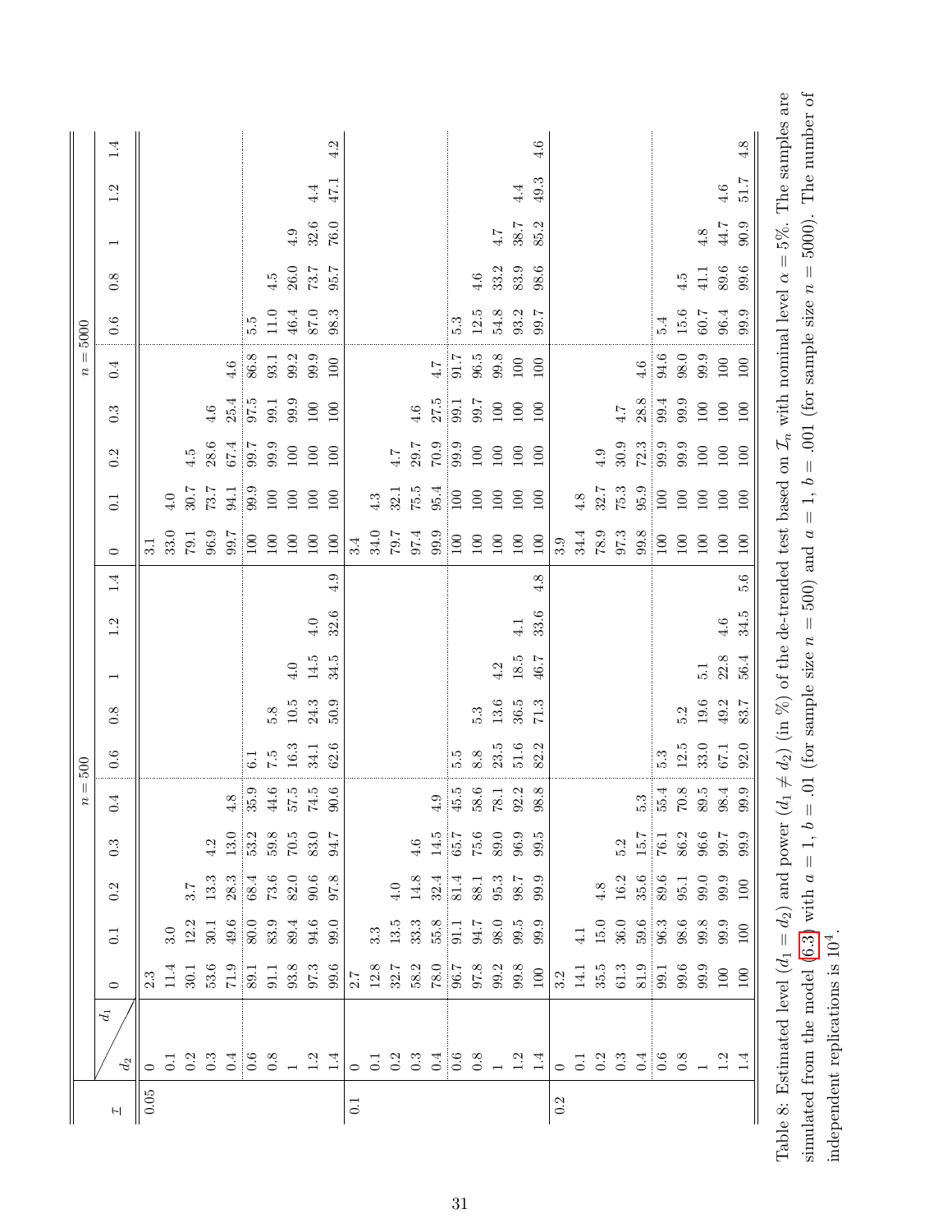| $\tau$ | $d_2$ \ $d_1$ | $n=500$ | | | | | | | | | | $n=5000$ | | | | | | | | | |
|---|---|---|---|---|---|---|---|---|---|---|---|---|---|---|---|---|---|---|---|---|---|
| | | 0 | 0.1 | 0.2 | 0.3 | 0.4 | 0.6 | 0.8 | 1 | 1.2 | 1.4 | 0 | 0.1 | 0.2 | 0.3 | 0.4 | 0.6 | 0.8 | 1 | 1.2 | 1.4 |
| 0.05 | 0 | 2.3 | | | | | | | | | | 3.1 | | | | | | | | | |
| | 0.1 | 11.4 | 3.0 | | | | | | | | | 33.0 | 4.0 | | | | | | | | |
| | 0.2 | 30.1 | 12.2 | 3.7 | | | | | | | | 79.1 | 30.7 | 4.5 | | | | | | | |
| | 0.3 | 53.6 | 30.1 | 13.3 | 4.2 | | | | | | | 96.9 | 73.7 | 28.6 | 4.6 | | | | | | |
| | 0.4 | 71.9 | 49.6 | 28.3 | 13.0 | 4.8 | | | | | | 99.7 | 94.1 | 67.4 | 25.4 | 4.6 | | | | | |
| | 0.6 | 89.1 | 80.0 | 68.4 | 53.2 | 35.9 | 6.1 | | | | | 100 | 99.9 | 99.7 | 97.5 | 86.8 | 5.5 | | | | |
| | 0.8 | 91.1 | 83.9 | 73.6 | 59.8 | 44.6 | 7.5 | 5.8 | | | | 100 | 100 | 99.9 | 99.1 | 93.1 | 11.0 | 4.5 | | | |
| | 1 | 93.8 | 89.4 | 82.0 | 70.5 | 57.5 | 16.3 | 10.5 | 4.0 | | | 100 | 100 | 100 | 99.9 | 99.2 | 46.4 | 26.0 | 4.9 | | |
| | 1.2 | 97.3 | 94.6 | 90.6 | 83.0 | 74.5 | 34.1 | 24.3 | 14.5 | 4.0 | | 100 | 100 | 100 | 100 | 99.9 | 87.0 | 73.7 | 32.6 | 4.4 | |
| | 1.4 | 99.6 | 99.0 | 97.8 | 94.7 | 90.6 | 62.6 | 50.9 | 34.5 | 32.6 | 4.9 | 100 | 100 | 100 | 100 | 100 | 98.3 | 95.7 | 76.0 | 47.1 | 4.2 |
| 0.1 | 0 | 2.7 | | | | | | | | | | 3.4 | | | | | | | | | |
| | 0.1 | 12.8 | 3.3 | | | | | | | | | 34.0 | 4.3 | | | | | | | | |
| | 0.2 | 32.7 | 13.5 | 4.0 | | | | | | | | 79.7 | 32.1 | 4.7 | | | | | | | |
| | 0.3 | 58.2 | 33.3 | 14.8 | 4.6 | | | | | | | 97.4 | 75.5 | 29.7 | 4.6 | | | | | | |
| | 0.4 | 78.0 | 55.8 | 32.4 | 14.5 | 4.9 | | | | | | 99.9 | 95.4 | 70.9 | 27.5 | 4.7 | | | | | |
| | 0.6 | 96.7 | 91.1 | 81.4 | 65.7 | 45.5 | 5.5 | | | | | 100 | 100 | 99.9 | 99.1 | 91.7 | 5.3 | | | | |
| | 0.8 | 97.8 | 94.7 | 88.1 | 75.6 | 58.6 | 8.8 | 5.3 | | | | 100 | 100 | 100 | 99.7 | 96.5 | 12.5 | 4.6 | | | |
| | 1 | 99.2 | 98.0 | 95.3 | 89.0 | 78.1 | 23.5 | 13.6 | 4.2 | | | 100 | 100 | 100 | 100 | 99.8 | 54.8 | 33.2 | 4.7 | | |
| | 1.2 | 99.8 | 99.5 | 98.7 | 96.9 | 92.2 | 51.6 | 36.5 | 18.5 | 4.1 | | 100 | 100 | 100 | 100 | 100 | 93.2 | 83.9 | 38.7 | 4.4 | |
| | 1.4 | 100 | 99.9 | 99.9 | 99.5 | 98.8 | 82.2 | 71.3 | 46.7 | 33.6 | 4.8 | 100 | 100 | 100 | 100 | 100 | 99.7 | 98.6 | 85.2 | 49.3 | 4.6 |
| 0.2 | 0 | 3.2 | | | | | | | | | | 3.9 | | | | | | | | | |
| | 0.1 | 14.1 | 4.1 | | | | | | | | | 34.4 | 4.8 | | | | | | | | |
| | 0.2 | 35.5 | 15.0 | 4.8 | | | | | | | | 78.9 | 32.7 | 4.9 | | | | | | | |
| | 0.3 | 61.3 | 36.0 | 16.2 | 5.2 | | | | | | | 97.3 | 75.3 | 30.9 | 4.7 | | | | | | |
| | 0.4 | 81.9 | 59.6 | 35.6 | 15.7 | 5.3 | | | | | | 99.8 | 95.9 | 72.3 | 28.8 | 4.6 | | | | | |
| | 0.6 | 99.1 | 96.3 | 89.6 | 76.1 | 55.4 | 5.3 | | | | | 100 | 100 | 99.9 | 99.4 | 94.6 | 5.4 | | | | |
| | 0.8 | 99.6 | 98.6 | 95.1 | 86.2 | 70.8 | 12.5 | 5.2 | | | | 100 | 100 | 99.9 | 99.9 | 98.0 | 15.6 | 4.5 | | | |
| | 1 | 99.9 | 99.8 | 99.0 | 96.6 | 89.5 | 33.0 | 19.6 | 5.1 | | | 100 | 100 | 100 | 100 | 99.9 | 60.7 | 41.1 | 4.8 | | |
| | 1.2 | 100 | 99.9 | 99.9 | 99.7 | 98.4 | 67.1 | 49.2 | 22.8 | 4.6 | | 100 | 100 | 100 | 100 | 100 | 96.4 | 89.6 | 44.7 | 4.6 | |
| | 1.4 | 100 | 100 | 100 | 99.9 | 99.9 | 92.0 | 83.7 | 56.4 | 34.5 | 5.6 | 100 | 100 | 100 | 100 | 100 | 99.9 | 99.6 | 90.9 | 51.7 | 4.8 |

Table 8: Estimated level ($d_1 = d_2$) and power ($d_1 \neq d_2$) (in %) of the de-trended test based on $\mathcal{T}_n$ with nominal level $\alpha = 5\%$. The samples are simulated from the model (6.3) with $a = 1$, $b = .01$ (for sample size $n = 500$) and $a = 1$, $b = .001$ (for sample size $n = 5000$). The number of independent replications is $10^4$.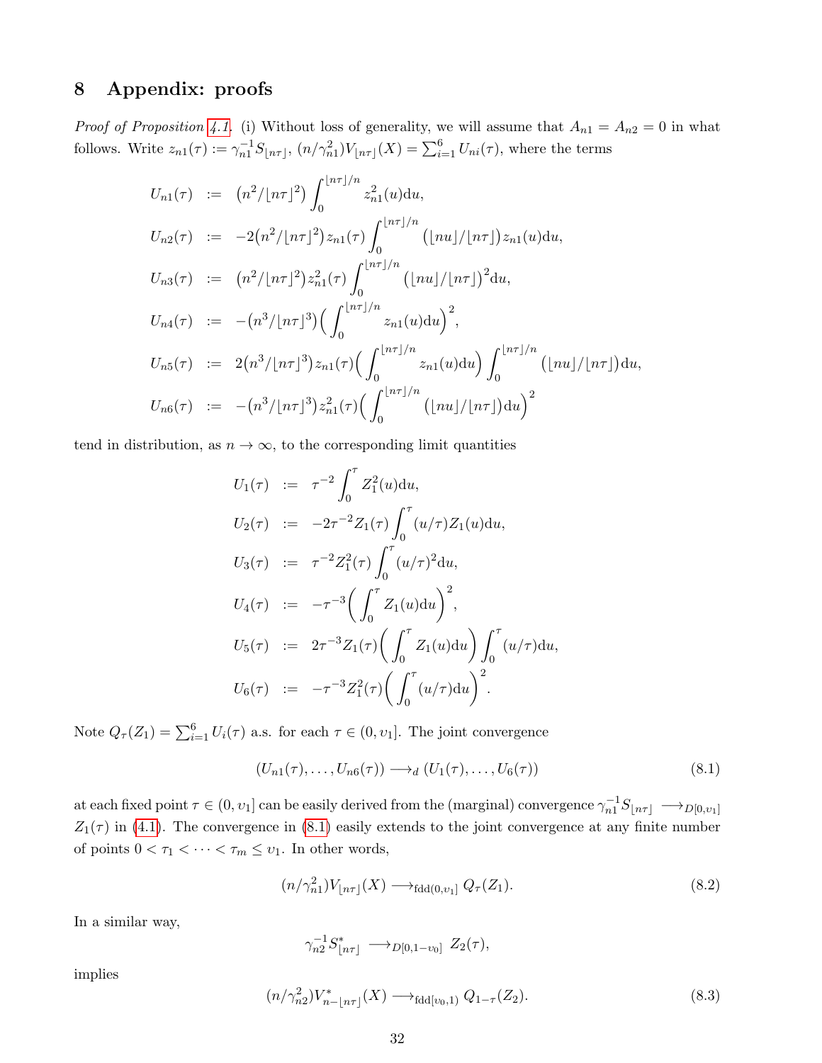# 8 Appendix: proofs

*Proof of Proposition 4.1.* (i) Without loss of generality, we will assume that $A_{n1} = A_{n2} = 0$ in what follows. Write $z_{n1}(\tau) := \gamma_{n1}^{-1} S_{\lfloor n\tau \rfloor}$, $(n/\gamma_{n1}^2) V_{\lfloor n\tau \rfloor}(X) = \sum_{i=1}^6 U_{ni}(\tau)$, where the terms

$$
\begin{aligned}
U_{n1}(\tau) &:= \big(n^2/\lfloor n\tau\rfloor^2\big) \int_0^{\lfloor n\tau\rfloor/n} z_{n1}^2(u)\mathrm{d}u,\\
U_{n2}(\tau) &:= -2\big(n^2/\lfloor n\tau\rfloor^2\big) z_{n1}(\tau) \int_0^{\lfloor n\tau\rfloor/n} \big(\lfloor nu\rfloor/\lfloor n\tau\rfloor\big) z_{n1}(u)\mathrm{d}u,\\
U_{n3}(\tau) &:= \big(n^2/\lfloor n\tau\rfloor^2\big) z_{n1}^2(\tau) \int_0^{\lfloor n\tau\rfloor/n} \big(\lfloor nu\rfloor/\lfloor n\tau\rfloor\big)^2\mathrm{d}u,\\
U_{n4}(\tau) &:= -\big(n^3/\lfloor n\tau\rfloor^3\big)\Big(\int_0^{\lfloor n\tau\rfloor/n} z_{n1}(u)\mathrm{d}u\Big)^2,\\
U_{n5}(\tau) &:= 2\big(n^3/\lfloor n\tau\rfloor^3\big) z_{n1}(\tau)\Big(\int_0^{\lfloor n\tau\rfloor/n} z_{n1}(u)\mathrm{d}u\Big)\int_0^{\lfloor n\tau\rfloor/n} \big(\lfloor nu\rfloor/\lfloor n\tau\rfloor\big)\mathrm{d}u,\\
U_{n6}(\tau) &:= -\big(n^3/\lfloor n\tau\rfloor^3\big) z_{n1}^2(\tau)\Big(\int_0^{\lfloor n\tau\rfloor/n} \big(\lfloor nu\rfloor/\lfloor n\tau\rfloor\big)\mathrm{d}u\Big)^2
\end{aligned}
$$

tend in distribution, as $n \to \infty$, to the corresponding limit quantities

$$
\begin{aligned}
U_1(\tau) &:= \tau^{-2}\int_0^\tau Z_1^2(u)\mathrm{d}u,\\
U_2(\tau) &:= -2\tau^{-2} Z_1(\tau)\int_0^\tau (u/\tau) Z_1(u)\mathrm{d}u,\\
U_3(\tau) &:= \tau^{-2} Z_1^2(\tau)\int_0^\tau (u/\tau)^2\mathrm{d}u,\\
U_4(\tau) &:= -\tau^{-3}\Big(\int_0^\tau Z_1(u)\mathrm{d}u\Big)^2,\\
U_5(\tau) &:= 2\tau^{-3} Z_1(\tau)\Big(\int_0^\tau Z_1(u)\mathrm{d}u\Big)\int_0^\tau (u/\tau)\mathrm{d}u,\\
U_6(\tau) &:= -\tau^{-3} Z_1^2(\tau)\Big(\int_0^\tau (u/\tau)\mathrm{d}u\Big)^2.
\end{aligned}
$$

Note $Q_\tau(Z_1) = \sum_{i=1}^6 U_i(\tau)$ a.s. for each $\tau \in (0, \upsilon_1]$. The joint convergence

$$
(U_{n1}(\tau), \ldots, U_{n6}(\tau)) \longrightarrow_d (U_1(\tau), \ldots, U_6(\tau)) \tag{8.1}
$$

at each fixed point $\tau \in (0, \upsilon_1]$ can be easily derived from the (marginal) convergence $\gamma_{n1}^{-1} S_{\lfloor n\tau\rfloor} \longrightarrow_{D[0,\upsilon_1]} Z_1(\tau)$ in (4.1). The convergence in (8.1) easily extends to the joint convergence at any finite number of points $0 < \tau_1 < \cdots < \tau_m \le \upsilon_1$. In other words,

$$
(n/\gamma_{n1}^2) V_{\lfloor n\tau\rfloor}(X) \longrightarrow_{\mathrm{fdd}(0,\upsilon_1]} Q_\tau(Z_1). \tag{8.2}
$$

In a similar way,

$$
\gamma_{n2}^{-1} S^*_{\lfloor n\tau\rfloor} \longrightarrow_{D[0,1-\upsilon_0]} Z_2(\tau),
$$

implies

$$
(n/\gamma_{n2}^2) V^*_{n-\lfloor n\tau\rfloor}(X) \longrightarrow_{\mathrm{fdd}[\upsilon_0,1)} Q_{1-\tau}(Z_2). \tag{8.3}
$$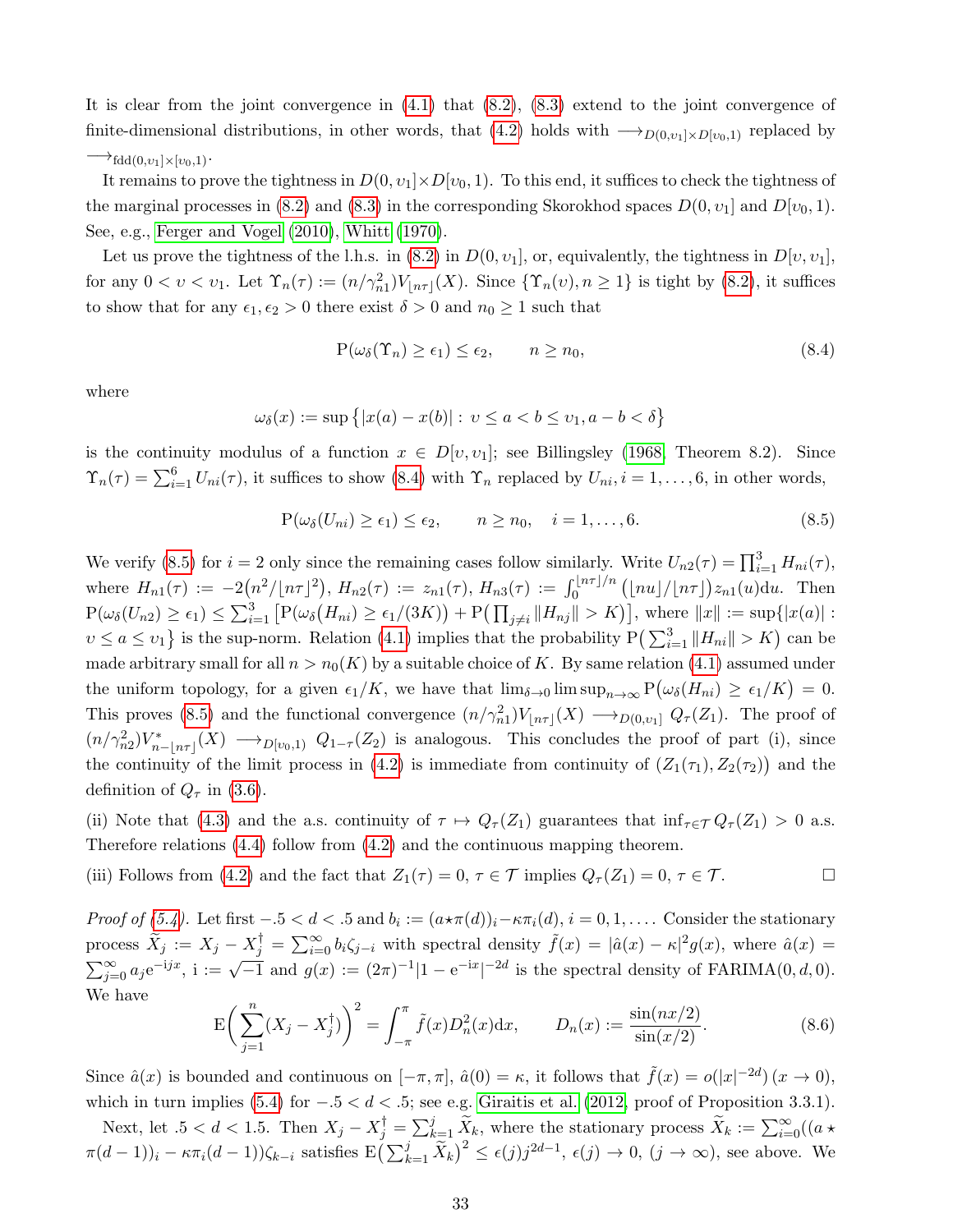It is clear from the joint convergence in (4.1) that (8.2), (8.3) extend to the joint convergence of finite-dimensional distributions, in other words, that (4.2) holds with $\longrightarrow_{D(0,\upsilon_1]\times D[\upsilon_0,1)}$ replaced by $\longrightarrow_{\mathrm{fdd}(0,\upsilon_1]\times[\upsilon_0,1)}$.

It remains to prove the tightness in $D(0,\upsilon_1]\times D[\upsilon_0,1)$. To this end, it suffices to check the tightness of the marginal processes in (8.2) and (8.3) in the corresponding Skorokhod spaces $D(0,\upsilon_1]$ and $D[\upsilon_0,1)$. See, e.g., Ferger and Vogel (2010), Whitt (1970).

Let us prove the tightness of the l.h.s. in (8.2) in $D(0,\upsilon_1]$, or, equivalently, the tightness in $D[\upsilon,\upsilon_1]$, for any $0<\upsilon<\upsilon_1$. Let $\Upsilon_n(\tau) := (n/\gamma_{n1}^2)V_{\lfloor n\tau\rfloor}(X)$. Since $\{\Upsilon_n(\upsilon), n\ge 1\}$ is tight by (8.2), it suffices to show that for any $\epsilon_1,\epsilon_2>0$ there exist $\delta>0$ and $n_0\ge 1$ such that

$$
\mathrm{P}(\omega_\delta(\Upsilon_n)\ge \epsilon_1)\le \epsilon_2, \qquad n\ge n_0, \tag{8.4}
$$

where

$$
\omega_\delta(x) := \sup\big\{|x(a)-x(b)|:\ \upsilon\le a<b\le \upsilon_1, a-b<\delta\big\}
$$

is the continuity modulus of a function $x\in D[\upsilon,\upsilon_1]$; see Billingsley (1968, Theorem 8.2). Since $\Upsilon_n(\tau)=\sum_{i=1}^6 U_{ni}(\tau)$, it suffices to show (8.4) with $\Upsilon_n$ replaced by $U_{ni}, i=1,\dots,6$, in other words,

$$
\mathrm{P}(\omega_\delta(U_{ni})\ge \epsilon_1)\le \epsilon_2, \qquad n\ge n_0, \quad i=1,\dots,6. \tag{8.5}
$$

We verify (8.5) for $i=2$ only since the remaining cases follow similarly. Write $U_{n2}(\tau)=\prod_{i=1}^3 H_{ni}(\tau)$, where $H_{n1}(\tau) := -2\big(n^2/\lfloor n\tau\rfloor^2\big)$, $H_{n2}(\tau) := z_{n1}(\tau)$, $H_{n3}(\tau) := \int_0^{\lfloor n\tau\rfloor/n}\big(\lfloor nu\rfloor/\lfloor n\tau\rfloor\big)z_{n1}(u)\mathrm{d}u$. Then $\mathrm{P}(\omega_\delta(U_{n2})\ge\epsilon_1)\le \sum_{i=1}^3\big[\mathrm{P}\big(\omega_\delta\big(H_{ni}\big)\ge \epsilon_1/(3K)\big)+\mathrm{P}\big(\prod_{j\ne i}\|H_{nj}\|>K\big)\big]$, where $\|x\| := \sup\{|x(a)| : \upsilon\le a\le \upsilon_1\}$ is the sup-norm. Relation (4.1) implies that the probability $\mathrm{P}\big(\sum_{i=1}^3\|H_{ni}\|>K\big)$ can be made arbitrary small for all $n>n_0(K)$ by a suitable choice of $K$. By same relation (4.1) assumed under the uniform topology, for a given $\epsilon_1/K$, we have that $\lim_{\delta\to 0}\limsup_{n\to\infty}\mathrm{P}\big(\omega_\delta(H_{ni})\ge \epsilon_1/K\big)=0$. This proves (8.5) and the functional convergence $(n/\gamma_{n1}^2)V_{\lfloor n\tau\rfloor}(X)\longrightarrow_{D(0,\upsilon_1]} Q_\tau(Z_1)$. The proof of $(n/\gamma_{n2}^2)V^*_{n-\lfloor n\tau\rfloor}(X)\longrightarrow_{D[\upsilon_0,1)} Q_{1-\tau}(Z_2)$ is analogous. This concludes the proof of part (i), since the continuity of the limit process in (4.2) is immediate from continuity of $\big(Z_1(\tau_1),Z_2(\tau_2)\big)$ and the definition of $Q_\tau$ in (3.6).

(ii) Note that (4.3) and the a.s. continuity of $\tau\mapsto Q_\tau(Z_1)$ guarantees that $\inf_{\tau\in\mathcal{T}}Q_\tau(Z_1)>0$ a.s. Therefore relations (4.4) follow from (4.2) and the continuous mapping theorem.

(iii) Follows from (4.2) and the fact that $Z_1(\tau)=0$, $\tau\in\mathcal{T}$ implies $Q_\tau(Z_1)=0$, $\tau\in\mathcal{T}$. □

*Proof of (5.4).* Let first $-.5<d<.5$ and $b_i := (a\star\pi(d))_i-\kappa\pi_i(d)$, $i=0,1,\dots$. Consider the stationary process $\widetilde X_j := X_j - X_j^\dagger = \sum_{i=0}^\infty b_i\zeta_{j-i}$ with spectral density $\tilde f(x)=|\hat a(x)-\kappa|^2 g(x)$, where $\hat a(x)=\sum_{j=0}^\infty a_j\mathrm{e}^{-\mathrm{i}jx}$, $\mathrm{i} := \sqrt{-1}$ and $g(x) := (2\pi)^{-1}|1-\mathrm{e}^{-\mathrm{i}x}|^{-2d}$ is the spectral density of FARIMA$(0,d,0)$. We have

$$
\mathrm{E}\bigg(\sum_{j=1}^n(X_j-X_j^\dagger)\bigg)^2=\int_{-\pi}^{\pi}\tilde f(x)D_n^2(x)\mathrm{d}x, \qquad D_n(x) := \frac{\sin(nx/2)}{\sin(x/2)}. \tag{8.6}
$$

Since $\hat a(x)$ is bounded and continuous on $[-\pi,\pi]$, $\hat a(0)=\kappa$, it follows that $\tilde f(x)=o(|x|^{-2d})\,(x\to 0)$, which in turn implies (5.4) for $-.5<d<.5$; see e.g. Giraitis et al. (2012, proof of Proposition 3.3.1).

Next, let $.5<d<1.5$. Then $X_j-X_j^\dagger=\sum_{k=1}^j\widetilde X_k$, where the stationary process $\widetilde X_k := \sum_{i=0}^\infty((a\star\pi(d-1))_i-\kappa\pi_i(d-1))\zeta_{k-i}$ satisfies $\mathrm{E}\big(\sum_{k=1}^j\widetilde X_k\big)^2\le \epsilon(j)j^{2d-1}$, $\epsilon(j)\to 0$, $(j\to\infty)$, see above. We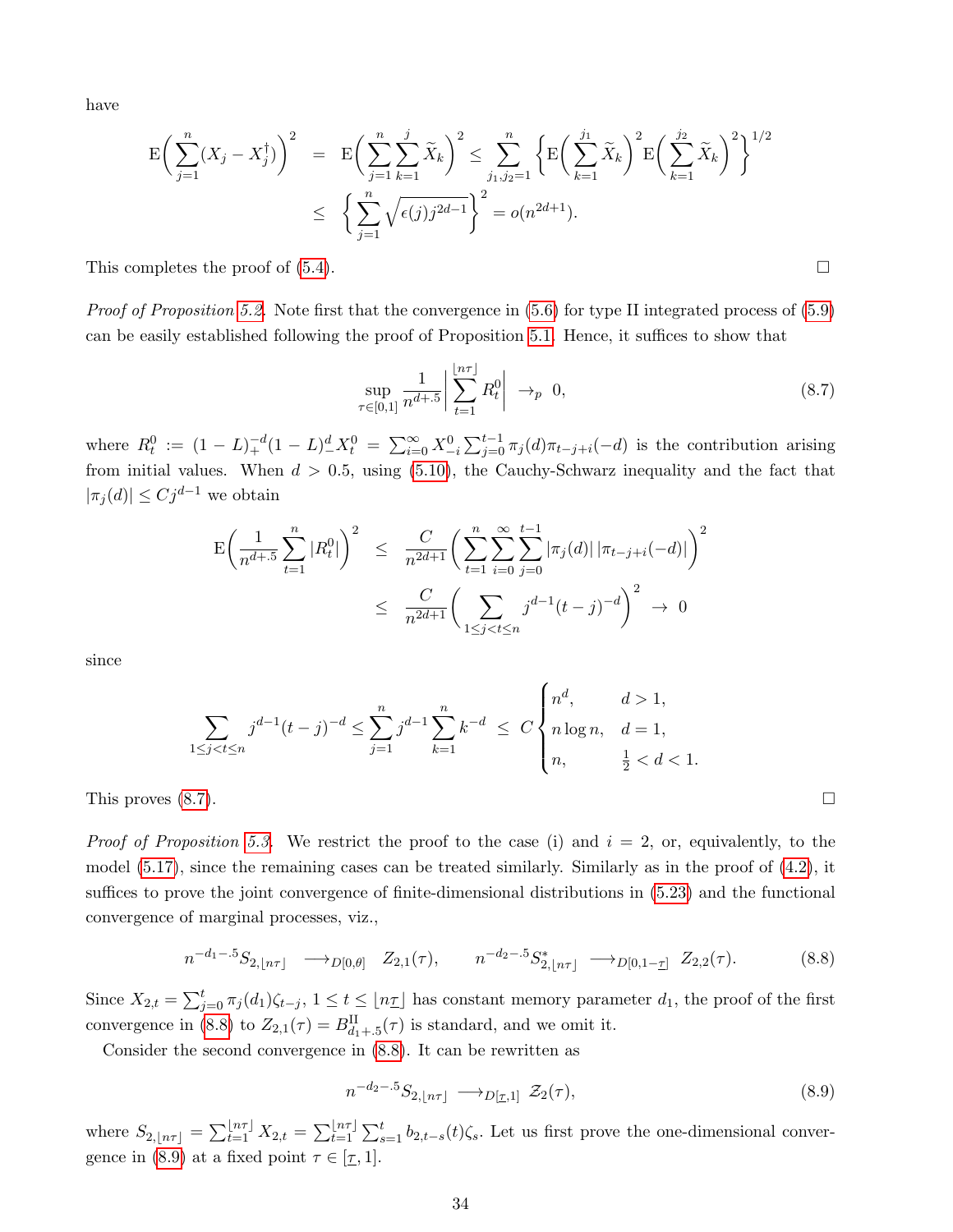have

$$
\begin{aligned}
\mathrm{E}\bigg(\sum_{j=1}^{n}(X_j - X_j^{\dagger})\bigg)^2 &= \mathrm{E}\bigg(\sum_{j=1}^{n}\sum_{k=1}^{j}\widetilde{X}_k\bigg)^2 \le \sum_{j_1,j_2=1}^{n}\bigg\{\mathrm{E}\bigg(\sum_{k=1}^{j_1}\widetilde{X}_k\bigg)^2 \mathrm{E}\bigg(\sum_{k=1}^{j_2}\widetilde{X}_k\bigg)^2\bigg\}^{1/2} \\
&\le \bigg\{\sum_{j=1}^{n}\sqrt{\epsilon(j)j^{2d-1}}\bigg\}^2 = o(n^{2d+1}).
\end{aligned}
$$

This completes the proof of (5.4). □

*Proof of Proposition 5.2.* Note first that the convergence in (5.6) for type II integrated process of (5.9) can be easily established following the proof of Proposition 5.1. Hence, it suffices to show that

$$
\sup_{\tau\in[0,1]}\frac{1}{n^{d+.5}}\bigg|\sum_{t=1}^{\lfloor n\tau\rfloor}R_t^0\bigg| \to_p 0, \tag{8.7}
$$

where $R_t^0 := (1-L)_+^{-d}(1-L)_-^{d}X_t^0 = \sum_{i=0}^{\infty}X_{-i}^0\sum_{j=0}^{t-1}\pi_j(d)\pi_{t-j+i}(-d)$ is the contribution arising from initial values. When $d > 0.5$, using (5.10), the Cauchy-Schwarz inequality and the fact that $|\pi_j(d)| \le Cj^{d-1}$ we obtain

$$
\begin{aligned}
\mathrm{E}\bigg(\frac{1}{n^{d+.5}}\sum_{t=1}^{n}|R_t^0|\bigg)^2 &\le \frac{C}{n^{2d+1}}\bigg(\sum_{t=1}^{n}\sum_{i=0}^{\infty}\sum_{j=0}^{t-1}|\pi_j(d)|\,|\pi_{t-j+i}(-d)|\bigg)^2 \\
&\le \frac{C}{n^{2d+1}}\bigg(\sum_{1\le j<t\le n}j^{d-1}(t-j)^{-d}\bigg)^2 \to 0
\end{aligned}
$$

since

$$
\sum_{1\le j<t\le n}j^{d-1}(t-j)^{-d} \le \sum_{j=1}^{n}j^{d-1}\sum_{k=1}^{n}k^{-d} \le C\begin{cases} n^d, & d>1, \\ n\log n, & d=1, \\ n, & \frac{1}{2}<d<1. \end{cases}
$$

This proves (8.7). □

*Proof of Proposition 5.3.* We restrict the proof to the case (i) and $i = 2$, or, equivalently, to the model (5.17), since the remaining cases can be treated similarly. Similarly as in the proof of (4.2), it suffices to prove the joint convergence of finite-dimensional distributions in (5.23) and the functional convergence of marginal processes, viz.,

$$
n^{-d_1-.5}S_{2,\lfloor n\tau\rfloor} \longrightarrow_{D[0,\theta]} Z_{2,1}(\tau), \qquad n^{-d_2-.5}S^*_{2,\lfloor n\tau\rfloor} \longrightarrow_{D[0,1-\underline{\tau}]} Z_{2,2}(\tau). \tag{8.8}
$$

Since $X_{2,t} = \sum_{j=0}^{t}\pi_j(d_1)\zeta_{t-j}$, $1 \le t \le \lfloor n\underline{\tau}\rfloor$ has constant memory parameter $d_1$, the proof of the first convergence in (8.8) to $Z_{2,1}(\tau) = B^{\mathrm{II}}_{d_1+.5}(\tau)$ is standard, and we omit it.

Consider the second convergence in (8.8). It can be rewritten as

$$
n^{-d_2-.5}S_{2,\lfloor n\tau\rfloor} \longrightarrow_{D[\underline{\tau},1]} \mathcal{Z}_2(\tau), \tag{8.9}
$$

where $S_{2,\lfloor n\tau\rfloor} = \sum_{t=1}^{\lfloor n\tau\rfloor}X_{2,t} = \sum_{t=1}^{\lfloor n\tau\rfloor}\sum_{s=1}^{t}b_{2,t-s}(t)\zeta_s$. Let us first prove the one-dimensional convergence in (8.9) at a fixed point $\tau \in [\underline{\tau}, 1]$.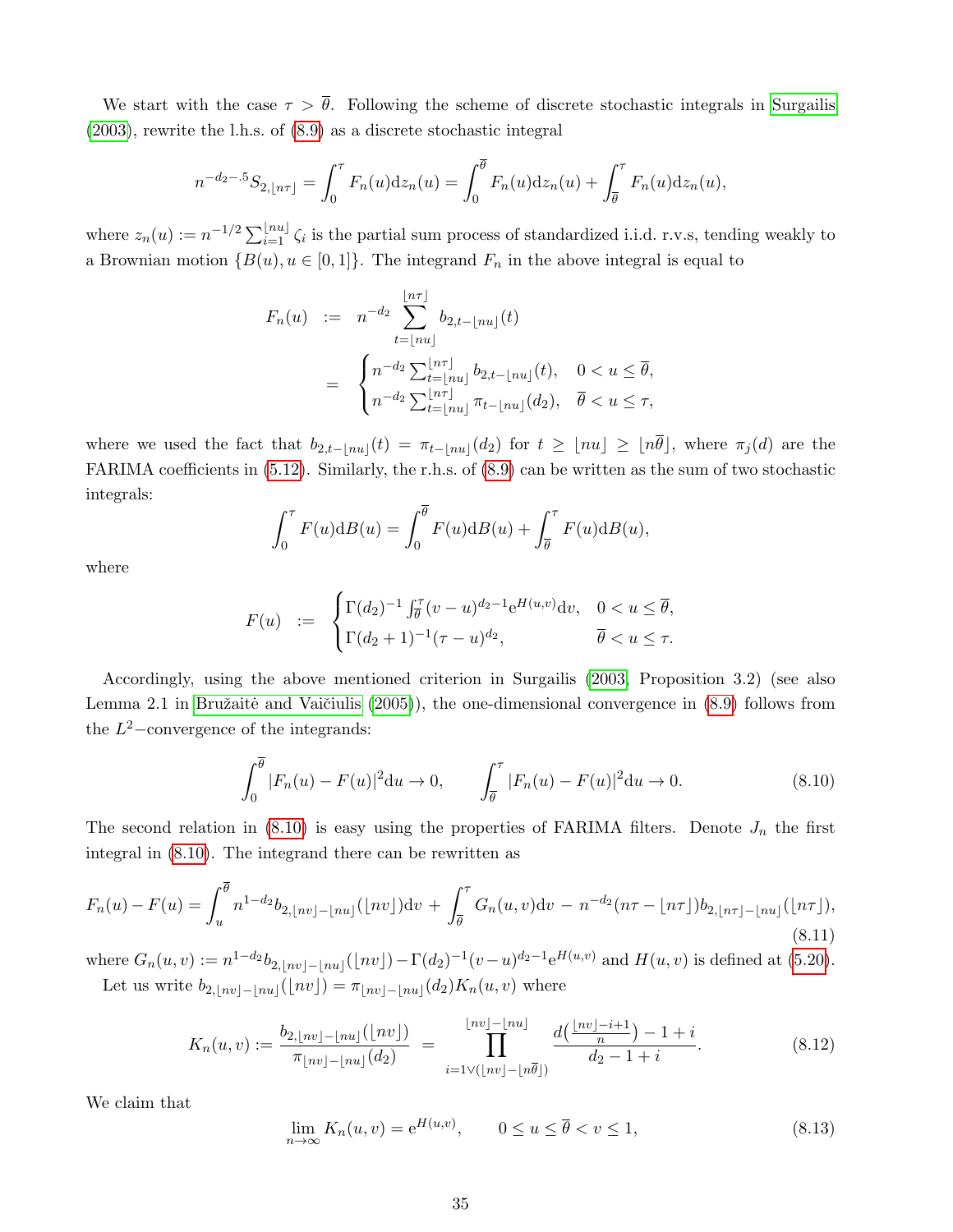We start with the case $\tau > \overline{\theta}$. Following the scheme of discrete stochastic integrals in Surgailis (2003), rewrite the l.h.s. of (8.9) as a discrete stochastic integral

$$n^{-d_2-.5}S_{2,\lfloor n\tau\rfloor} = \int_0^\tau F_n(u)\mathrm{d}z_n(u) = \int_0^{\overline{\theta}} F_n(u)\mathrm{d}z_n(u) + \int_{\overline{\theta}}^\tau F_n(u)\mathrm{d}z_n(u),$$

where $z_n(u) := n^{-1/2}\sum_{i=1}^{\lfloor nu\rfloor}\zeta_i$ is the partial sum process of standardized i.i.d. r.v.s, tending weakly to a Brownian motion $\{B(u), u\in[0,1]\}$. The integrand $F_n$ in the above integral is equal to

$$\begin{aligned}
F_n(u) \ &:= \ n^{-d_2}\sum_{t=\lfloor nu\rfloor}^{\lfloor n\tau\rfloor} b_{2,t-\lfloor nu\rfloor}(t) \\
&= \ \begin{cases} n^{-d_2}\sum_{t=\lfloor nu\rfloor}^{\lfloor n\tau\rfloor} b_{2,t-\lfloor nu\rfloor}(t), & 0<u\le\overline{\theta}, \\ n^{-d_2}\sum_{t=\lfloor nu\rfloor}^{\lfloor n\tau\rfloor} \pi_{t-\lfloor nu\rfloor}(d_2), & \overline{\theta}<u\le\tau, \end{cases}
\end{aligned}$$

where we used the fact that $b_{2,t-\lfloor nu\rfloor}(t) = \pi_{t-\lfloor nu\rfloor}(d_2)$ for $t\ge\lfloor nu\rfloor\ge\lfloor n\overline{\theta}\rfloor$, where $\pi_j(d)$ are the FARIMA coefficients in (5.12). Similarly, the r.h.s. of (8.9) can be written as the sum of two stochastic integrals:

$$\int_0^\tau F(u)\mathrm{d}B(u) = \int_0^{\overline{\theta}} F(u)\mathrm{d}B(u) + \int_{\overline{\theta}}^\tau F(u)\mathrm{d}B(u),$$

where

$$F(u) \ := \ \begin{cases} \Gamma(d_2)^{-1}\int_{\overline{\theta}}^\tau (v-u)^{d_2-1}\mathrm{e}^{H(u,v)}\mathrm{d}v, & 0<u\le\overline{\theta}, \\ \Gamma(d_2+1)^{-1}(\tau-u)^{d_2}, & \overline{\theta}<u\le\tau. \end{cases}$$

Accordingly, using the above mentioned criterion in Surgailis (2003, Proposition 3.2) (see also Lemma 2.1 in Bružaitė and Vaičiulis (2005)), the one-dimensional convergence in (8.9) follows from the $L^2-$convergence of the integrands:

$$\int_0^{\overline{\theta}} |F_n(u)-F(u)|^2\mathrm{d}u \to 0, \qquad \int_{\overline{\theta}}^\tau |F_n(u)-F(u)|^2\mathrm{d}u \to 0. \tag{8.10}$$

The second relation in (8.10) is easy using the properties of FARIMA filters. Denote $J_n$ the first integral in (8.10). The integrand there can be rewritten as

$$F_n(u)-F(u) = \int_u^{\overline{\theta}} n^{1-d_2}b_{2,\lfloor nv\rfloor-\lfloor nu\rfloor}(\lfloor nv\rfloor)\mathrm{d}v + \int_{\overline{\theta}}^\tau G_n(u,v)\mathrm{d}v \,-\, n^{-d_2}(n\tau-\lfloor n\tau\rfloor)b_{2,\lfloor n\tau\rfloor-\lfloor nu\rfloor}(\lfloor n\tau\rfloor), \tag{8.11}$$

where $G_n(u,v) := n^{1-d_2}b_{2,\lfloor nv\rfloor-\lfloor nu\rfloor}(\lfloor nv\rfloor) - \Gamma(d_2)^{-1}(v-u)^{d_2-1}\mathrm{e}^{H(u,v)}$ and $H(u,v)$ is defined at (5.20).

Let us write $b_{2,\lfloor nv\rfloor-\lfloor nu\rfloor}(\lfloor nv\rfloor) = \pi_{\lfloor nv\rfloor-\lfloor nu\rfloor}(d_2)K_n(u,v)$ where

$$K_n(u,v) := \frac{b_{2,\lfloor nv\rfloor-\lfloor nu\rfloor}(\lfloor nv\rfloor)}{\pi_{\lfloor nv\rfloor-\lfloor nu\rfloor}(d_2)} \ = \prod_{i=1\vee(\lfloor nv\rfloor-\lfloor n\overline{\theta}\rfloor)}^{\lfloor nv\rfloor-\lfloor nu\rfloor} \frac{d\big(\frac{\lfloor nv\rfloor-i+1}{n}\big)-1+i}{d_2-1+i}. \tag{8.12}$$

We claim that

$$\lim_{n\to\infty} K_n(u,v) = \mathrm{e}^{H(u,v)}, \qquad 0\le u\le\overline{\theta}<v\le 1, \tag{8.13}$$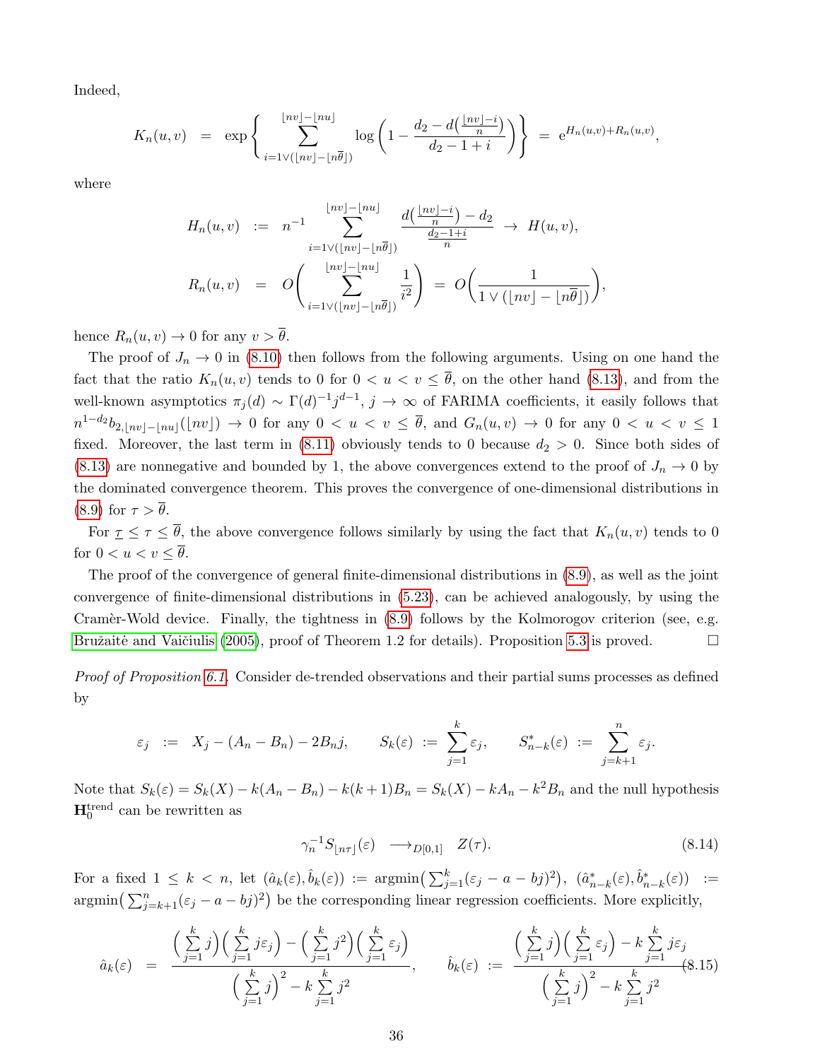Indeed,

$$K_n(u,v) \;=\; \exp\bigg\{\sum_{i=1\vee(\lfloor nv\rfloor-\lfloor n\overline{\theta}\rfloor)}^{\lfloor nv\rfloor-\lfloor nu\rfloor}\log\bigg(1-\frac{d_2-d\big(\frac{\lfloor nv\rfloor-i}{n}\big)}{d_2-1+i}\bigg)\bigg\} \;=\; \mathrm{e}^{H_n(u,v)+R_n(u,v)},$$

where

$$H_n(u,v) \;:=\; n^{-1}\sum_{i=1\vee(\lfloor nv\rfloor-\lfloor n\overline{\theta}\rfloor)}^{\lfloor nv\rfloor-\lfloor nu\rfloor}\frac{d\big(\frac{\lfloor nv\rfloor-i}{n}\big)-d_2}{\frac{d_2-1+i}{n}} \;\to\; H(u,v),$$

$$R_n(u,v) \;=\; O\bigg(\sum_{i=1\vee(\lfloor nv\rfloor-\lfloor n\overline{\theta}\rfloor)}^{\lfloor nv\rfloor-\lfloor nu\rfloor}\frac{1}{i^2}\bigg) \;=\; O\bigg(\frac{1}{1\vee(\lfloor nv\rfloor-\lfloor n\overline{\theta}\rfloor)}\bigg),$$

hence $R_n(u,v)\to 0$ for any $v>\overline{\theta}$.

The proof of $J_n\to 0$ in (8.10) then follows from the following arguments. Using on one hand the fact that the ratio $K_n(u,v)$ tends to 0 for $0<u<v\le\overline{\theta}$, on the other hand (8.13), and from the well-known asymptotics $\pi_j(d)\sim\Gamma(d)^{-1}j^{d-1}$, $j\to\infty$ of FARIMA coefficients, it easily follows that $n^{1-d_2}b_{2,\lfloor nv\rfloor-\lfloor nu\rfloor}(\lfloor nv\rfloor)\to 0$ for any $0<u<v\le\overline{\theta}$, and $G_n(u,v)\to 0$ for any $0<u<v\le 1$ fixed. Moreover, the last term in (8.11) obviously tends to 0 because $d_2>0$. Since both sides of (8.13) are nonnegative and bounded by 1, the above convergences extend to the proof of $J_n\to 0$ by the dominated convergence theorem. This proves the convergence of one-dimensional distributions in (8.9) for $\tau>\overline{\theta}$.

For $\underline{\tau}\le\tau\le\overline{\theta}$, the above convergence follows similarly by using the fact that $K_n(u,v)$ tends to 0 for $0<u<v\le\overline{\theta}$.

The proof of the convergence of general finite-dimensional distributions in (8.9), as well as the joint convergence of finite-dimensional distributions in (5.23), can be achieved analogously, by using the Cramèr-Wold device. Finally, the tightness in (8.9) follows by the Kolmorogov criterion (see, e.g. Bružaitė and Vaičiulis (2005), proof of Theorem 1.2 for details). Proposition 5.3 is proved. □

*Proof of Proposition 6.1.* Consider de-trended observations and their partial sums processes as defined by

$$\varepsilon_j \;:=\; X_j-(A_n-B_n)-2B_nj, \qquad S_k(\varepsilon)\;:=\;\sum_{j=1}^k\varepsilon_j, \qquad S^*_{n-k}(\varepsilon)\;:=\;\sum_{j=k+1}^n\varepsilon_j.$$

Note that $S_k(\varepsilon)=S_k(X)-k(A_n-B_n)-k(k+1)B_n=S_k(X)-kA_n-k^2B_n$ and the null hypothesis $\mathbf{H}_0^{\rm trend}$ can be rewritten as

$$\gamma_n^{-1}S_{\lfloor n\tau\rfloor}(\varepsilon) \;\;\longrightarrow_{D[0,1]}\;\; Z(\tau). \tag{8.14}$$

For a fixed $1\le k<n$, let $(\hat a_k(\varepsilon),\hat b_k(\varepsilon)) := \mathrm{argmin}\big(\sum_{j=1}^k(\varepsilon_j-a-bj)^2\big)$, $(\hat a^*_{n-k}(\varepsilon),\hat b^*_{n-k}(\varepsilon)) := \mathrm{argmin}\big(\sum_{j=k+1}^n(\varepsilon_j-a-bj)^2\big)$ be the corresponding linear regression coefficients. More explicitly,

$$\hat a_k(\varepsilon) \;=\; \frac{\Big(\sum\limits_{j=1}^k j\Big)\Big(\sum\limits_{j=1}^k j\varepsilon_j\Big)-\Big(\sum\limits_{j=1}^k j^2\Big)\Big(\sum\limits_{j=1}^k\varepsilon_j\Big)}{\Big(\sum\limits_{j=1}^k j\Big)^2-k\sum\limits_{j=1}^k j^2}, \qquad \hat b_k(\varepsilon) \;:=\; \frac{\Big(\sum\limits_{j=1}^k j\Big)\Big(\sum\limits_{j=1}^k\varepsilon_j\Big)-k\sum\limits_{j=1}^k j\varepsilon_j}{\Big(\sum\limits_{j=1}^k j\Big)^2-k\sum\limits_{j=1}^k j^2} \tag{8.15}$$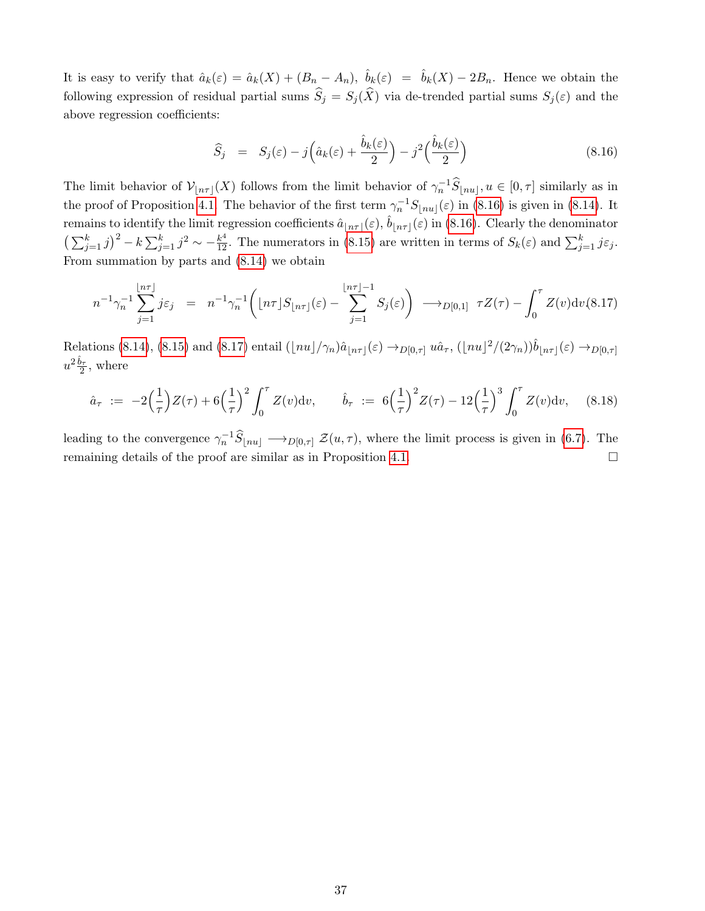It is easy to verify that $\hat{a}_k(\varepsilon) = \hat{a}_k(X) + (B_n - A_n)$, $\hat{b}_k(\varepsilon) = \hat{b}_k(X) - 2B_n$. Hence we obtain the following expression of residual partial sums $\widehat{S}_j = S_j(\widehat{X})$ via de-trended partial sums $S_j(\varepsilon)$ and the above regression coefficients:

$$\widehat{S}_j = S_j(\varepsilon) - j\Big(\hat{a}_k(\varepsilon) + \frac{\hat{b}_k(\varepsilon)}{2}\Big) - j^2\Big(\frac{\hat{b}_k(\varepsilon)}{2}\Big) \tag{8.16}$$

The limit behavior of $\mathcal{V}_{\lfloor n\tau\rfloor}(X)$ follows from the limit behavior of $\gamma_n^{-1}\widehat{S}_{\lfloor nu\rfloor}, u \in [0,\tau]$ similarly as in the proof of Proposition 4.1. The behavior of the first term $\gamma_n^{-1}S_{\lfloor nu\rfloor}(\varepsilon)$ in (8.16) is given in (8.14). It remains to identify the limit regression coefficients $\hat{a}_{\lfloor n\tau\rfloor}(\varepsilon)$, $\hat{b}_{\lfloor n\tau\rfloor}(\varepsilon)$ in (8.16). Clearly the denominator $\big(\sum_{j=1}^k j\big)^2 - k\sum_{j=1}^k j^2 \sim -\frac{k^4}{12}$. The numerators in (8.15) are written in terms of $S_k(\varepsilon)$ and $\sum_{j=1}^k j\varepsilon_j$. From summation by parts and (8.14) we obtain

$$n^{-1}\gamma_n^{-1}\sum_{j=1}^{\lfloor n\tau\rfloor} j\varepsilon_j = n^{-1}\gamma_n^{-1}\Big(\lfloor n\tau\rfloor S_{\lfloor n\tau\rfloor}(\varepsilon) - \sum_{j=1}^{\lfloor n\tau\rfloor - 1} S_j(\varepsilon)\Big) \longrightarrow_{D[0,1]} \tau Z(\tau) - \int_0^\tau Z(v)\mathrm{d}v \tag{8.17}$$

Relations (8.14), (8.15) and (8.17) entail $(\lfloor nu\rfloor/\gamma_n)\hat{a}_{\lfloor n\tau\rfloor}(\varepsilon) \to_{D[0,\tau]} u\hat{a}_\tau$, $(\lfloor nu\rfloor^2/(2\gamma_n))\hat{b}_{\lfloor n\tau\rfloor}(\varepsilon) \to_{D[0,\tau]} u^2\frac{\hat{b}_\tau}{2}$, where

$$\hat{a}_\tau := -2\Big(\frac{1}{\tau}\Big)Z(\tau) + 6\Big(\frac{1}{\tau}\Big)^2\int_0^\tau Z(v)\mathrm{d}v, \qquad \hat{b}_\tau := 6\Big(\frac{1}{\tau}\Big)^2 Z(\tau) - 12\Big(\frac{1}{\tau}\Big)^3\int_0^\tau Z(v)\mathrm{d}v, \tag{8.18}$$

leading to the convergence $\gamma_n^{-1}\widehat{S}_{\lfloor nu\rfloor} \longrightarrow_{D[0,\tau]} \mathcal{Z}(u,\tau)$, where the limit process is given in (6.7). The remaining details of the proof are similar as in Proposition 4.1. □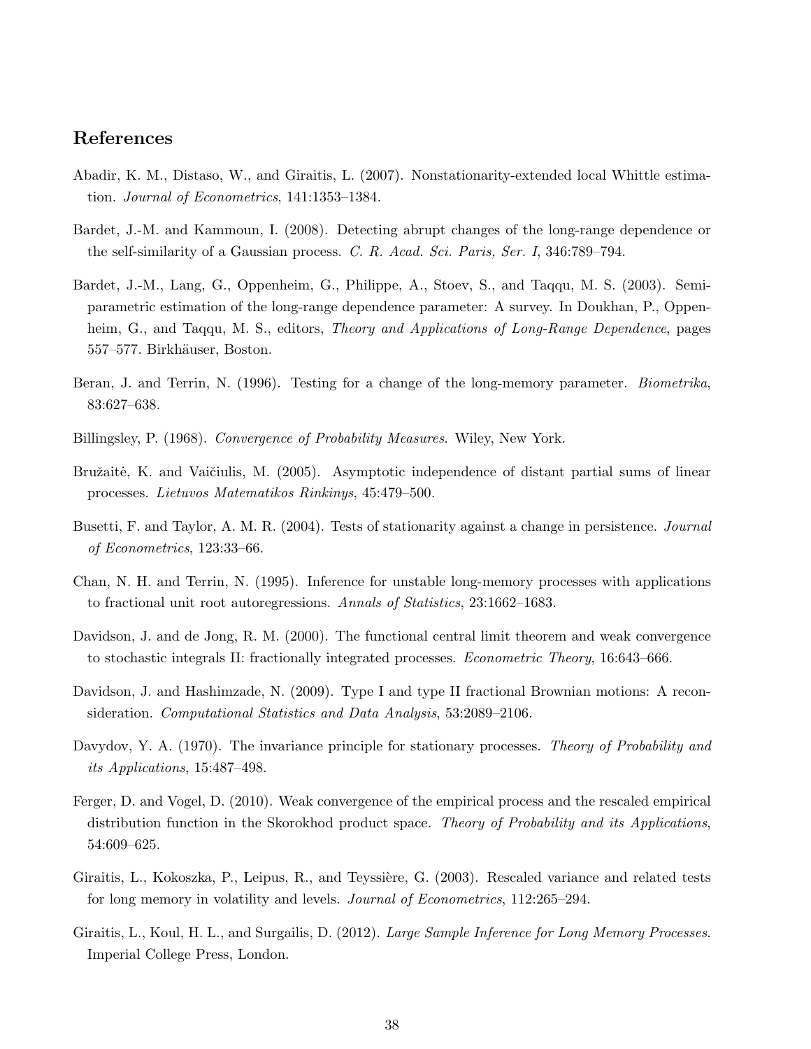## References

Abadir, K. M., Distaso, W., and Giraitis, L. (2007). Nonstationarity-extended local Whittle estimation. *Journal of Econometrics*, 141:1353–1384.

Bardet, J.-M. and Kammoun, I. (2008). Detecting abrupt changes of the long-range dependence or the self-similarity of a Gaussian process. *C. R. Acad. Sci. Paris, Ser. I*, 346:789–794.

Bardet, J.-M., Lang, G., Oppenheim, G., Philippe, A., Stoev, S., and Taqqu, M. S. (2003). Semiparametric estimation of the long-range dependence parameter: A survey. In Doukhan, P., Oppenheim, G., and Taqqu, M. S., editors, *Theory and Applications of Long-Range Dependence*, pages 557–577. Birkhäuser, Boston.

Beran, J. and Terrin, N. (1996). Testing for a change of the long-memory parameter. *Biometrika*, 83:627–638.

Billingsley, P. (1968). *Convergence of Probability Measures*. Wiley, New York.

Bružaitė, K. and Vaičiulis, M. (2005). Asymptotic independence of distant partial sums of linear processes. *Lietuvos Matematikos Rinkinys*, 45:479–500.

Busetti, F. and Taylor, A. M. R. (2004). Tests of stationarity against a change in persistence. *Journal of Econometrics*, 123:33–66.

Chan, N. H. and Terrin, N. (1995). Inference for unstable long-memory processes with applications to fractional unit root autoregressions. *Annals of Statistics*, 23:1662–1683.

Davidson, J. and de Jong, R. M. (2000). The functional central limit theorem and weak convergence to stochastic integrals II: fractionally integrated processes. *Econometric Theory*, 16:643–666.

Davidson, J. and Hashimzade, N. (2009). Type I and type II fractional Brownian motions: A reconsideration. *Computational Statistics and Data Analysis*, 53:2089–2106.

Davydov, Y. A. (1970). The invariance principle for stationary processes. *Theory of Probability and its Applications*, 15:487–498.

Ferger, D. and Vogel, D. (2010). Weak convergence of the empirical process and the rescaled empirical distribution function in the Skorokhod product space. *Theory of Probability and its Applications*, 54:609–625.

Giraitis, L., Kokoszka, P., Leipus, R., and Teyssière, G. (2003). Rescaled variance and related tests for long memory in volatility and levels. *Journal of Econometrics*, 112:265–294.

Giraitis, L., Koul, H. L., and Surgailis, D. (2012). *Large Sample Inference for Long Memory Processes*. Imperial College Press, London.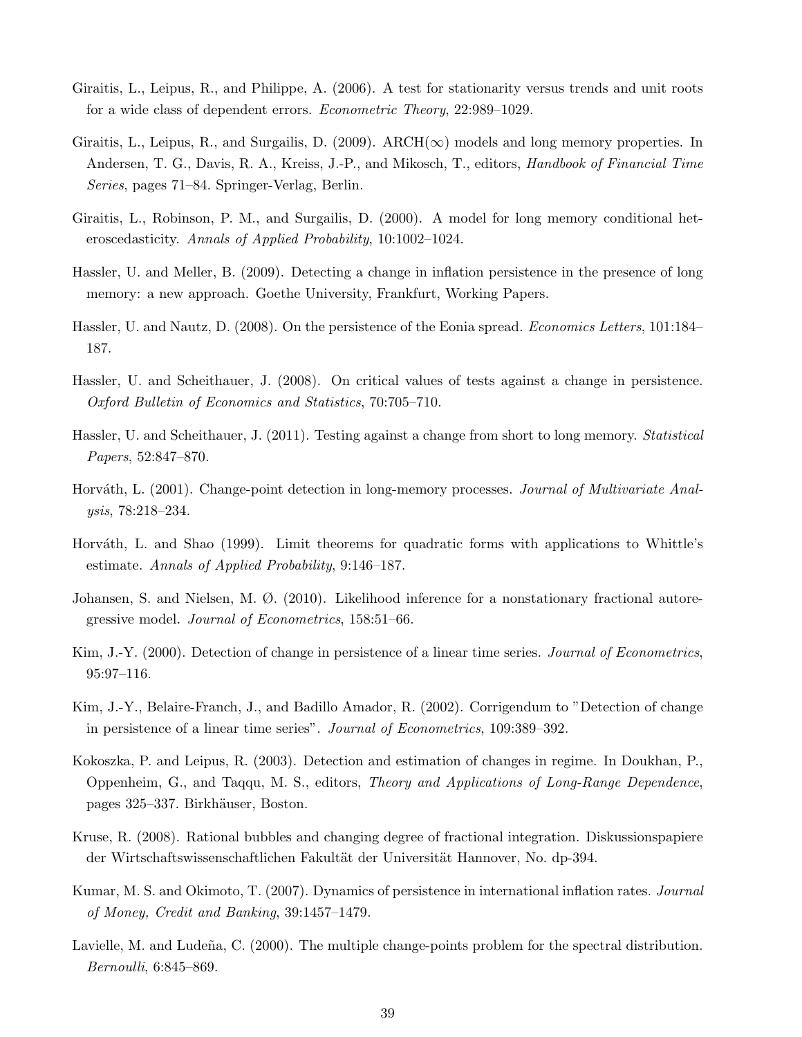Giraitis, L., Leipus, R., and Philippe, A. (2006). A test for stationarity versus trends and unit roots for a wide class of dependent errors. *Econometric Theory*, 22:989–1029.

Giraitis, L., Leipus, R., and Surgailis, D. (2009). ARCH($\infty$) models and long memory properties. In Andersen, T. G., Davis, R. A., Kreiss, J.-P., and Mikosch, T., editors, *Handbook of Financial Time Series*, pages 71–84. Springer-Verlag, Berlin.

Giraitis, L., Robinson, P. M., and Surgailis, D. (2000). A model for long memory conditional heteroscedasticity. *Annals of Applied Probability*, 10:1002–1024.

Hassler, U. and Meller, B. (2009). Detecting a change in inflation persistence in the presence of long memory: a new approach. Goethe University, Frankfurt, Working Papers.

Hassler, U. and Nautz, D. (2008). On the persistence of the Eonia spread. *Economics Letters*, 101:184–187.

Hassler, U. and Scheithauer, J. (2008). On critical values of tests against a change in persistence. *Oxford Bulletin of Economics and Statistics*, 70:705–710.

Hassler, U. and Scheithauer, J. (2011). Testing against a change from short to long memory. *Statistical Papers*, 52:847–870.

Horváth, L. (2001). Change-point detection in long-memory processes. *Journal of Multivariate Analysis*, 78:218–234.

Horváth, L. and Shao (1999). Limit theorems for quadratic forms with applications to Whittle's estimate. *Annals of Applied Probability*, 9:146–187.

Johansen, S. and Nielsen, M. Ø. (2010). Likelihood inference for a nonstationary fractional autoregressive model. *Journal of Econometrics*, 158:51–66.

Kim, J.-Y. (2000). Detection of change in persistence of a linear time series. *Journal of Econometrics*, 95:97–116.

Kim, J.-Y., Belaire-Franch, J., and Badillo Amador, R. (2002). Corrigendum to "Detection of change in persistence of a linear time series". *Journal of Econometrics*, 109:389–392.

Kokoszka, P. and Leipus, R. (2003). Detection and estimation of changes in regime. In Doukhan, P., Oppenheim, G., and Taqqu, M. S., editors, *Theory and Applications of Long-Range Dependence*, pages 325–337. Birkhäuser, Boston.

Kruse, R. (2008). Rational bubbles and changing degree of fractional integration. Diskussionspapiere der Wirtschaftswissenschaftlichen Fakultät der Universität Hannover, No. dp-394.

Kumar, M. S. and Okimoto, T. (2007). Dynamics of persistence in international inflation rates. *Journal of Money, Credit and Banking*, 39:1457–1479.

Lavielle, M. and Ludeña, C. (2000). The multiple change-points problem for the spectral distribution. *Bernoulli*, 6:845–869.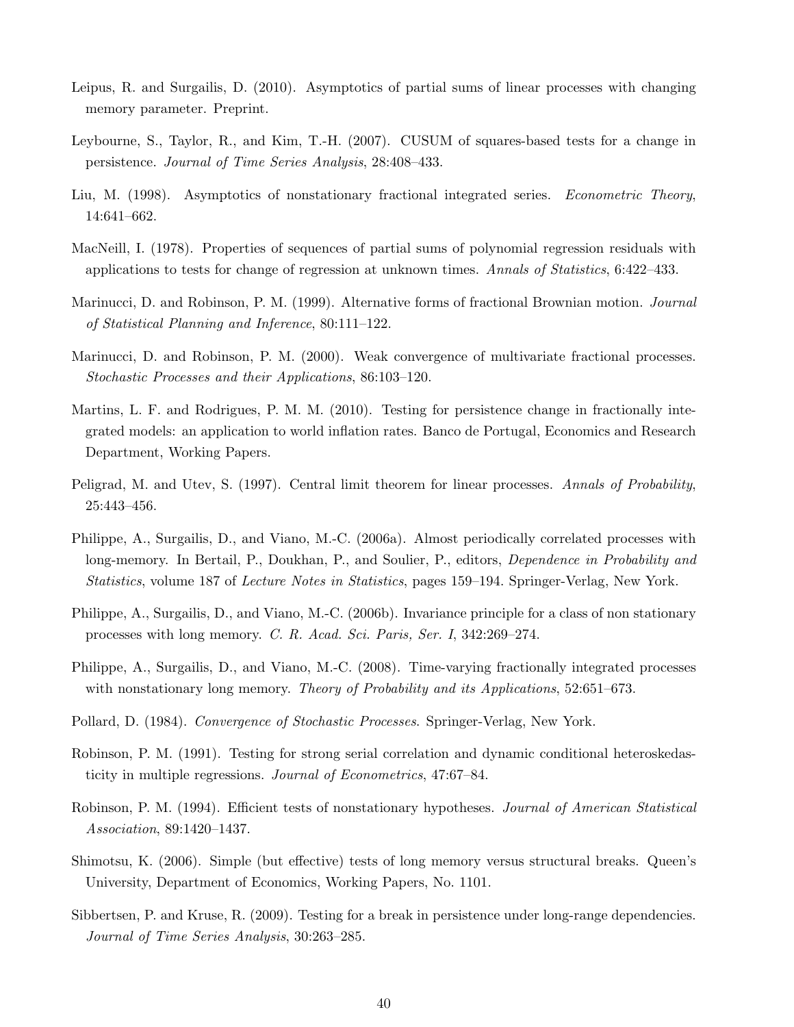Leipus, R. and Surgailis, D. (2010). Asymptotics of partial sums of linear processes with changing memory parameter. Preprint.

Leybourne, S., Taylor, R., and Kim, T.-H. (2007). CUSUM of squares-based tests for a change in persistence. *Journal of Time Series Analysis*, 28:408–433.

Liu, M. (1998). Asymptotics of nonstationary fractional integrated series. *Econometric Theory*, 14:641–662.

MacNeill, I. (1978). Properties of sequences of partial sums of polynomial regression residuals with applications to tests for change of regression at unknown times. *Annals of Statistics*, 6:422–433.

Marinucci, D. and Robinson, P. M. (1999). Alternative forms of fractional Brownian motion. *Journal of Statistical Planning and Inference*, 80:111–122.

Marinucci, D. and Robinson, P. M. (2000). Weak convergence of multivariate fractional processes. *Stochastic Processes and their Applications*, 86:103–120.

Martins, L. F. and Rodrigues, P. M. M. (2010). Testing for persistence change in fractionally integrated models: an application to world inflation rates. Banco de Portugal, Economics and Research Department, Working Papers.

Peligrad, M. and Utev, S. (1997). Central limit theorem for linear processes. *Annals of Probability*, 25:443–456.

Philippe, A., Surgailis, D., and Viano, M.-C. (2006a). Almost periodically correlated processes with long-memory. In Bertail, P., Doukhan, P., and Soulier, P., editors, *Dependence in Probability and Statistics*, volume 187 of *Lecture Notes in Statistics*, pages 159–194. Springer-Verlag, New York.

Philippe, A., Surgailis, D., and Viano, M.-C. (2006b). Invariance principle for a class of non stationary processes with long memory. *C. R. Acad. Sci. Paris, Ser. I*, 342:269–274.

Philippe, A., Surgailis, D., and Viano, M.-C. (2008). Time-varying fractionally integrated processes with nonstationary long memory. *Theory of Probability and its Applications*, 52:651–673.

Pollard, D. (1984). *Convergence of Stochastic Processes*. Springer-Verlag, New York.

Robinson, P. M. (1991). Testing for strong serial correlation and dynamic conditional heteroskedasticity in multiple regressions. *Journal of Econometrics*, 47:67–84.

Robinson, P. M. (1994). Efficient tests of nonstationary hypotheses. *Journal of American Statistical Association*, 89:1420–1437.

Shimotsu, K. (2006). Simple (but effective) tests of long memory versus structural breaks. Queen's University, Department of Economics, Working Papers, No. 1101.

Sibbertsen, P. and Kruse, R. (2009). Testing for a break in persistence under long-range dependencies. *Journal of Time Series Analysis*, 30:263–285.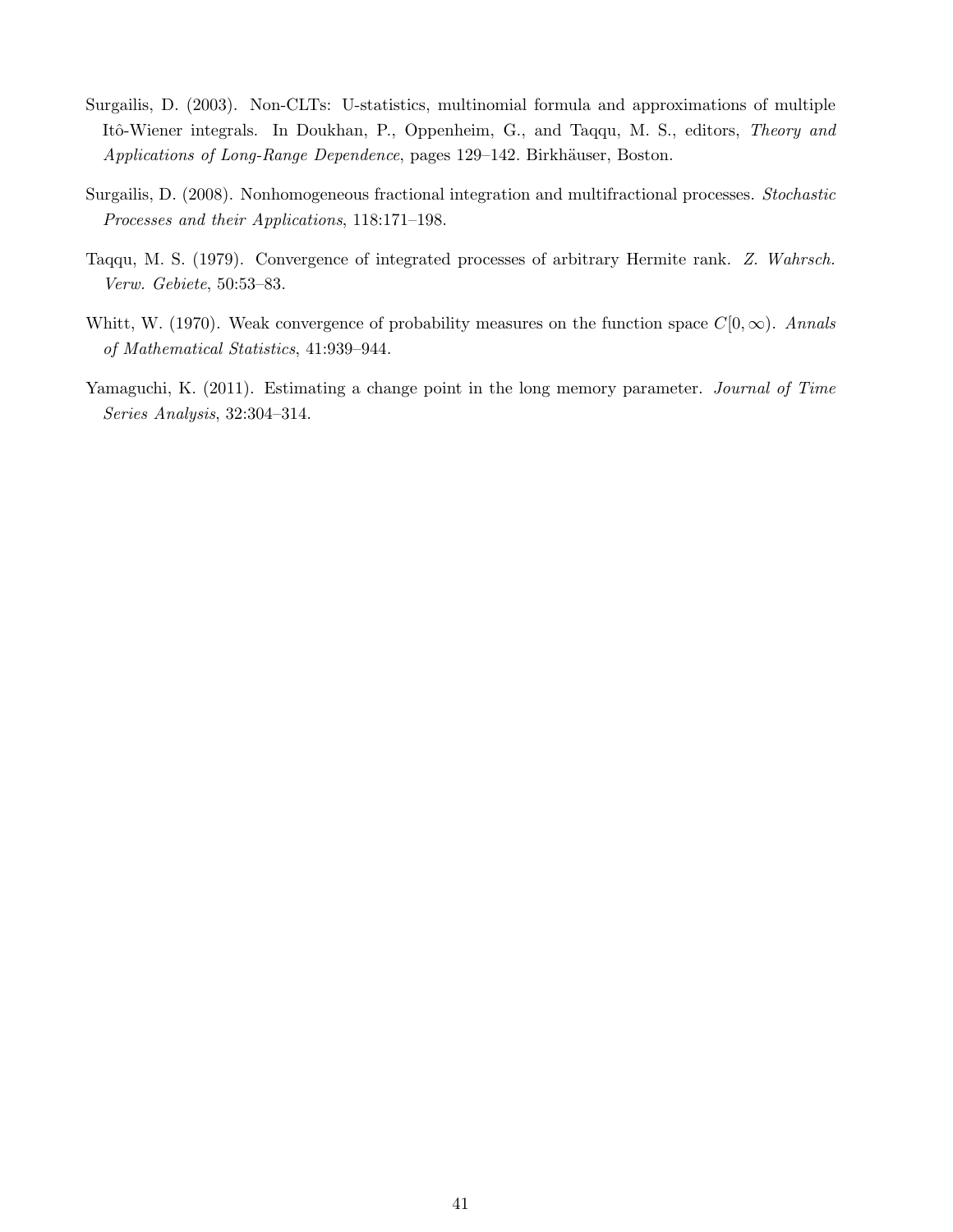Surgailis, D. (2003). Non-CLTs: U-statistics, multinomial formula and approximations of multiple Itô-Wiener integrals. In Doukhan, P., Oppenheim, G., and Taqqu, M. S., editors, *Theory and Applications of Long-Range Dependence*, pages 129–142. Birkhäuser, Boston.

Surgailis, D. (2008). Nonhomogeneous fractional integration and multifractional processes. *Stochastic Processes and their Applications*, 118:171–198.

Taqqu, M. S. (1979). Convergence of integrated processes of arbitrary Hermite rank. *Z. Wahrsch. Verw. Gebiete*, 50:53–83.

Whitt, W. (1970). Weak convergence of probability measures on the function space $C[0, \infty)$. *Annals of Mathematical Statistics*, 41:939–944.

Yamaguchi, K. (2011). Estimating a change point in the long memory parameter. *Journal of Time Series Analysis*, 32:304–314.